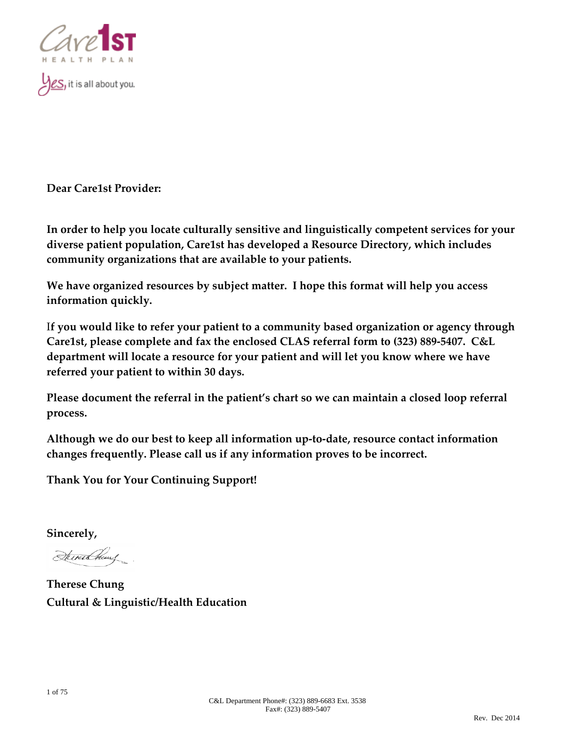Care1st HEALTH PLAN

Yes, it is all about you.

**Dear Care1st Provider:**

**In order to help you locate culturally sensitive and linguistically competent services for your diverse patient population, Care1st has developed a Resource Directory, which includes community organizations that are available to your patients.**

**We have organized resources by subject matter. I hope this format will help you access information quickly.**

**If you would like to refer your patient to a community based organization or agency through Care1st, please complete and fax the enclosed CLAS referral form to (323) 889-5407. C&L department will locate a resource for your patient and will let you know where we have referred your patient to within 30 days.**

**Please document the referral in the patient's chart so we can maintain a closed loop referral process.**

**Although we do our best to keep all information up-to-date, resource contact information changes frequently. Please call us if any information proves to be incorrect.**

**Thank You for Your Continuing Support!**

**Sincerely,**

**Therese Chung**
**Cultural & Linguistic/Health Education**

C&L Department Phone#: (323) 889-6683 Ext. 3538
Fax#: (323) 889-5407

Rev. Dec 2014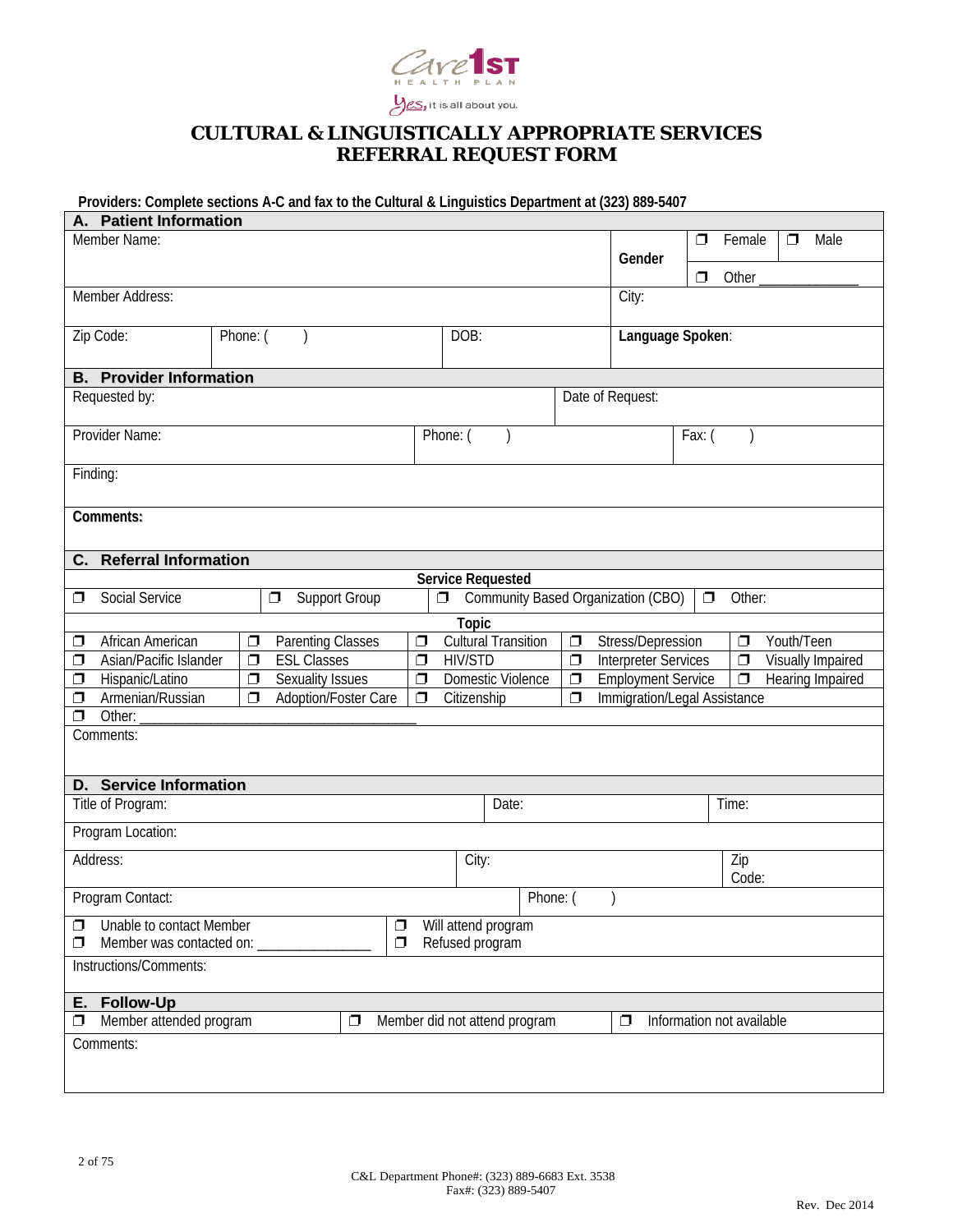Care1st HEALTH PLAN

Yes, it is all about you.

# CULTURAL & LINGUISTICALLY APPROPRIATE SERVICES REFERRAL REQUEST FORM

**Providers: Complete sections A-C and fax to the Cultural & Linguistics Department at (323) 889-5407**

## A. Patient Information

| Member Name: | | | **Gender** | ❒ Female ❒ Male ❒ Other ______________ |
|---|---|---|---|---|
| Member Address: | | | City: | |
| Zip Code: | Phone: (    ) | DOB: | **Language Spoken**: | |

## B. Provider Information

| Requested by: | | Date of Request: |
|---|---|---|
| Provider Name: | Phone: (    ) | Fax: (    ) |
| Finding: | | |
| **Comments:** | | |

## C. Referral Information

**Service Requested**

| ❒ Social Service | ❒ Support Group | ❒ Community Based Organization (CBO) | ❒ Other: |
|---|---|---|---|

**Topic**

| | | | | |
|---|---|---|---|---|
| ❒ African American | ❒ Parenting Classes | ❒ Cultural Transition | ❒ Stress/Depression | ❒ Youth/Teen |
| ❒ Asian/Pacific Islander | ❒ ESL Classes | ❒ HIV/STD | ❒ Interpreter Services | ❒ Visually Impaired |
| ❒ Hispanic/Latino | ❒ Sexuality Issues | ❒ Domestic Violence | ❒ Employment Service | ❒ Hearing Impaired |
| ❒ Armenian/Russian | ❒ Adoption/Foster Care | ❒ Citizenship | ❒ Immigration/Legal Assistance | |

❒ Other: ________________________________________

Comments:

## D. Service Information

| Title of Program: | Date: | Time: |
|---|---|---|
| Program Location: | | |
| Address: | City: | Zip Code: |
| Program Contact: | Phone: (    ) | |

❒ Unable to contact Member
❒ Member was contacted on: _______________
❒ Will attend program
❒ Refused program

Instructions/Comments:

## E. Follow-Up

| ❒ Member attended program | ❒ Member did not attend program | ❒ Information not available |
|---|---|---|

Comments:

C&L Department Phone#: (323) 889-6683 Ext. 3538
Fax#: (323) 889-5407

Rev. Dec 2014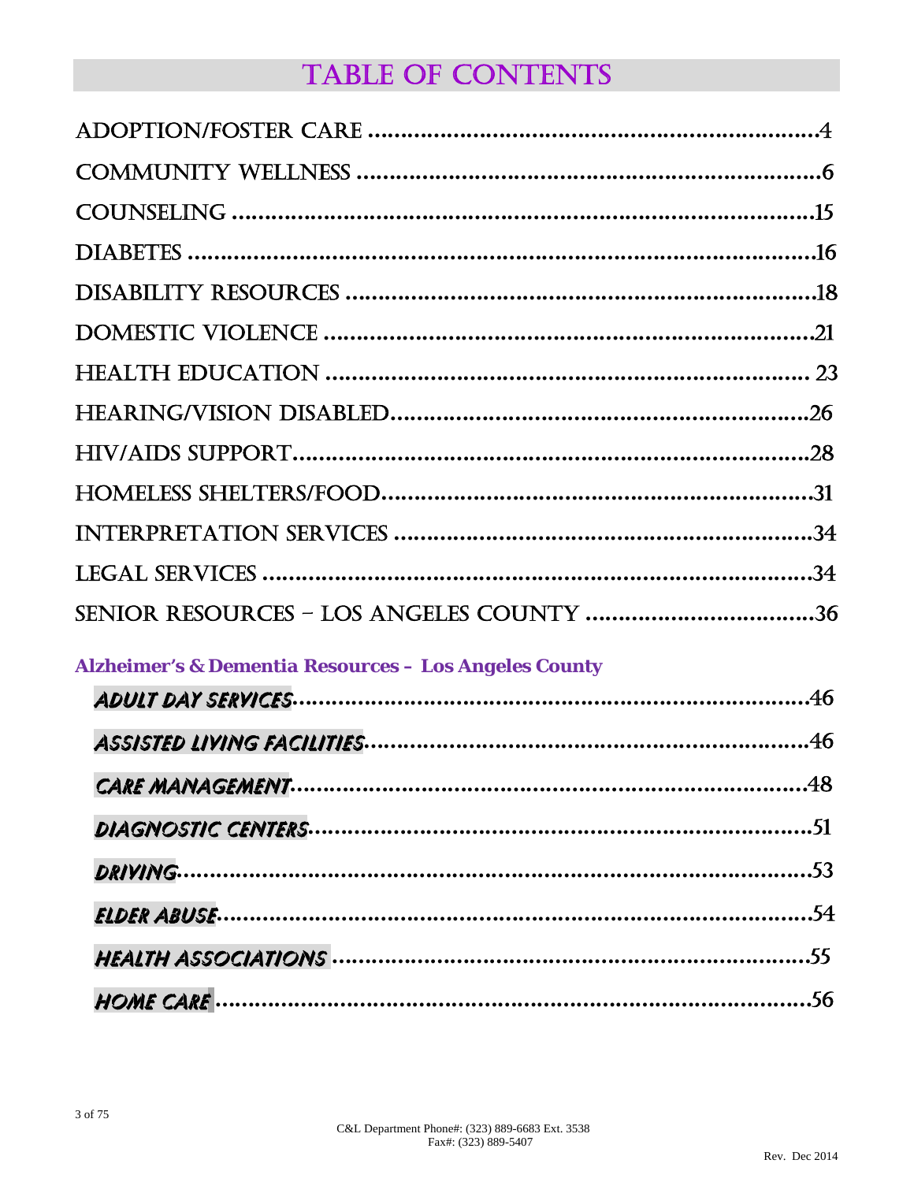# TABLE OF CONTENTS

ADOPTION/FOSTER CARE ....................................................................4

COMMUNITY WELLNESS ....................................................................6

COUNSELING ....................................................................15

DIABETES ....................................................................16

DISABILITY RESOURCES ....................................................................18

DOMESTIC VIOLENCE ....................................................................21

HEALTH EDUCATION .................................................................... 23

HEARING/VISION DISABLED....................................................................26

HIV/AIDS SUPPORT....................................................................28

HOMELESS SHELTERS/FOOD....................................................................31

INTERPRETATION SERVICES ....................................................................34

LEGAL SERVICES ....................................................................34

SENIOR RESOURCES – LOS ANGELES COUNTY ....................................................................36

**Alzheimer's & Dementia Resources – Los Angeles County**

*ADULT DAY SERVICES*....................................................................46

*ASSISTED LIVING FACILITIES*....................................................................46

*CARE MANAGEMENT*....................................................................48

*DIAGNOSTIC CENTERS*....................................................................51

*DRIVING*....................................................................53

*ELDER ABUSE*....................................................................54

*HEALTH ASSOCIATIONS* ....................................................................55

*HOME CARE* ....................................................................56

C&L Department Phone#: (323) 889-6683 Ext. 3538
Fax#: (323) 889-5407

Rev. Dec 2014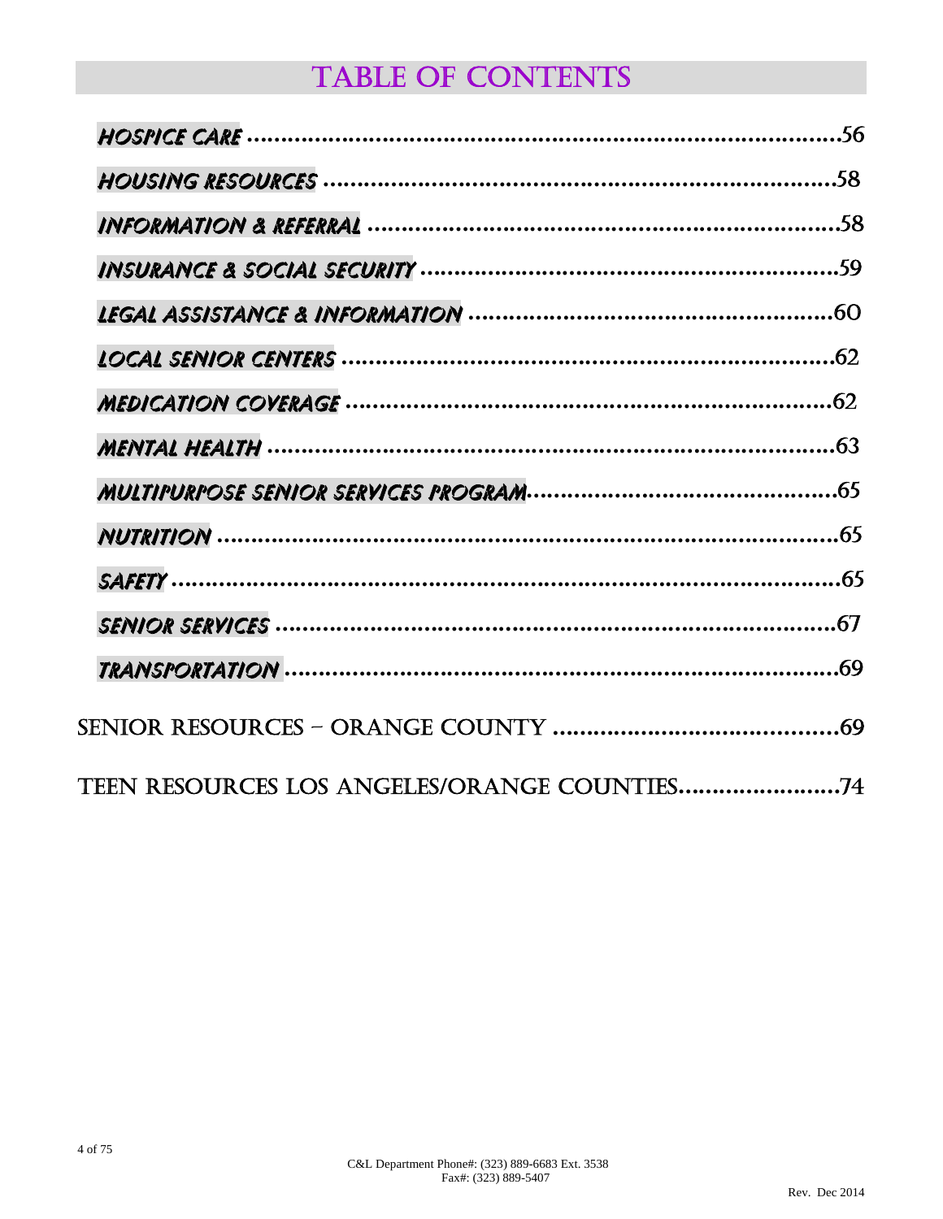# TABLE OF CONTENTS

*HOSPICE CARE* ....................................................................................56

*HOUSING RESOURCES* ........................................................................58

*INFORMATION & REFERRAL* ..............................................................58

*INSURANCE & SOCIAL SECURITY* ......................................................59

*LEGAL ASSISTANCE & INFORMATION* ...............................................60

*LOCAL SENIOR CENTERS* ...................................................................62

*MEDICATION COVERAGE* ....................................................................62

*MENTAL HEALTH* ..................................................................................63

*MULTIPURPOSE SENIOR SERVICES PROGRAM*.....................................65

*NUTRITION* ...........................................................................................65

*SAFETY* ................................................................................................65

*SENIOR SERVICES* ...............................................................................67

*TRANSPORTATION* ...............................................................................69

SENIOR RESOURCES – ORANGE COUNTY ..........................................69

TEEN RESOURCES LOS ANGELES/ORANGE COUNTIES.......................74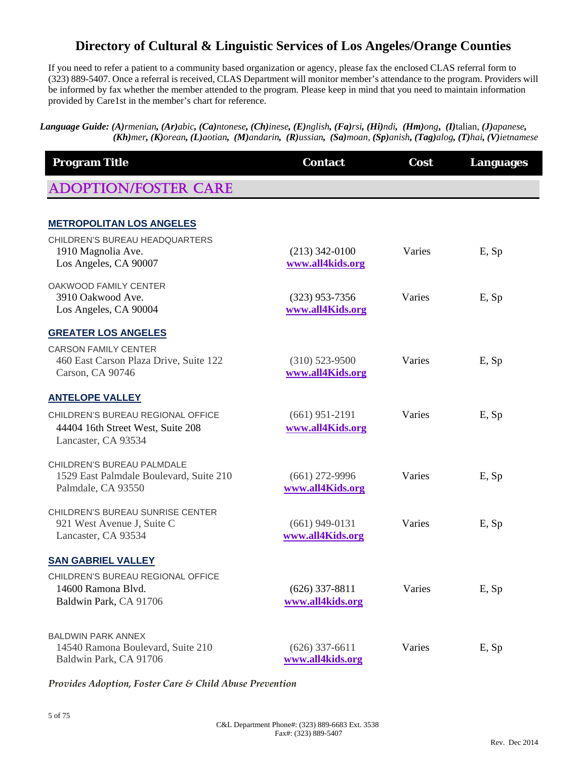# Directory of Cultural & Linguistic Services of Los Angeles/Orange Counties

If you need to refer a patient to a community based organization or agency, please fax the enclosed CLAS referral form to (323) 889-5407. Once a referral is received, CLAS Department will monitor member's attendance to the program. Providers will be informed by fax whether the member attended to the program. Please keep in mind that you need to maintain information provided by Care1st in the member's chart for reference.

***Language Guide:** **(A)**rmenian, **(Ar)**abic, **(Ca)**ntonese, **(Ch)**inese, **(E)**nglish, **(Fa)**rsi, **(Hi)**ndi, **(Hm)**ong, **(I)**talian, **(J)**apanese, **(Kh)**mer, **(K)**orean, **(L)**aotian, **(M)**andarin, **(R)**ussian, **(Sa)**moan, **(Sp)**anish, **(Tag)**alog, **(T)**hai, **(V)**ietnamese*

| Program Title | Contact | Cost | Languages |
|---|---|---|---|
| **ADOPTION/FOSTER CARE** | | | |
| **METROPOLITAN LOS ANGELES** | | | |
| CHILDREN'S BUREAU HEADQUARTERS<br>1910 Magnolia Ave.<br>Los Angeles, CA 90007 | (213) 342-0100<br>www.all4kids.org | Varies | E, Sp |
| OAKWOOD FAMILY CENTER<br>3910 Oakwood Ave.<br>Los Angeles, CA 90004 | (323) 953-7356<br>www.all4Kids.org | Varies | E, Sp |
| **GREATER LOS ANGELES** | | | |
| CARSON FAMILY CENTER<br>460 East Carson Plaza Drive, Suite 122<br>Carson, CA 90746 | (310) 523-9500<br>www.all4Kids.org | Varies | E, Sp |
| **ANTELOPE VALLEY** | | | |
| CHILDREN'S BUREAU REGIONAL OFFICE<br>44404 16th Street West, Suite 208<br>Lancaster, CA 93534 | (661) 951-2191<br>www.all4Kids.org | Varies | E, Sp |
| CHILDREN'S BUREAU PALMDALE<br>1529 East Palmdale Boulevard, Suite 210<br>Palmdale, CA 93550 | (661) 272-9996<br>www.all4Kids.org | Varies | E, Sp |
| CHILDREN'S BUREAU SUNRISE CENTER<br>921 West Avenue J, Suite C<br>Lancaster, CA 93534 | (661) 949-0131<br>www.all4Kids.org | Varies | E, Sp |
| **SAN GABRIEL VALLEY** | | | |
| CHILDREN'S BUREAU REGIONAL OFFICE<br>14600 Ramona Blvd.<br>Baldwin Park, CA 91706 | (626) 337-8811<br>www.all4kids.org | Varies | E, Sp |
| BALDWIN PARK ANNEX<br>14540 Ramona Boulevard, Suite 210<br>Baldwin Park, CA 91706 | (626) 337-6611<br>www.all4kids.org | Varies | E, Sp |

*Provides Adoption, Foster Care & Child Abuse Prevention*

C&L Department Phone#: (323) 889-6683 Ext. 3538
Fax#: (323) 889-5407

Rev. Dec 2014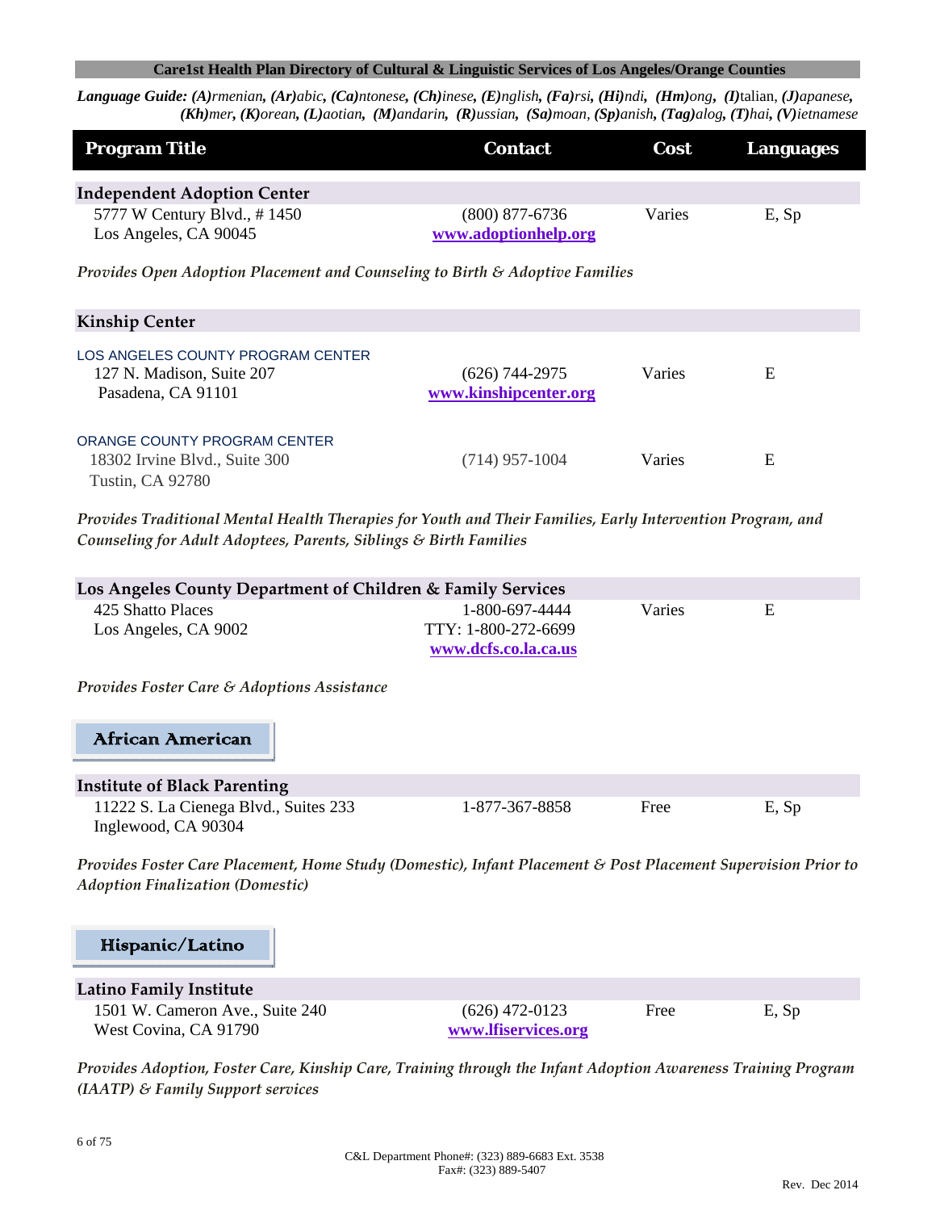**Care1st Health Plan Directory of Cultural & Linguistic Services of Los Angeles/Orange Counties**

***Language Guide:*** ***(A)****rmenian,* ***(Ar)****abic,* ***(Ca)****ntonese,* ***(Ch)****inese,* ***(E)****nglish,* ***(Fa)****rsi,* ***(Hi)****ndi,* ***(Hm)****ong,* ***(I)****talian,* ***(J)****apanese,* ***(Kh)****mer,* ***(K)****orean,* ***(L)****aotian,* ***(M)****andarin,* ***(R)****ussian,* ***(Sa)****moan,* ***(Sp)****anish,* ***(Tag)****alog,* ***(T)****hai,* ***(V)****ietnamese*

| Program Title | Contact | Cost | Languages |
|---|---|---|---|
| **Independent Adoption Center** | | | |
| 5777 W Century Blvd., # 1450<br>Los Angeles, CA 90045 | (800) 877-6736<br>www.adoptionhelp.org | Varies | E, Sp |

*Provides Open Adoption Placement and Counseling to Birth & Adoptive Families*

| Program Title | Contact | Cost | Languages |
|---|---|---|---|
| **Kinship Center** | | | |
| LOS ANGELES COUNTY PROGRAM CENTER<br>127 N. Madison, Suite 207<br>Pasadena, CA 91101 | (626) 744-2975<br>www.kinshipcenter.org | Varies | E |
| ORANGE COUNTY PROGRAM CENTER<br>18302 Irvine Blvd., Suite 300<br>Tustin, CA 92780 | (714) 957-1004 | Varies | E |

*Provides Traditional Mental Health Therapies for Youth and Their Families, Early Intervention Program, and Counseling for Adult Adoptees, Parents, Siblings & Birth Families*

| Program Title | Contact | Cost | Languages |
|---|---|---|---|
| **Los Angeles County Department of Children & Family Services** | | | |
| 425 Shatto Places<br>Los Angeles, CA 9002 | 1-800-697-4444<br>TTY: 1-800-272-6699<br>www.dcfs.co.la.ca.us | Varies | E |

*Provides Foster Care & Adoptions Assistance*

## African American

| Program Title | Contact | Cost | Languages |
|---|---|---|---|
| **Institute of Black Parenting** | | | |
| 11222 S. La Cienega Blvd., Suites 233<br>Inglewood, CA 90304 | 1-877-367-8858 | Free | E, Sp |

*Provides Foster Care Placement, Home Study (Domestic), Infant Placement & Post Placement Supervision Prior to Adoption Finalization (Domestic)*

## Hispanic/Latino

| Program Title | Contact | Cost | Languages |
|---|---|---|---|
| **Latino Family Institute** | | | |
| 1501 W. Cameron Ave., Suite 240<br>West Covina, CA 91790 | (626) 472-0123<br>www.lfiservices.org | Free | E, Sp |

*Provides Adoption, Foster Care, Kinship Care, Training through the Infant Adoption Awareness Training Program (IAATP) & Family Support services*

C&L Department Phone#: (323) 889-6683 Ext. 3538
Fax#: (323) 889-5407

Rev. Dec 2014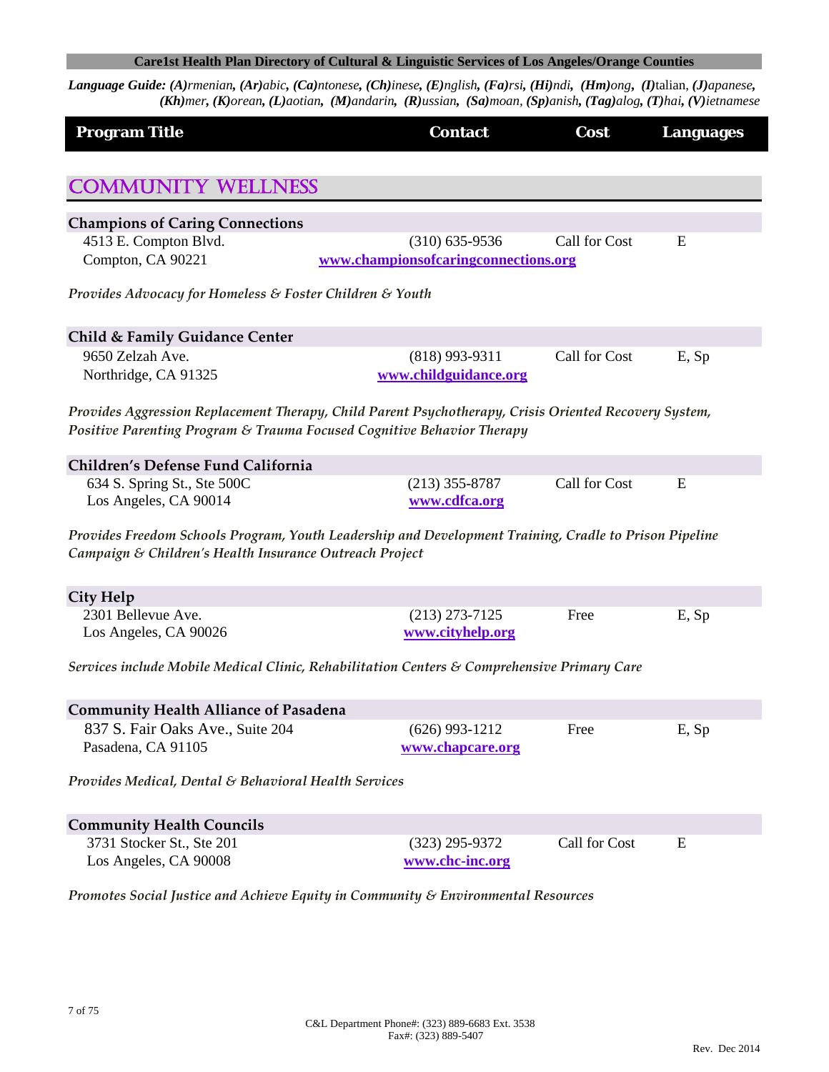**Care1st Health Plan Directory of Cultural & Linguistic Services of Los Angeles/Orange Counties**

***Language Guide:*** ***(A)****rmenian,* ***(Ar)****abic,* ***(Ca)****ntonese,* ***(Ch)****inese,* ***(E)****nglish,* ***(Fa)****rsi,* ***(Hi)****ndi,* ***(Hm)****ong,* ***(I)****talian,* ***(J)****apanese,* ***(Kh)****mer,* ***(K)****orean,* ***(L)****aotian,* ***(M)****andarin,* ***(R)****ussian,* ***(Sa)****moan,* ***(Sp)****anish,* ***(Tag)****alog,* ***(T)****hai,* ***(V)****ietnamese*

| Program Title | Contact | Cost | Languages |
|---|---|---|---|

## COMMUNITY WELLNESS

| Program Title | Contact | Cost | Languages |
|---|---|---|---|
| **Champions of Caring Connections**<br>4513 E. Compton Blvd.<br>Compton, CA 90221 | (310) 635-9536<br>www.championsofcaringconnections.org | Call for Cost | E |

*Provides Advocacy for Homeless & Foster Children & Youth*

| Program Title | Contact | Cost | Languages |
|---|---|---|---|
| **Child & Family Guidance Center**<br>9650 Zelzah Ave.<br>Northridge, CA 91325 | (818) 993-9311<br>www.childguidance.org | Call for Cost | E, Sp |

*Provides Aggression Replacement Therapy, Child Parent Psychotherapy, Crisis Oriented Recovery System, Positive Parenting Program & Trauma Focused Cognitive Behavior Therapy*

| Program Title | Contact | Cost | Languages |
|---|---|---|---|
| **Children's Defense Fund California**<br>634 S. Spring St., Ste 500C<br>Los Angeles, CA 90014 | (213) 355-8787<br>www.cdfca.org | Call for Cost | E |

*Provides Freedom Schools Program, Youth Leadership and Development Training, Cradle to Prison Pipeline Campaign & Children's Health Insurance Outreach Project*

| Program Title | Contact | Cost | Languages |
|---|---|---|---|
| **City Help**<br>2301 Bellevue Ave.<br>Los Angeles, CA 90026 | (213) 273-7125<br>www.cityhelp.org | Free | E, Sp |

*Services include Mobile Medical Clinic, Rehabilitation Centers & Comprehensive Primary Care*

| Program Title | Contact | Cost | Languages |
|---|---|---|---|
| **Community Health Alliance of Pasadena**<br>837 S. Fair Oaks Ave., Suite 204<br>Pasadena, CA 91105 | (626) 993-1212<br>www.chapcare.org | Free | E, Sp |

*Provides Medical, Dental & Behavioral Health Services*

| Program Title | Contact | Cost | Languages |
|---|---|---|---|
| **Community Health Councils**<br>3731 Stocker St., Ste 201<br>Los Angeles, CA 90008 | (323) 295-9372<br>www.chc-inc.org | Call for Cost | E |

*Promotes Social Justice and Achieve Equity in Community & Environmental Resources*

C&L Department Phone#: (323) 889-6683 Ext. 3538
Fax#: (323) 889-5407

Rev. Dec 2014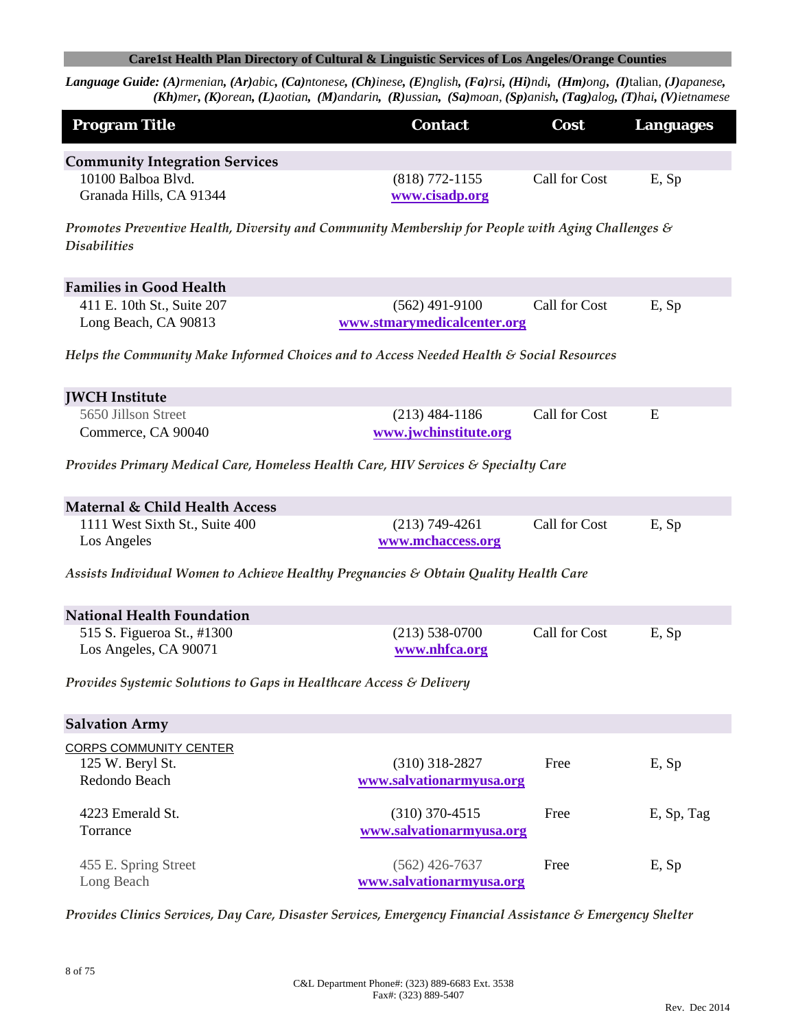**Care1st Health Plan Directory of Cultural & Linguistic Services of Los Angeles/Orange Counties**

***Language Guide: (A)rmenian, (Ar)abic, (Ca)ntonese, (Ch)inese, (E)nglish, (Fa)rsi, (Hi)ndi, (Hm)ong, (I)talian, (J)apanese, (Kh)mer, (K)orean, (L)aotian, (M)andarin, (R)ussian, (Sa)moan, (Sp)anish, (Tag)alog, (T)hai, (V)ietnamese***

| Program Title | Contact | Cost | Languages |
|---|---|---|---|
| **Community Integration Services** | | | |
| 10100 Balboa Blvd.<br>Granada Hills, CA 91344 | (818) 772-1155<br>www.cisadp.org | Call for Cost | E, Sp |

*Promotes Preventive Health, Diversity and Community Membership for People with Aging Challenges & Disabilities*

| Program Title | Contact | Cost | Languages |
|---|---|---|---|
| **Families in Good Health** | | | |
| 411 E. 10th St., Suite 207<br>Long Beach, CA 90813 | (562) 491-9100<br>www.stmarymedicalcenter.org | Call for Cost | E, Sp |

*Helps the Community Make Informed Choices and to Access Needed Health & Social Resources*

| Program Title | Contact | Cost | Languages |
|---|---|---|---|
| **JWCH Institute** | | | |
| 5650 Jillson Street<br>Commerce, CA 90040 | (213) 484-1186<br>www.jwchinstitute.org | Call for Cost | E |

*Provides Primary Medical Care, Homeless Health Care, HIV Services & Specialty Care*

| Program Title | Contact | Cost | Languages |
|---|---|---|---|
| **Maternal & Child Health Access** | | | |
| 1111 West Sixth St., Suite 400<br>Los Angeles | (213) 749-4261<br>www.mchaccess.org | Call for Cost | E, Sp |

*Assists Individual Women to Achieve Healthy Pregnancies & Obtain Quality Health Care*

| Program Title | Contact | Cost | Languages |
|---|---|---|---|
| **National Health Foundation** | | | |
| 515 S. Figueroa St., #1300<br>Los Angeles, CA 90071 | (213) 538-0700<br>www.nhfca.org | Call for Cost | E, Sp |

*Provides Systemic Solutions to Gaps in Healthcare Access & Delivery*

| Program Title | Contact | Cost | Languages |
|---|---|---|---|
| **Salvation Army** | | | |
| CORPS COMMUNITY CENTER | | | |
| 125 W. Beryl St.<br>Redondo Beach | (310) 318-2827<br>www.salvationarmyusa.org | Free | E, Sp |
| 4223 Emerald St.<br>Torrance | (310) 370-4515<br>www.salvationarmyusa.org | Free | E, Sp, Tag |
| 455 E. Spring Street<br>Long Beach | (562) 426-7637<br>www.salvationarmyusa.org | Free | E, Sp |

*Provides Clinics Services, Day Care, Disaster Services, Emergency Financial Assistance & Emergency Shelter*

C&L Department Phone#: (323) 889-6683 Ext. 3538
Fax#: (323) 889-5407

Rev. Dec 2014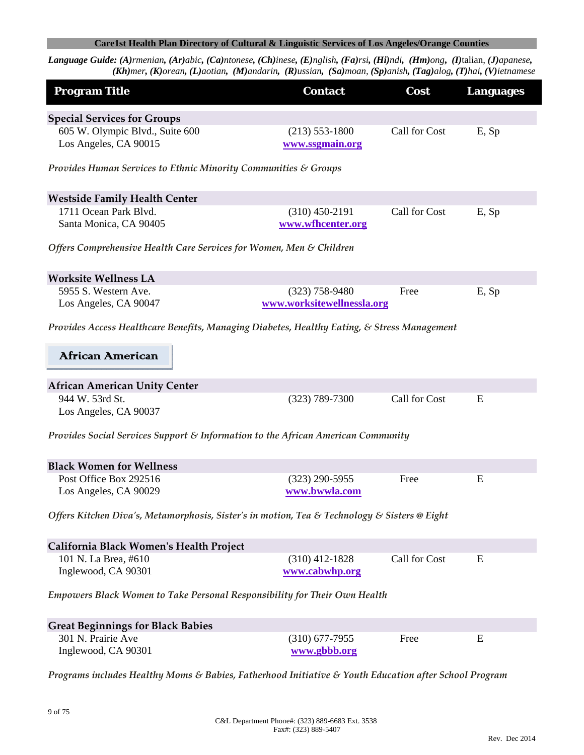**Care1st Health Plan Directory of Cultural & Linguistic Services of Los Angeles/Orange Counties**

***Language Guide:*** ***(A)****rmenian,* ***(Ar)****abic,* ***(Ca)****ntonese,* ***(Ch)****inese,* ***(E)****nglish,* ***(Fa)****rsi,* ***(Hi)****ndi,* ***(Hm)****ong,* ***(I)****talian,* ***(J)****apanese,* ***(Kh)****mer,* ***(K)****orean,* ***(L)****aotian,* ***(M)****andarin,* ***(R)****ussian,* ***(Sa)****moan,* ***(Sp)****anish,* ***(Tag)****alog,* ***(T)****hai,* ***(V)****ietnamese*

| Program Title | Contact | Cost | Languages |
|---|---|---|---|
| **Special Services for Groups** | | | |
| 605 W. Olympic Blvd., Suite 600<br>Los Angeles, CA 90015 | (213) 553-1800<br>www.ssgmain.org | Call for Cost | E, Sp |
| *Provides Human Services to Ethnic Minority Communities & Groups* | | | |
| **Westside Family Health Center** | | | |
| 1711 Ocean Park Blvd.<br>Santa Monica, CA 90405 | (310) 450-2191<br>www.wfhcenter.org | Call for Cost | E, Sp |
| *Offers Comprehensive Health Care Services for Women, Men & Children* | | | |
| **Worksite Wellness LA** | | | |
| 5955 S. Western Ave.<br>Los Angeles, CA 90047 | (323) 758-9480<br>www.worksitewellnessla.org | Free | E, Sp |
| *Provides Access Healthcare Benefits, Managing Diabetes, Healthy Eating, & Stress Management* | | | |

## African American

| Program Title | Contact | Cost | Languages |
|---|---|---|---|
| **African American Unity Center** | | | |
| 944 W. 53rd St.<br>Los Angeles, CA 90037 | (323) 789-7300 | Call for Cost | E |
| *Provides Social Services Support & Information to the African American Community* | | | |
| **Black Women for Wellness** | | | |
| Post Office Box 292516<br>Los Angeles, CA 90029 | (323) 290-5955<br>www.bwwla.com | Free | E |
| *Offers Kitchen Diva's, Metamorphosis, Sister's in motion, Tea & Technology & Sisters @ Eight* | | | |
| **California Black Women's Health Project** | | | |
| 101 N. La Brea, #610<br>Inglewood, CA 90301 | (310) 412-1828<br>www.cabwhp.org | Call for Cost | E |
| *Empowers Black Women to Take Personal Responsibility for Their Own Health* | | | |
| **Great Beginnings for Black Babies** | | | |
| 301 N. Prairie Ave<br>Inglewood, CA 90301 | (310) 677-7955<br>www.gbbb.org | Free | E |
| *Programs includes Healthy Moms & Babies, Fatherhood Initiative & Youth Education after School Program* | | | |

C&L Department Phone#: (323) 889-6683 Ext. 3538
Fax#: (323) 889-5407

Rev. Dec 2014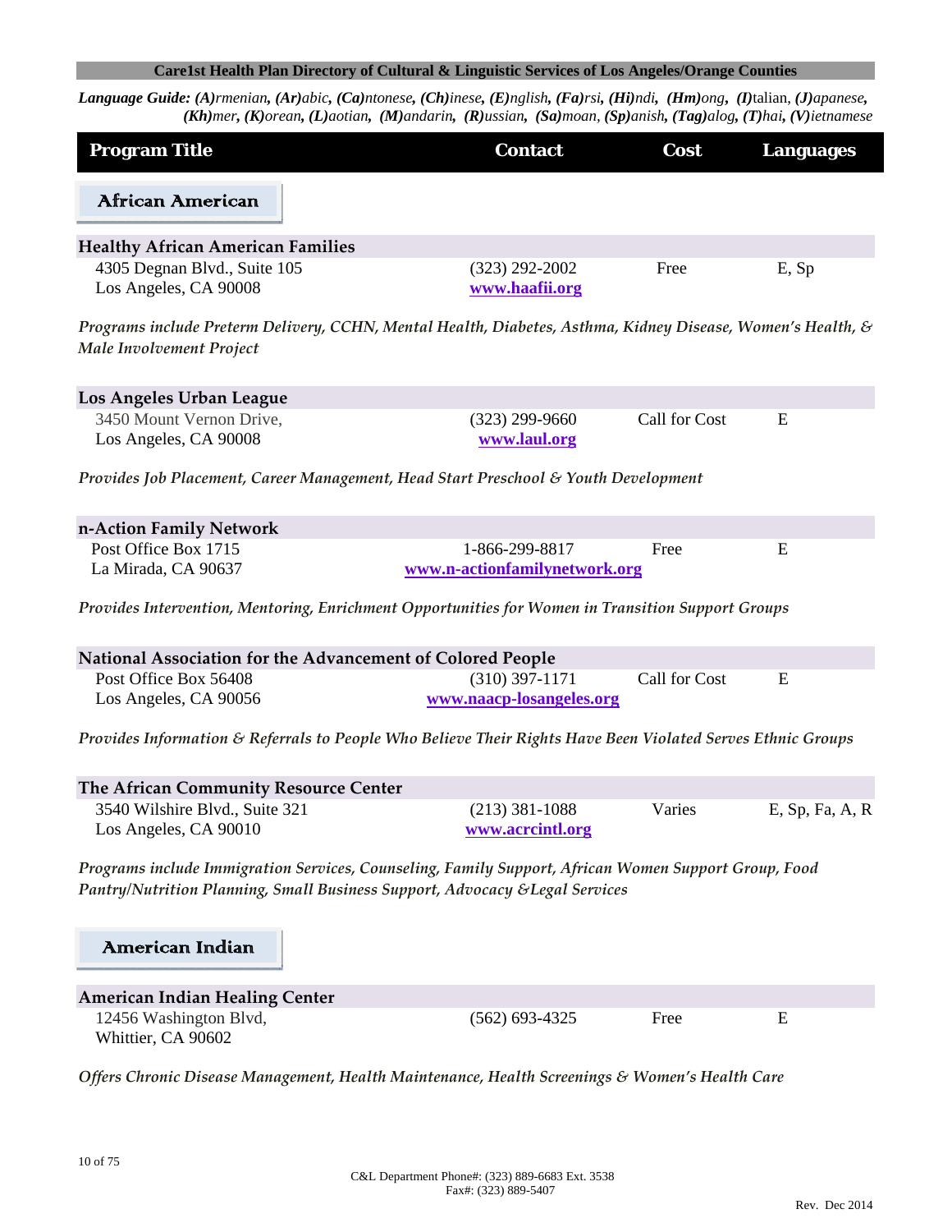**Care1st Health Plan Directory of Cultural & Linguistic Services of Los Angeles/Orange Counties**

***Language Guide:*** ***(A)****rmenian,* ***(Ar)****abic,* ***(Ca)****ntonese,* ***(Ch)****inese,* ***(E)****nglish,* ***(Fa)****rsi,* ***(Hi)****ndi,* ***(Hm)****ong,* ***(I)****talian,* ***(J)****apanese,* ***(Kh)****mer,* ***(K)****orean,* ***(L)****aotian,* ***(M)****andarin,* ***(R)****ussian,* ***(Sa)****moan,* ***(Sp)****anish,* ***(Tag)****alog,* ***(T)****hai,* ***(V)****ietnamese*

| Program Title | Contact | Cost | Languages |
|---|---|---|---|

## African American

| Program Title | Contact | Cost | Languages |
|---|---|---|---|
| **Healthy African American Families**<br>4305 Degnan Blvd., Suite 105<br>Los Angeles, CA 90008 | (323) 292-2002<br>www.haafii.org | Free | E, Sp |

*Programs include Preterm Delivery, CCHN, Mental Health, Diabetes, Asthma, Kidney Disease, Women's Health, & Male Involvement Project*

| Program Title | Contact | Cost | Languages |
|---|---|---|---|
| **Los Angeles Urban League**<br>3450 Mount Vernon Drive,<br>Los Angeles, CA 90008 | (323) 299-9660<br>www.laul.org | Call for Cost | E |

*Provides Job Placement, Career Management, Head Start Preschool & Youth Development*

| Program Title | Contact | Cost | Languages |
|---|---|---|---|
| **n-Action Family Network**<br>Post Office Box 1715<br>La Mirada, CA 90637 | 1-866-299-8817<br>www.n-actionfamilynetwork.org | Free | E |

*Provides Intervention, Mentoring, Enrichment Opportunities for Women in Transition Support Groups*

| Program Title | Contact | Cost | Languages |
|---|---|---|---|
| **National Association for the Advancement of Colored People**<br>Post Office Box 56408<br>Los Angeles, CA 90056 | (310) 397-1171<br>www.naacp-losangeles.org | Call for Cost | E |

*Provides Information & Referrals to People Who Believe Their Rights Have Been Violated Serves Ethnic Groups*

| Program Title | Contact | Cost | Languages |
|---|---|---|---|
| **The African Community Resource Center**<br>3540 Wilshire Blvd., Suite 321<br>Los Angeles, CA 90010 | (213) 381-1088<br>www.acrcintl.org | Varies | E, Sp, Fa, A, R |

*Programs include Immigration Services, Counseling, Family Support, African Women Support Group, Food Pantry/Nutrition Planning, Small Business Support, Advocacy &Legal Services*

## American Indian

| Program Title | Contact | Cost | Languages |
|---|---|---|---|
| **American Indian Healing Center**<br>12456 Washington Blvd,<br>Whittier, CA 90602 | (562) 693-4325 | Free | E |

*Offers Chronic Disease Management, Health Maintenance, Health Screenings & Women's Health Care*

C&L Department Phone#: (323) 889-6683 Ext. 3538
Fax#: (323) 889-5407

Rev. Dec 2014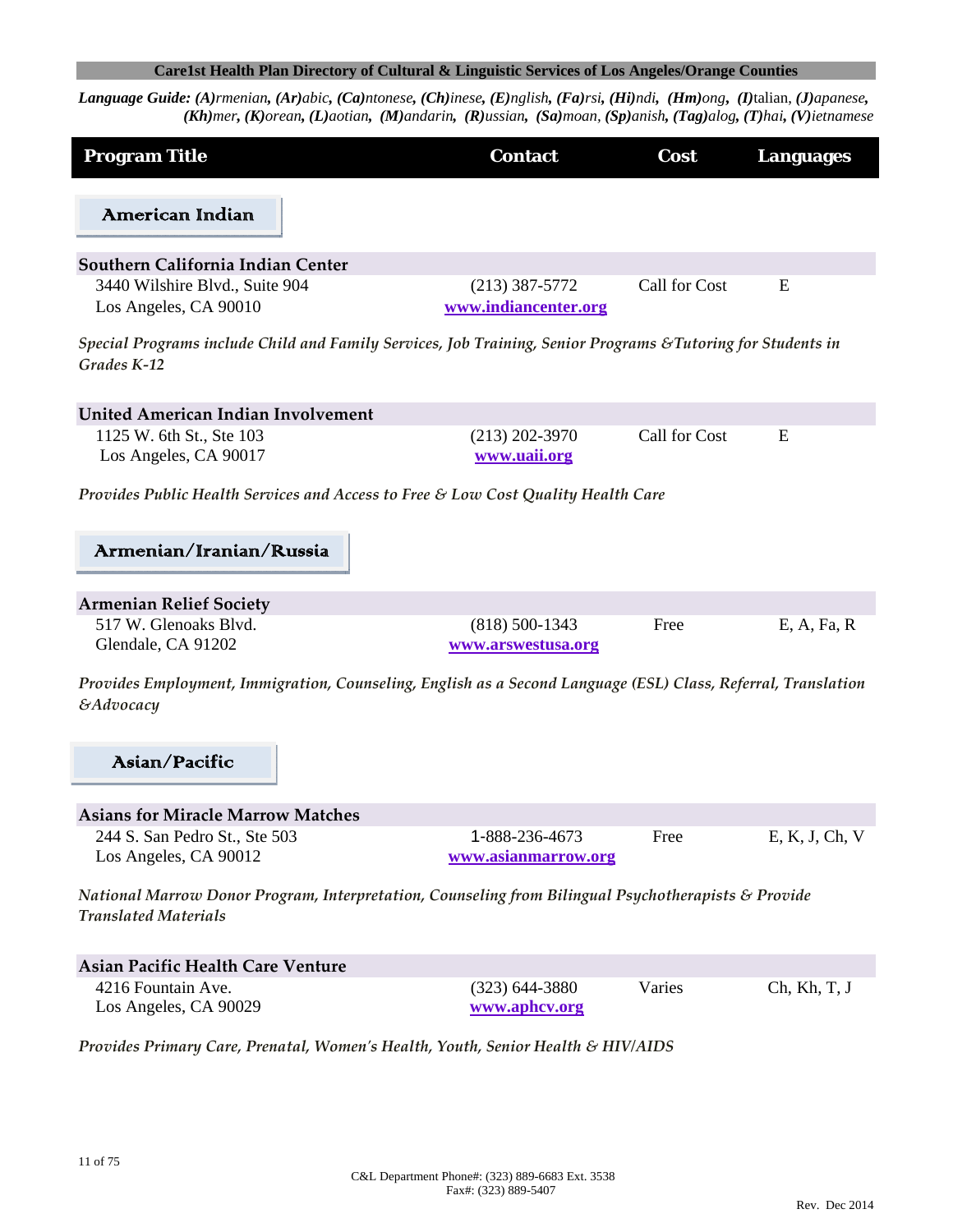**Language Guide:** ***(A)**rmenian, **(Ar)**abic, **(Ca)**ntonese, **(Ch)**inese, **(E)**nglish, **(Fa)**rsi, **(Hi)**ndi, **(Hm)**ong, **(I)**talian, **(J)**apanese, **(Kh)**mer, **(K)**orean, **(L)**aotian, **(M)**andarin, **(R)**ussian, **(Sa)**moan, **(Sp)**anish, **(Tag)**alog, **(T)**hai, **(V)**ietnamese*

| Program Title | Contact | Cost | Languages |
|---|---|---|---|

## American Indian

| Program Title | Contact | Cost | Languages |
|---|---|---|---|
| **Southern California Indian Center**<br>3440 Wilshire Blvd., Suite 904<br>Los Angeles, CA 90010 | (213) 387-5772<br>www.indiancenter.org | Call for Cost | E |

*Special Programs include Child and Family Services, Job Training, Senior Programs &Tutoring for Students in Grades K-12*

| Program Title | Contact | Cost | Languages |
|---|---|---|---|
| **United American Indian Involvement**<br>1125 W. 6th St., Ste 103<br>Los Angeles, CA 90017 | (213) 202-3970<br>www.uaii.org | Call for Cost | E |

*Provides Public Health Services and Access to Free & Low Cost Quality Health Care*

## Armenian/Iranian/Russia

| Program Title | Contact | Cost | Languages |
|---|---|---|---|
| **Armenian Relief Society**<br>517 W. Glenoaks Blvd.<br>Glendale, CA 91202 | (818) 500-1343<br>www.arswestusa.org | Free | E, A, Fa, R |

*Provides Employment, Immigration, Counseling, English as a Second Language (ESL) Class, Referral, Translation &Advocacy*

## Asian/Pacific

| Program Title | Contact | Cost | Languages |
|---|---|---|---|
| **Asians for Miracle Marrow Matches**<br>244 S. San Pedro St., Ste 503<br>Los Angeles, CA 90012 | 1-888-236-4673<br>www.asianmarrow.org | Free | E, K, J, Ch, V |

*National Marrow Donor Program, Interpretation, Counseling from Bilingual Psychotherapists & Provide Translated Materials*

| Program Title | Contact | Cost | Languages |
|---|---|---|---|
| **Asian Pacific Health Care Venture**<br>4216 Fountain Ave.<br>Los Angeles, CA 90029 | (323) 644-3880<br>www.aphcv.org | Varies | Ch, Kh, T, J |

*Provides Primary Care, Prenatal, Women's Health, Youth, Senior Health & HIV/AIDS*

C&L Department Phone#: (323) 889-6683 Ext. 3538
Fax#: (323) 889-5407

Rev. Dec 2014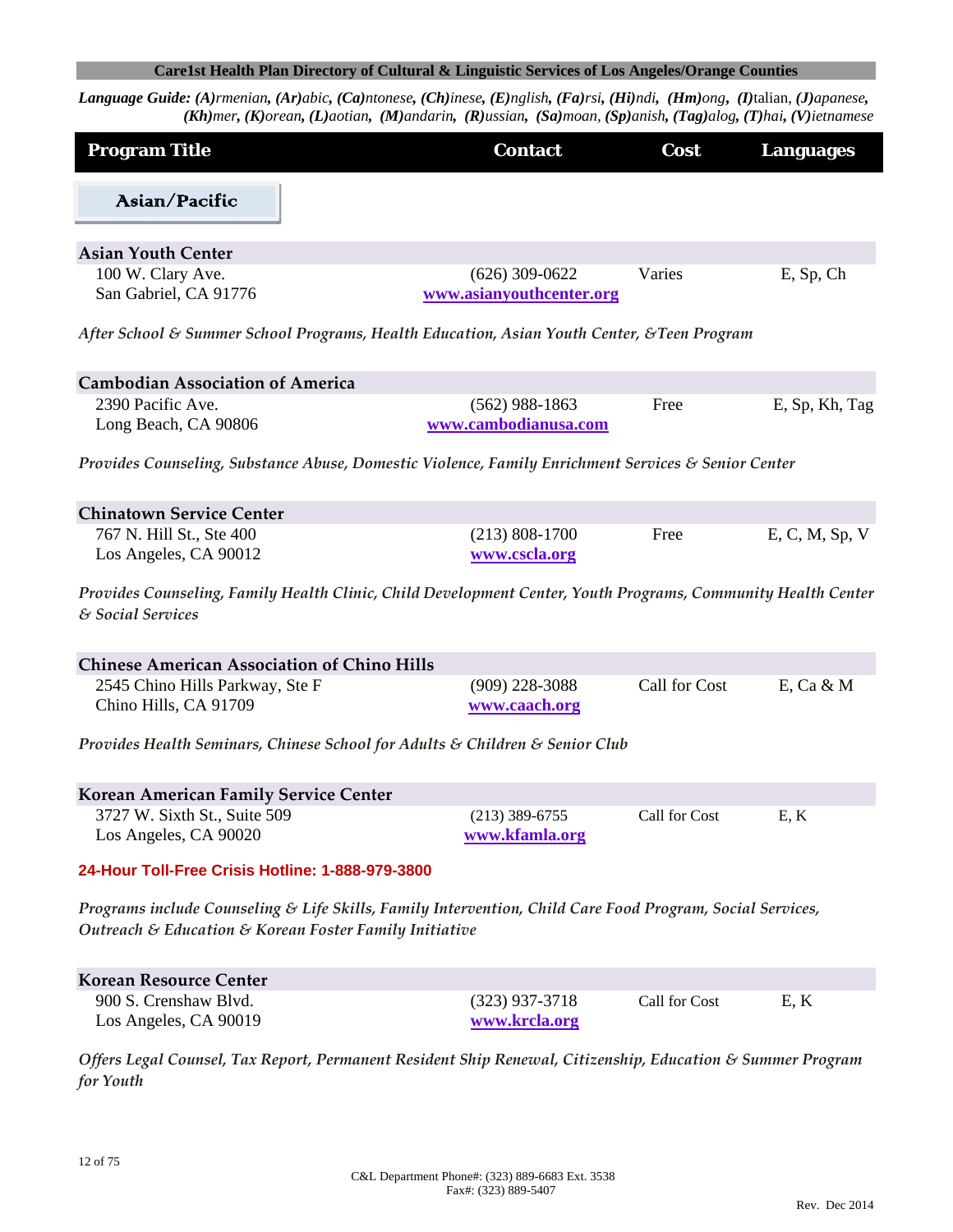**Care1st Health Plan Directory of Cultural & Linguistic Services of Los Angeles/Orange Counties**

***Language Guide:*** ***(A)****rmenian,* ***(Ar)****abic,* ***(Ca)****ntonese,* ***(Ch)****inese,* ***(E)****nglish,* ***(Fa)****rsi,* ***(Hi)****ndi,* ***(Hm)****ong,* ***(I)****talian,* ***(J)****apanese,* ***(Kh)****mer,* ***(K)****orean,* ***(L)****aotian,* ***(M)****andarin,* ***(R)****ussian,* ***(Sa)****moan,* ***(Sp)****anish,* ***(Tag)****alog,* ***(T)****hai,* ***(V)****ietnamese*

| Program Title | Contact | Cost | Languages |
|---|---|---|---|

## Asian/Pacific

| **Asian Youth Center** | | | |
|---|---|---|---|
| 100 W. Clary Ave.<br>San Gabriel, CA 91776 | (626) 309-0622<br>www.asianyouthcenter.org | Varies | E, Sp, Ch |

*After School & Summer School Programs, Health Education, Asian Youth Center, &Teen Program*

| **Cambodian Association of America** | | | |
|---|---|---|---|
| 2390 Pacific Ave.<br>Long Beach, CA 90806 | (562) 988-1863<br>www.cambodianusa.com | Free | E, Sp, Kh, Tag |

*Provides Counseling, Substance Abuse, Domestic Violence, Family Enrichment Services & Senior Center*

| **Chinatown Service Center** | | | |
|---|---|---|---|
| 767 N. Hill St., Ste 400<br>Los Angeles, CA 90012 | (213) 808-1700<br>www.cscla.org | Free | E, C, M, Sp, V |

*Provides Counseling, Family Health Clinic, Child Development Center, Youth Programs, Community Health Center & Social Services*

| **Chinese American Association of Chino Hills** | | | |
|---|---|---|---|
| 2545 Chino Hills Parkway, Ste F<br>Chino Hills, CA 91709 | (909) 228-3088<br>www.caach.org | Call for Cost | E, Ca & M |

*Provides Health Seminars, Chinese School for Adults & Children & Senior Club*

| **Korean American Family Service Center** | | | |
|---|---|---|---|
| 3727 W. Sixth St., Suite 509<br>Los Angeles, CA 90020 | (213) 389-6755<br>www.kfamla.org | Call for Cost | E, K |

**24-Hour Toll-Free Crisis Hotline: 1-888-979-3800**

*Programs include Counseling & Life Skills, Family Intervention, Child Care Food Program, Social Services, Outreach & Education & Korean Foster Family Initiative*

| **Korean Resource Center** | | | |
|---|---|---|---|
| 900 S. Crenshaw Blvd.<br>Los Angeles, CA 90019 | (323) 937-3718<br>www.krcla.org | Call for Cost | E, K |

*Offers Legal Counsel, Tax Report, Permanent Resident Ship Renewal, Citizenship, Education & Summer Program for Youth*

C&L Department Phone#: (323) 889-6683 Ext. 3538
Fax#: (323) 889-5407

Rev. Dec 2014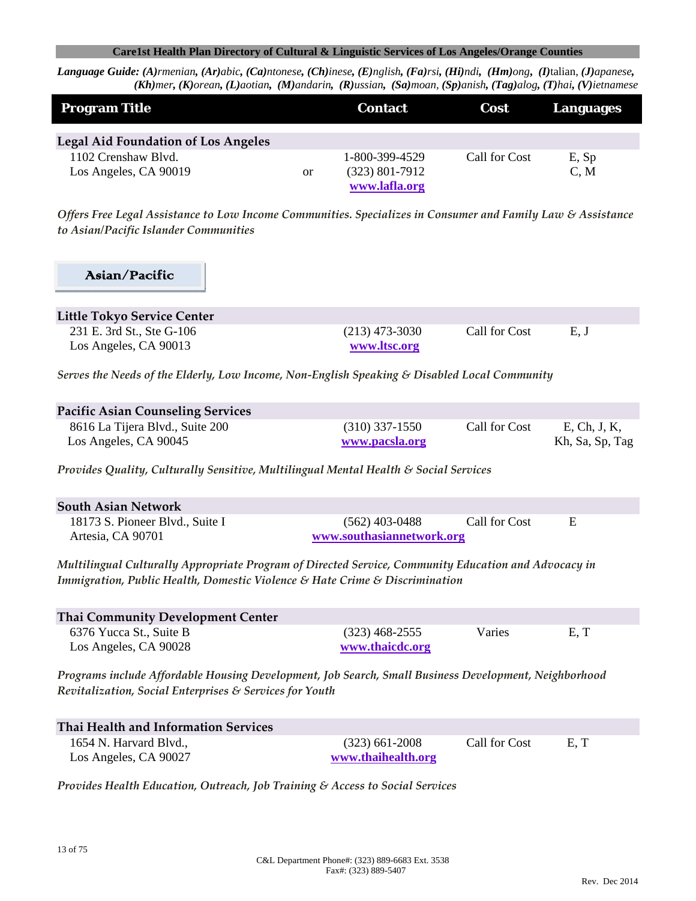**Care1st Health Plan Directory of Cultural & Linguistic Services of Los Angeles/Orange Counties**

***Language Guide: (A)rmenian, (Ar)abic, (Ca)ntonese, (Ch)inese, (E)nglish, (Fa)rsi, (Hi)ndi, (Hm)ong, (I)talian, (J)apanese, (Kh)mer, (K)orean, (L)aotian, (M)andarin, (R)ussian, (Sa)moan, (Sp)anish, (Tag)alog, (T)hai, (V)ietnamese***

| Program Title | Contact | Cost | Languages |
|---|---|---|---|
| **Legal Aid Foundation of Los Angeles** | | | |
| 1102 Crenshaw Blvd.<br>Los Angeles, CA 90019 | 1-800-399-4529<br>or (323) 801-7912<br>www.lafla.org | Call for Cost | E, Sp<br>C, M |

*Offers Free Legal Assistance to Low Income Communities. Specializes in Consumer and Family Law & Assistance to Asian/Pacific Islander Communities*

## Asian/Pacific

| Program Title | Contact | Cost | Languages |
|---|---|---|---|
| **Little Tokyo Service Center** | | | |
| 231 E. 3rd St., Ste G-106<br>Los Angeles, CA 90013 | (213) 473-3030<br>www.ltsc.org | Call for Cost | E, J |

*Serves the Needs of the Elderly, Low Income, Non-English Speaking & Disabled Local Community*

| Program Title | Contact | Cost | Languages |
|---|---|---|---|
| **Pacific Asian Counseling Services** | | | |
| 8616 La Tijera Blvd., Suite 200<br>Los Angeles, CA 90045 | (310) 337-1550<br>www.pacsla.org | Call for Cost | E, Ch, J, K, Kh, Sa, Sp, Tag |

*Provides Quality, Culturally Sensitive, Multilingual Mental Health & Social Services*

| Program Title | Contact | Cost | Languages |
|---|---|---|---|
| **South Asian Network** | | | |
| 18173 S. Pioneer Blvd., Suite I<br>Artesia, CA 90701 | (562) 403-0488<br>www.southasiannetwork.org | Call for Cost | E |

*Multilingual Culturally Appropriate Program of Directed Service, Community Education and Advocacy in Immigration, Public Health, Domestic Violence & Hate Crime & Discrimination*

| Program Title | Contact | Cost | Languages |
|---|---|---|---|
| **Thai Community Development Center** | | | |
| 6376 Yucca St., Suite B<br>Los Angeles, CA 90028 | (323) 468-2555<br>www.thaicdc.org | Varies | E, T |

*Programs include Affordable Housing Development, Job Search, Small Business Development, Neighborhood Revitalization, Social Enterprises & Services for Youth*

| Program Title | Contact | Cost | Languages |
|---|---|---|---|
| **Thai Health and Information Services** | | | |
| 1654 N. Harvard Blvd.,<br>Los Angeles, CA 90027 | (323) 661-2008<br>www.thaihealth.org | Call for Cost | E, T |

*Provides Health Education, Outreach, Job Training & Access to Social Services*

C&L Department Phone#: (323) 889-6683 Ext. 3538
Fax#: (323) 889-5407

Rev. Dec 2014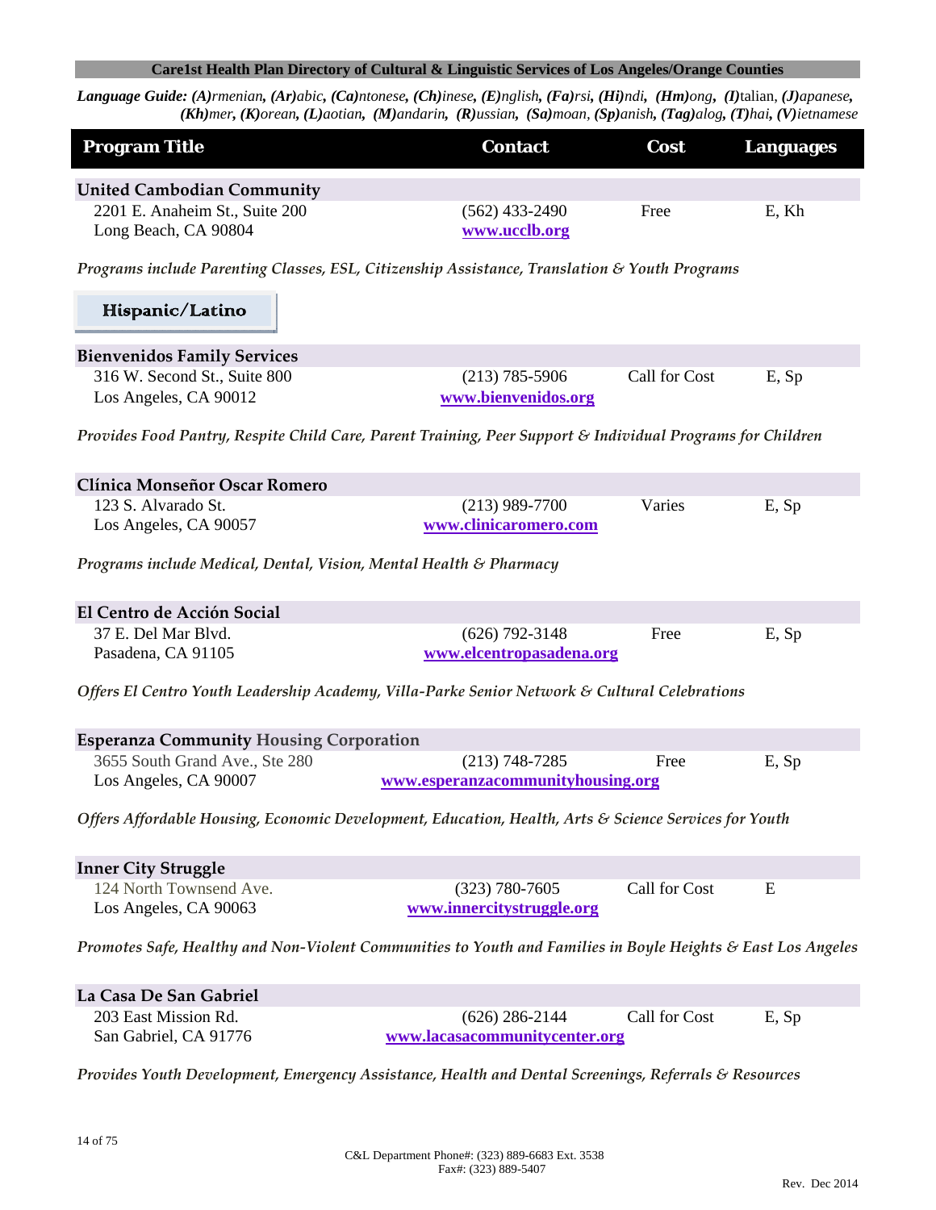**Care1st Health Plan Directory of Cultural & Linguistic Services of Los Angeles/Orange Counties**

***Language Guide:*** ***(A)****rmenian,* ***(Ar)****abic,* ***(Ca)****ntonese,* ***(Ch)****inese,* ***(E)****nglish,* ***(Fa)****rsi,* ***(Hi)****ndi,* ***(Hm)****ong,* ***(I)****talian,* ***(J)****apanese,* ***(Kh)****mer,* ***(K)****orean,* ***(L)****aotian,* ***(M)****andarin,* ***(R)****ussian,* ***(Sa)****moan,* ***(Sp)****anish,* ***(Tag)****alog,* ***(T)****hai,* ***(V)****ietnamese*

| Program Title | Contact | Cost | Languages |
|---|---|---|---|
| **United Cambodian Community**<br>2201 E. Anaheim St., Suite 200<br>Long Beach, CA 90804 | (562) 433-2490<br>www.ucclb.org | Free | E, Kh |

*Programs include Parenting Classes, ESL, Citizenship Assistance, Translation & Youth Programs*

## Hispanic/Latino

| Program Title | Contact | Cost | Languages |
|---|---|---|---|
| **Bienvenidos Family Services**<br>316 W. Second St., Suite 800<br>Los Angeles, CA 90012 | (213) 785-5906<br>www.bienvenidos.org | Call for Cost | E, Sp |

*Provides Food Pantry, Respite Child Care, Parent Training, Peer Support & Individual Programs for Children*

| Program Title | Contact | Cost | Languages |
|---|---|---|---|
| **Clínica Monseñor Oscar Romero**<br>123 S. Alvarado St.<br>Los Angeles, CA 90057 | (213) 989-7700<br>www.clinicaromero.com | Varies | E, Sp |

*Programs include Medical, Dental, Vision, Mental Health & Pharmacy*

| Program Title | Contact | Cost | Languages |
|---|---|---|---|
| **El Centro de Acción Social**<br>37 E. Del Mar Blvd.<br>Pasadena, CA 91105 | (626) 792-3148<br>www.elcentropasadena.org | Free | E, Sp |

*Offers El Centro Youth Leadership Academy, Villa-Parke Senior Network & Cultural Celebrations*

| Program Title | Contact | Cost | Languages |
|---|---|---|---|
| **Esperanza Community Housing Corporation**<br>3655 South Grand Ave., Ste 280<br>Los Angeles, CA 90007 | (213) 748-7285<br>www.esperanzacommunityhousing.org | Free | E, Sp |

*Offers Affordable Housing, Economic Development, Education, Health, Arts & Science Services for Youth*

| Program Title | Contact | Cost | Languages |
|---|---|---|---|
| **Inner City Struggle**<br>124 North Townsend Ave.<br>Los Angeles, CA 90063 | (323) 780-7605<br>www.innercitystruggle.org | Call for Cost | E |

*Promotes Safe, Healthy and Non-Violent Communities to Youth and Families in Boyle Heights & East Los Angeles*

| Program Title | Contact | Cost | Languages |
|---|---|---|---|
| **La Casa De San Gabriel**<br>203 East Mission Rd.<br>San Gabriel, CA 91776 | (626) 286-2144<br>www.lacasacommunitycenter.org | Call for Cost | E, Sp |

*Provides Youth Development, Emergency Assistance, Health and Dental Screenings, Referrals & Resources*

C&L Department Phone#: (323) 889-6683 Ext. 3538
Fax#: (323) 889-5407

Rev. Dec 2014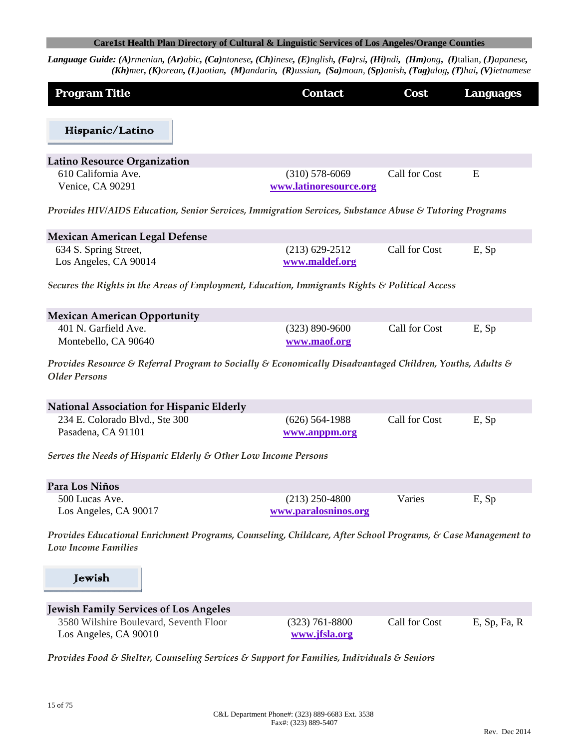**Care1st Health Plan Directory of Cultural & Linguistic Services of Los Angeles/Orange Counties**

***Language Guide:** **(A)**rmenian, **(Ar)**abic, **(Ca)**ntonese, **(Ch)**inese, **(E)**nglish, **(Fa)**rsi, **(Hi)**ndi, **(Hm)**ong, **(I)**talian, **(J)**apanese, **(Kh)**mer, **(K)**orean, **(L)**aotian, **(M)**andarin, **(R)**ussian, **(Sa)**moan, **(Sp)**anish, **(Tag)**alog, **(T)**hai, **(V)**ietnamese*

| Program Title | Contact | Cost | Languages |
|---|---|---|---|

## Hispanic/Latino

| **Latino Resource Organization** | | | |
|---|---|---|---|
| 610 California Ave. Venice, CA 90291 | (310) 578-6069 www.latinoresource.org | Call for Cost | E |

*Provides HIV/AIDS Education, Senior Services, Immigration Services, Substance Abuse & Tutoring Programs*

| **Mexican American Legal Defense** | | | |
|---|---|---|---|
| 634 S. Spring Street, Los Angeles, CA 90014 | (213) 629-2512 www.maldef.org | Call for Cost | E, Sp |

*Secures the Rights in the Areas of Employment, Education, Immigrants Rights & Political Access*

| **Mexican American Opportunity** | | | |
|---|---|---|---|
| 401 N. Garfield Ave. Montebello, CA 90640 | (323) 890-9600 www.maof.org | Call for Cost | E, Sp |

*Provides Resource & Referral Program to Socially & Economically Disadvantaged Children, Youths, Adults & Older Persons*

| **National Association for Hispanic Elderly** | | | |
|---|---|---|---|
| 234 E. Colorado Blvd., Ste 300 Pasadena, CA 91101 | (626) 564-1988 www.anppm.org | Call for Cost | E, Sp |

*Serves the Needs of Hispanic Elderly & Other Low Income Persons*

| **Para Los Niños** | | | |
|---|---|---|---|
| 500 Lucas Ave. Los Angeles, CA 90017 | (213) 250-4800 www.paralosninos.org | Varies | E, Sp |

*Provides Educational Enrichment Programs, Counseling, Childcare, After School Programs, & Case Management to Low Income Families*

## Jewish

| **Jewish Family Services of Los Angeles** | | | |
|---|---|---|---|
| 3580 Wilshire Boulevard, Seventh Floor Los Angeles, CA 90010 | (323) 761-8800 www.jfsla.org | Call for Cost | E, Sp, Fa, R |

*Provides Food & Shelter, Counseling Services & Support for Families, Individuals & Seniors*

C&L Department Phone#: (323) 889-6683 Ext. 3538
Fax#: (323) 889-5407

Rev. Dec 2014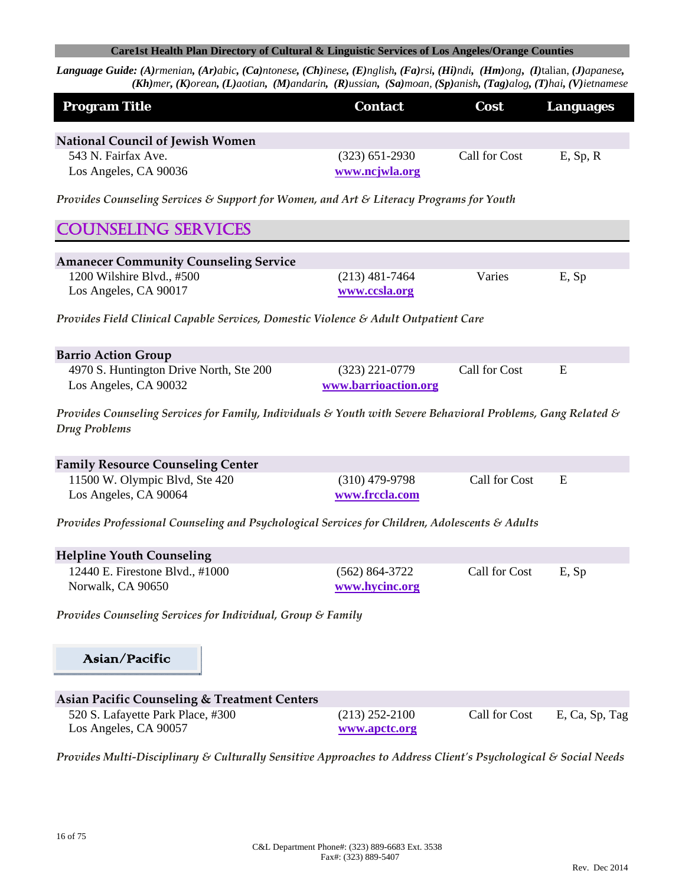**Care1st Health Plan Directory of Cultural & Linguistic Services of Los Angeles/Orange Counties**

***Language Guide:** **(A)**rmenian, **(Ar)**abic, **(Ca)**ntonese, **(Ch)**inese, **(E)**nglish, **(Fa)**rsi, **(Hi)**ndi, **(Hm)**ong, **(I)**talian, **(J)**apanese, **(Kh)**mer, **(K)**orean, **(L)**aotian, **(M)**andarin, **(R)**ussian, **(Sa)**moan, **(Sp)**anish, **(Tag)**alog, **(T)**hai, **(V)**ietnamese*

| Program Title | Contact | Cost | Languages |
|---|---|---|---|
| **National Council of Jewish Women**<br>543 N. Fairfax Ave.<br>Los Angeles, CA 90036 | (323) 651-2930<br>www.ncjwla.org | Call for Cost | E, Sp, R |

*Provides Counseling Services & Support for Women, and Art & Literacy Programs for Youth*

## COUNSELING SERVICES

| Program Title | Contact | Cost | Languages |
|---|---|---|---|
| **Amanecer Community Counseling Service**<br>1200 Wilshire Blvd., #500<br>Los Angeles, CA 90017 | (213) 481-7464<br>www.ccsla.org | Varies | E, Sp |

*Provides Field Clinical Capable Services, Domestic Violence & Adult Outpatient Care*

| Program Title | Contact | Cost | Languages |
|---|---|---|---|
| **Barrio Action Group**<br>4970 S. Huntington Drive North, Ste 200<br>Los Angeles, CA 90032 | (323) 221-0779<br>www.barrioaction.org | Call for Cost | E |

*Provides Counseling Services for Family, Individuals & Youth with Severe Behavioral Problems, Gang Related & Drug Problems*

| Program Title | Contact | Cost | Languages |
|---|---|---|---|
| **Family Resource Counseling Center**<br>11500 W. Olympic Blvd, Ste 420<br>Los Angeles, CA 90064 | (310) 479-9798<br>www.frccla.com | Call for Cost | E |

*Provides Professional Counseling and Psychological Services for Children, Adolescents & Adults*

| Program Title | Contact | Cost | Languages |
|---|---|---|---|
| **Helpline Youth Counseling**<br>12440 E. Firestone Blvd., #1000<br>Norwalk, CA 90650 | (562) 864-3722<br>www.hycinc.org | Call for Cost | E, Sp |

*Provides Counseling Services for Individual, Group & Family*

### Asian/Pacific

| Program Title | Contact | Cost | Languages |
|---|---|---|---|
| **Asian Pacific Counseling & Treatment Centers**<br>520 S. Lafayette Park Place, #300<br>Los Angeles, CA 90057 | (213) 252-2100<br>www.apctc.org | Call for Cost | E, Ca, Sp, Tag |

*Provides Multi-Disciplinary & Culturally Sensitive Approaches to Address Client's Psychological & Social Needs*

C&L Department Phone#: (323) 889-6683 Ext. 3538
Fax#: (323) 889-5407

Rev. Dec 2014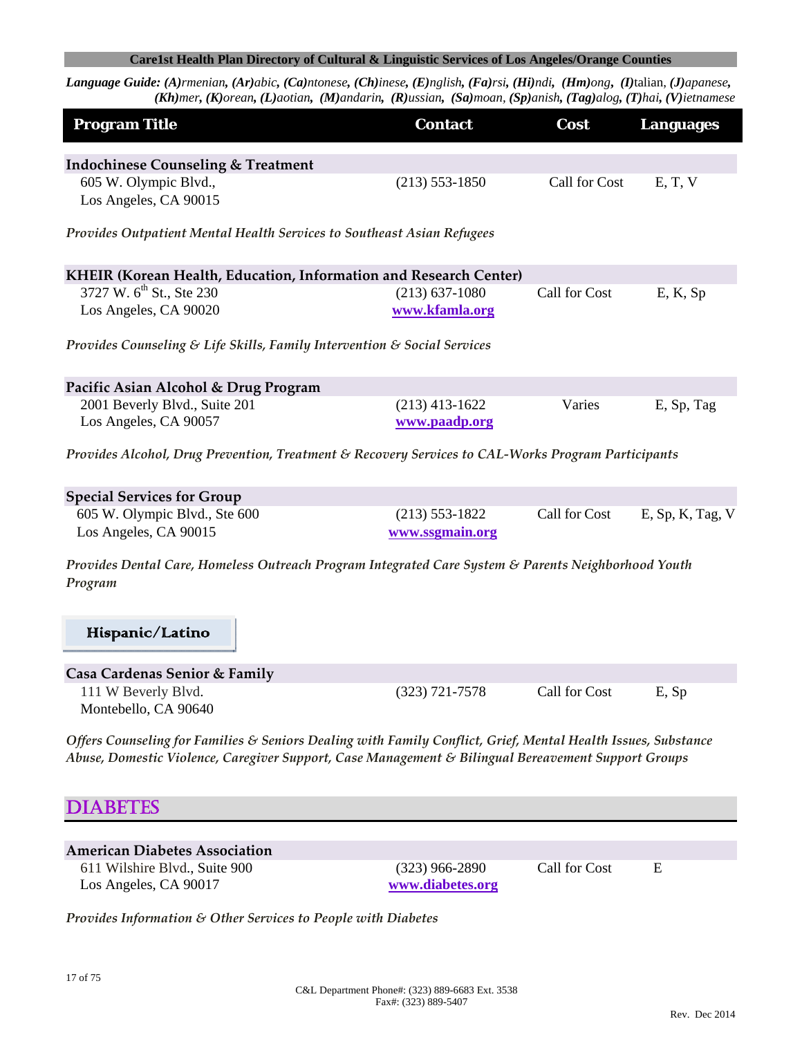Language Guide: *(A)rmenian, (Ar)abic, (Ca)ntonese, (Ch)inese, (E)nglish, (Fa)rsi, (Hi)ndi, (Hm)ong, (I)talian, (J)apanese, (Kh)mer, (K)orean, (L)aotian, (M)andarin, (R)ussian, (Sa)moan, (Sp)anish, (Tag)alog, (T)hai, (V)ietnamese*

| Program Title | Contact | Cost | Languages |
|---|---|---|---|
| **Indochinese Counseling & Treatment** | | | |
| 605 W. Olympic Blvd., Los Angeles, CA 90015 | (213) 553-1850 | Call for Cost | E, T, V |

*Provides Outpatient Mental Health Services to Southeast Asian Refugees*

| Program Title | Contact | Cost | Languages |
|---|---|---|---|
| **KHEIR (Korean Health, Education, Information and Research Center)** | | | |
| 3727 W. 6th St., Ste 230, Los Angeles, CA 90020 | (213) 637-1080 www.kfamla.org | Call for Cost | E, K, Sp |

*Provides Counseling & Life Skills, Family Intervention & Social Services*

| Program Title | Contact | Cost | Languages |
|---|---|---|---|
| **Pacific Asian Alcohol & Drug Program** | | | |
| 2001 Beverly Blvd., Suite 201, Los Angeles, CA 90057 | (213) 413-1622 www.paadp.org | Varies | E, Sp, Tag |

*Provides Alcohol, Drug Prevention, Treatment & Recovery Services to CAL-Works Program Participants*

| Program Title | Contact | Cost | Languages |
|---|---|---|---|
| **Special Services for Group** | | | |
| 605 W. Olympic Blvd., Ste 600, Los Angeles, CA 90015 | (213) 553-1822 www.ssgmain.org | Call for Cost | E, Sp, K, Tag, V |

*Provides Dental Care, Homeless Outreach Program Integrated Care System & Parents Neighborhood Youth Program*

### Hispanic/Latino

| Program Title | Contact | Cost | Languages |
|---|---|---|---|
| **Casa Cardenas Senior & Family** | | | |
| 111 W Beverly Blvd., Montebello, CA 90640 | (323) 721-7578 | Call for Cost | E, Sp |

*Offers Counseling for Families & Seniors Dealing with Family Conflict, Grief, Mental Health Issues, Substance Abuse, Domestic Violence, Caregiver Support, Case Management & Bilingual Bereavement Support Groups*

## DIABETES

| Program Title | Contact | Cost | Languages |
|---|---|---|---|
| **American Diabetes Association** | | | |
| 611 Wilshire Blvd., Suite 900, Los Angeles, CA 90017 | (323) 966-2890 www.diabetes.org | Call for Cost | E |

*Provides Information & Other Services to People with Diabetes*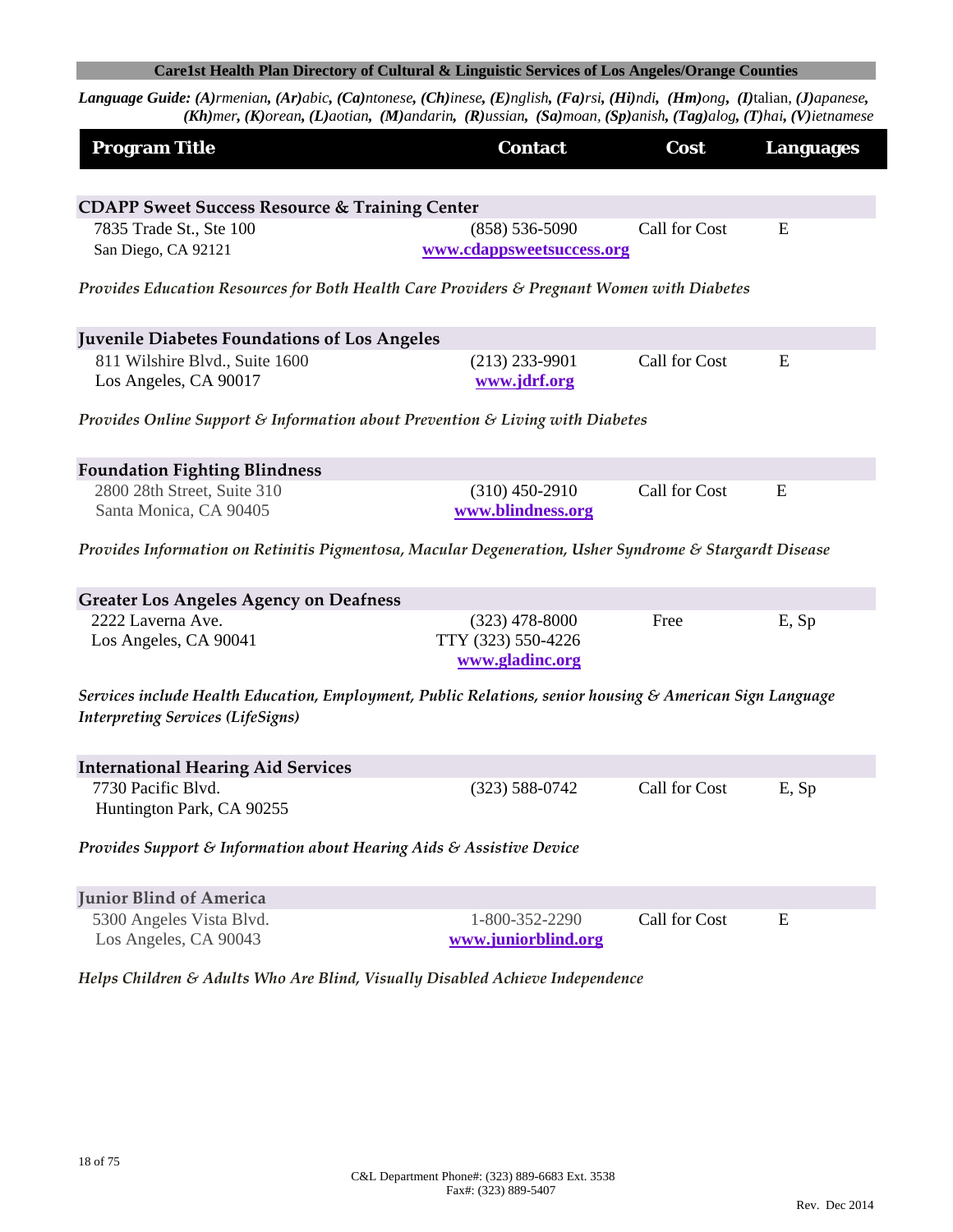**Care1st Health Plan Directory of Cultural & Linguistic Services of Los Angeles/Orange Counties**

***Language Guide:*** ***(A)****rmenian,* ***(Ar)****abic,* ***(Ca)****ntonese,* ***(Ch)****inese,* ***(E)****nglish,* ***(Fa)****rsi,* ***(Hi)****ndi,* ***(Hm)****ong,* ***(I)****talian,* ***(J)****apanese,* ***(Kh)****mer,* ***(K)****orean,* ***(L)****aotian,* ***(M)****andarin,* ***(R)****ussian,* ***(Sa)****moan,* ***(Sp)****anish,* ***(Tag)****alog,* ***(T)****hai,* ***(V)****ietnamese*

| Program Title | Contact | Cost | Languages |
|---|---|---|---|
| **CDAPP Sweet Success Resource & Training Center** | | | |
| 7835 Trade St., Ste 100<br>San Diego, CA 92121 | (858) 536-5090<br>**www.cdappsweetsuccess.org** | Call for Cost | E |
| *Provides Education Resources for Both Health Care Providers & Pregnant Women with Diabetes* | | | |
| **Juvenile Diabetes Foundations of Los Angeles** | | | |
| 811 Wilshire Blvd., Suite 1600<br>Los Angeles, CA 90017 | (213) 233-9901<br>**www.jdrf.org** | Call for Cost | E |
| *Provides Online Support & Information about Prevention & Living with Diabetes* | | | |
| **Foundation Fighting Blindness** | | | |
| 2800 28th Street, Suite 310<br>Santa Monica, CA 90405 | (310) 450-2910<br>**www.blindness.org** | Call for Cost | E |
| *Provides Information on Retinitis Pigmentosa, Macular Degeneration, Usher Syndrome & Stargardt Disease* | | | |
| **Greater Los Angeles Agency on Deafness** | | | |
| 2222 Laverna Ave.<br>Los Angeles, CA 90041 | (323) 478-8000<br>TTY (323) 550-4226<br>**www.gladinc.org** | Free | E, Sp |
| *Services include Health Education, Employment, Public Relations, senior housing & American Sign Language Interpreting Services (LifeSigns)* | | | |
| **International Hearing Aid Services** | | | |
| 7730 Pacific Blvd.<br>Huntington Park, CA 90255 | (323) 588-0742 | Call for Cost | E, Sp |
| *Provides Support & Information about Hearing Aids & Assistive Device* | | | |
| **Junior Blind of America** | | | |
| 5300 Angeles Vista Blvd.<br>Los Angeles, CA 90043 | 1-800-352-2290<br>**www.juniorblind.org** | Call for Cost | E |
| *Helps Children & Adults Who Are Blind, Visually Disabled Achieve Independence* | | | |

C&L Department Phone#: (323) 889-6683 Ext. 3538
Fax#: (323) 889-5407

Rev. Dec 2014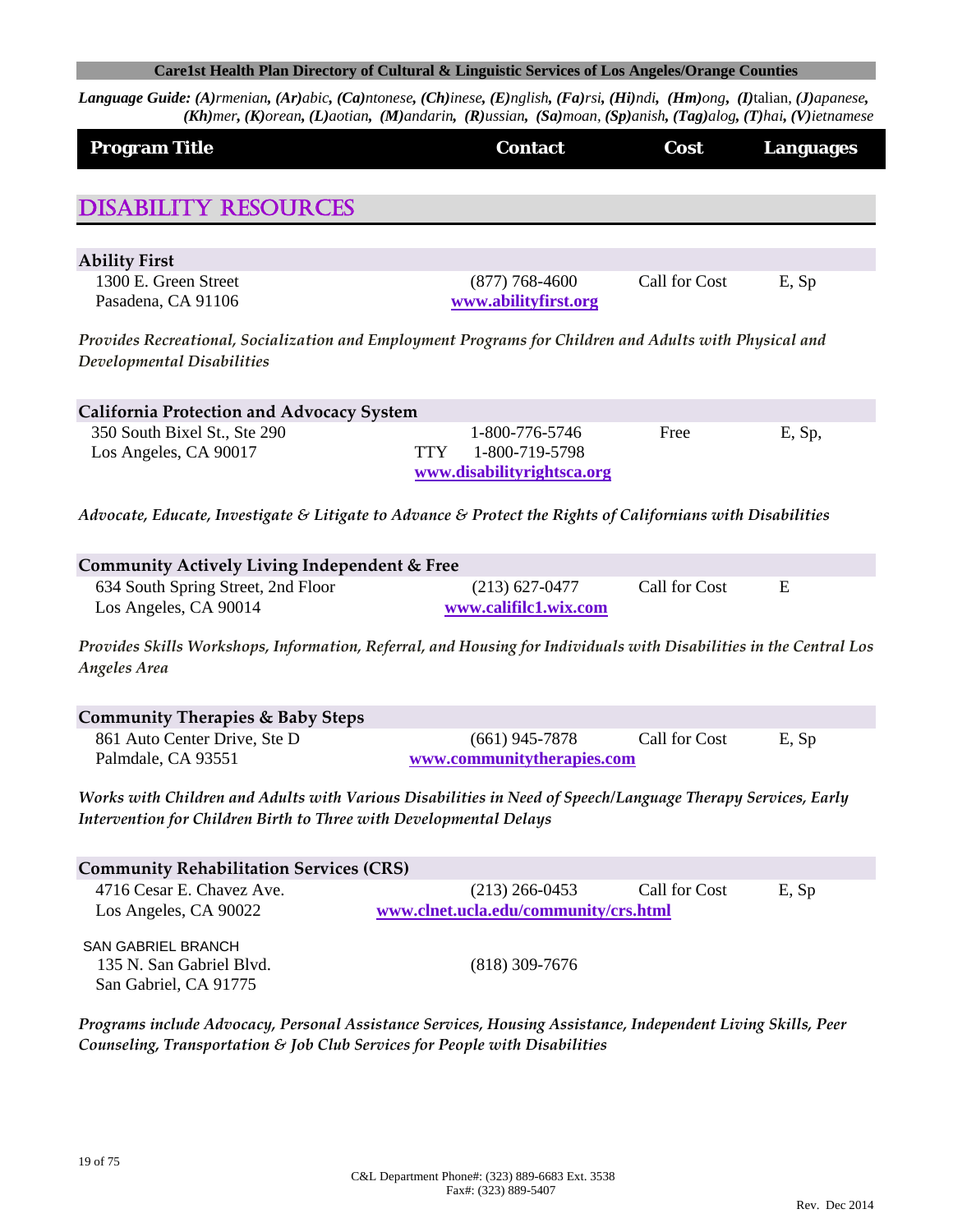Care1st Health Plan Directory of Cultural & Linguistic Services of Los Angeles/Orange Counties

***Language Guide:*** ***(A)****rmenian,* ***(Ar)****abic,* ***(Ca)****ntonese,* ***(Ch)****inese,* ***(E)****nglish,* ***(Fa)****rsi,* ***(Hi)****ndi,* ***(Hm)****ong,* ***(I)****talian,* ***(J)****apanese,* ***(Kh)****mer,* ***(K)****orean,* ***(L)****aotian,* ***(M)****andarin,* ***(R)****ussian,* ***(Sa)****moan,* ***(Sp)****anish,* ***(Tag)****alog,* ***(T)****hai,* ***(V)****ietnamese*

| Program Title | Contact | Cost | Languages |
|---|---|---|---|

# DISABILITY RESOURCES

| Program Title | Contact | Cost | Languages |
|---|---|---|---|
| **Ability First**<br>1300 E. Green Street<br>Pasadena, CA 91106 | (877) 768-4600<br>www.abilityfirst.org | Call for Cost | E, Sp |

*Provides Recreational, Socialization and Employment Programs for Children and Adults with Physical and Developmental Disabilities*

| Program Title | Contact | Cost | Languages |
|---|---|---|---|
| **California Protection and Advocacy System**<br>350 South Bixel St., Ste 290<br>Los Angeles, CA 90017 | 1-800-776-5746<br>TTY 1-800-719-5798<br>www.disabilityrightsca.org | Free | E, Sp, |

*Advocate, Educate, Investigate & Litigate to Advance & Protect the Rights of Californians with Disabilities*

| Program Title | Contact | Cost | Languages |
|---|---|---|---|
| **Community Actively Living Independent & Free**<br>634 South Spring Street, 2nd Floor<br>Los Angeles, CA 90014 | (213) 627-0477<br>www.califilc1.wix.com | Call for Cost | E |

*Provides Skills Workshops, Information, Referral, and Housing for Individuals with Disabilities in the Central Los Angeles Area*

| Program Title | Contact | Cost | Languages |
|---|---|---|---|
| **Community Therapies & Baby Steps**<br>861 Auto Center Drive, Ste D<br>Palmdale, CA 93551 | (661) 945-7878<br>www.communitytherapies.com | Call for Cost | E, Sp |

*Works with Children and Adults with Various Disabilities in Need of Speech/Language Therapy Services, Early Intervention for Children Birth to Three with Developmental Delays*

| Program Title | Contact | Cost | Languages |
|---|---|---|---|
| **Community Rehabilitation Services (CRS)**<br>4716 Cesar E. Chavez Ave.<br>Los Angeles, CA 90022 | (213) 266-0453<br>www.clnet.ucla.edu/community/crs.html | Call for Cost | E, Sp |
| SAN GABRIEL BRANCH<br>135 N. San Gabriel Blvd.<br>San Gabriel, CA 91775 | (818) 309-7676 | | |

*Programs include Advocacy, Personal Assistance Services, Housing Assistance, Independent Living Skills, Peer Counseling, Transportation & Job Club Services for People with Disabilities*

C&L Department Phone#: (323) 889-6683 Ext. 3538
Fax#: (323) 889-5407

Rev. Dec 2014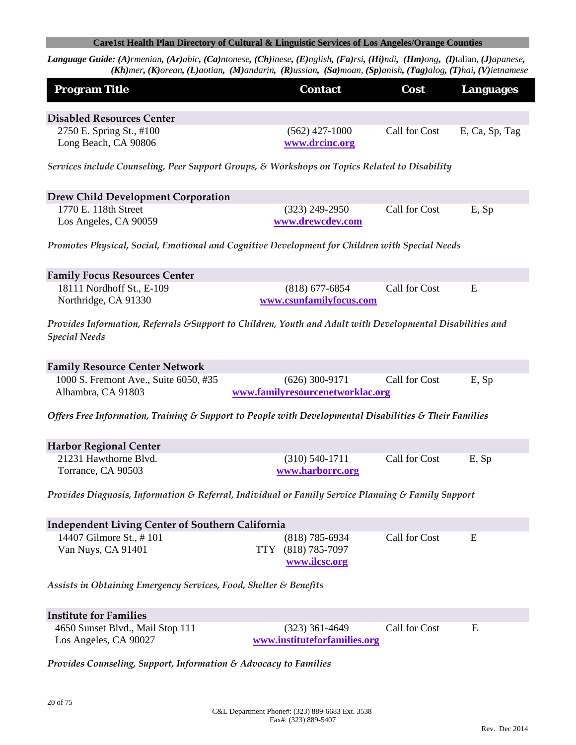**Care1st Health Plan Directory of Cultural & Linguistic Services of Los Angeles/Orange Counties**

***Language Guide:*** ***(A)****rmenian,* ***(Ar)****abic,* ***(Ca)****ntonese,* ***(Ch)****inese,* ***(E)****nglish,* ***(Fa)****rsi,* ***(Hi)****ndi,* ***(Hm)****ong,* ***(I)****talian,* ***(J)****apanese,* ***(Kh)****mer,* ***(K)****orean,* ***(L)****aotian,* ***(M)****andarin,* ***(R)****ussian,* ***(Sa)****moan,* ***(Sp)****anish,* ***(Tag)****alog,* ***(T)****hai,* ***(V)****ietnamese*

| Program Title | Contact | Cost | Languages |
|---|---|---|---|
| **Disabled Resources Center**<br>2750 E. Spring St., #100<br>Long Beach, CA 90806 | (562) 427-1000<br>www.drcinc.org | Call for Cost | E, Ca, Sp, Tag |
| *Services include Counseling, Peer Support Groups, & Workshops on Topics Related to Disability* | | | |
| **Drew Child Development Corporation**<br>1770 E. 118th Street<br>Los Angeles, CA 90059 | (323) 249-2950<br>www.drewcdev.com | Call for Cost | E, Sp |
| *Promotes Physical, Social, Emotional and Cognitive Development for Children with Special Needs* | | | |
| **Family Focus Resources Center**<br>18111 Nordhoff St., E-109<br>Northridge, CA 91330 | (818) 677-6854<br>www.csunfamilyfocus.com | Call for Cost | E |
| *Provides Information, Referrals &Support to Children, Youth and Adult with Developmental Disabilities and Special Needs* | | | |
| **Family Resource Center Network**<br>1000 S. Fremont Ave., Suite 6050, #35<br>Alhambra, CA 91803 | (626) 300-9171<br>www.familyresourcenetworklac.org | Call for Cost | E, Sp |
| *Offers Free Information, Training & Support to People with Developmental Disabilities & Their Families* | | | |
| **Harbor Regional Center**<br>21231 Hawthorne Blvd.<br>Torrance, CA 90503 | (310) 540-1711<br>www.harborrc.org | Call for Cost | E, Sp |
| *Provides Diagnosis, Information & Referral, Individual or Family Service Planning & Family Support* | | | |
| **Independent Living Center of Southern California**<br>14407 Gilmore St., # 101<br>Van Nuys, CA 91401 | (818) 785-6934<br>TTY (818) 785-7097<br>www.ilcsc.org | Call for Cost | E |
| *Assists in Obtaining Emergency Services, Food, Shelter & Benefits* | | | |
| **Institute for Families**<br>4650 Sunset Blvd., Mail Stop 111<br>Los Angeles, CA 90027 | (323) 361-4649<br>www.instituteforfamilies.org | Call for Cost | E |
| *Provides Counseling, Support, Information & Advocacy to Families* | | | |

C&L Department Phone#: (323) 889-6683 Ext. 3538
Fax#: (323) 889-5407

Rev. Dec 2014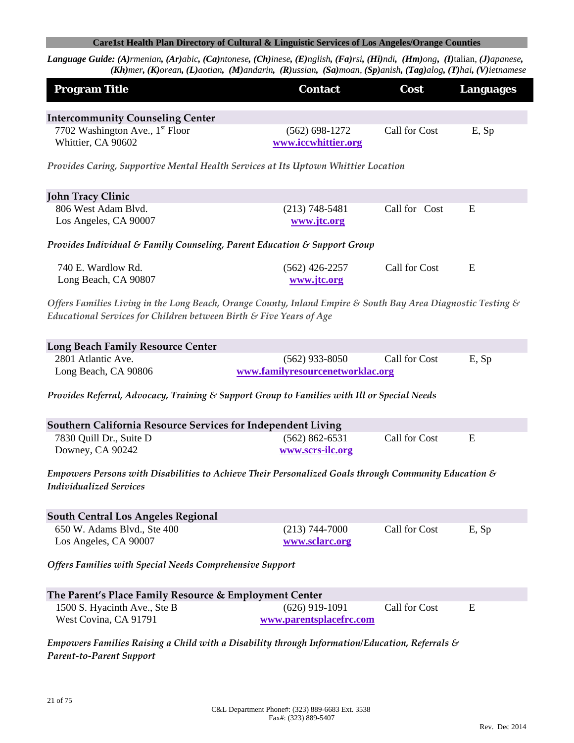**Care1st Health Plan Directory of Cultural & Linguistic Services of Los Angeles/Orange Counties**

***Language Guide:*** ***(A)****rmenian,* ***(Ar)****abic,* ***(Ca)****ntonese,* ***(Ch)****inese,* ***(E)****nglish,* ***(Fa)****rsi,* ***(Hi)****ndi,* ***(Hm)****ong,* ***(I)****talian,* ***(J)****apanese,* ***(Kh)****mer,* ***(K)****orean,* ***(L)****aotian,* ***(M)****andarin,* ***(R)****ussian,* ***(Sa)****moan,* ***(Sp)****anish,* ***(Tag)****alog,* ***(T)****hai,* ***(V)****ietnamese*

| Program Title | Contact | Cost | Languages |
|---|---|---|---|
| **Intercommunity Counseling Center** | | | |
| 7702 Washington Ave., 1st Floor<br>Whittier, CA 90602 | (562) 698-1272<br>www.iccwhittier.org | Call for Cost | E, Sp |
| *Provides Caring, Supportive Mental Health Services at Its Uptown Whittier Location* | | | |
| **John Tracy Clinic** | | | |
| 806 West Adam Blvd.<br>Los Angeles, CA 90007 | (213) 748-5481<br>www.jtc.org | Call for Cost | E |
| *Provides Individual & Family Counseling, Parent Education & Support Group* | | | |
| 740 E. Wardlow Rd.<br>Long Beach, CA 90807 | (562) 426-2257<br>www.jtc.org | Call for Cost | E |
| *Offers Families Living in the Long Beach, Orange County, Inland Empire & South Bay Area Diagnostic Testing & Educational Services for Children between Birth & Five Years of Age* | | | |
| **Long Beach Family Resource Center** | | | |
| 2801 Atlantic Ave.<br>Long Beach, CA 90806 | (562) 933-8050<br>www.familyresourcenetworklac.org | Call for Cost | E, Sp |
| *Provides Referral, Advocacy, Training & Support Group to Families with Ill or Special Needs* | | | |
| **Southern California Resource Services for Independent Living** | | | |
| 7830 Quill Dr., Suite D<br>Downey, CA 90242 | (562) 862-6531<br>www.scrs-ilc.org | Call for Cost | E |
| *Empowers Persons with Disabilities to Achieve Their Personalized Goals through Community Education & Individualized Services* | | | |
| **South Central Los Angeles Regional** | | | |
| 650 W. Adams Blvd., Ste 400<br>Los Angeles, CA 90007 | (213) 744-7000<br>www.sclarc.org | Call for Cost | E, Sp |
| *Offers Families with Special Needs Comprehensive Support* | | | |
| **The Parent's Place Family Resource & Employment Center** | | | |
| 1500 S. Hyacinth Ave., Ste B<br>West Covina, CA 91791 | (626) 919-1091<br>www.parentsplacefrc.com | Call for Cost | E |
| *Empowers Families Raising a Child with a Disability through Information/Education, Referrals & Parent-to-Parent Support* | | | |

C&L Department Phone#: (323) 889-6683 Ext. 3538
Fax#: (323) 889-5407

Rev. Dec 2014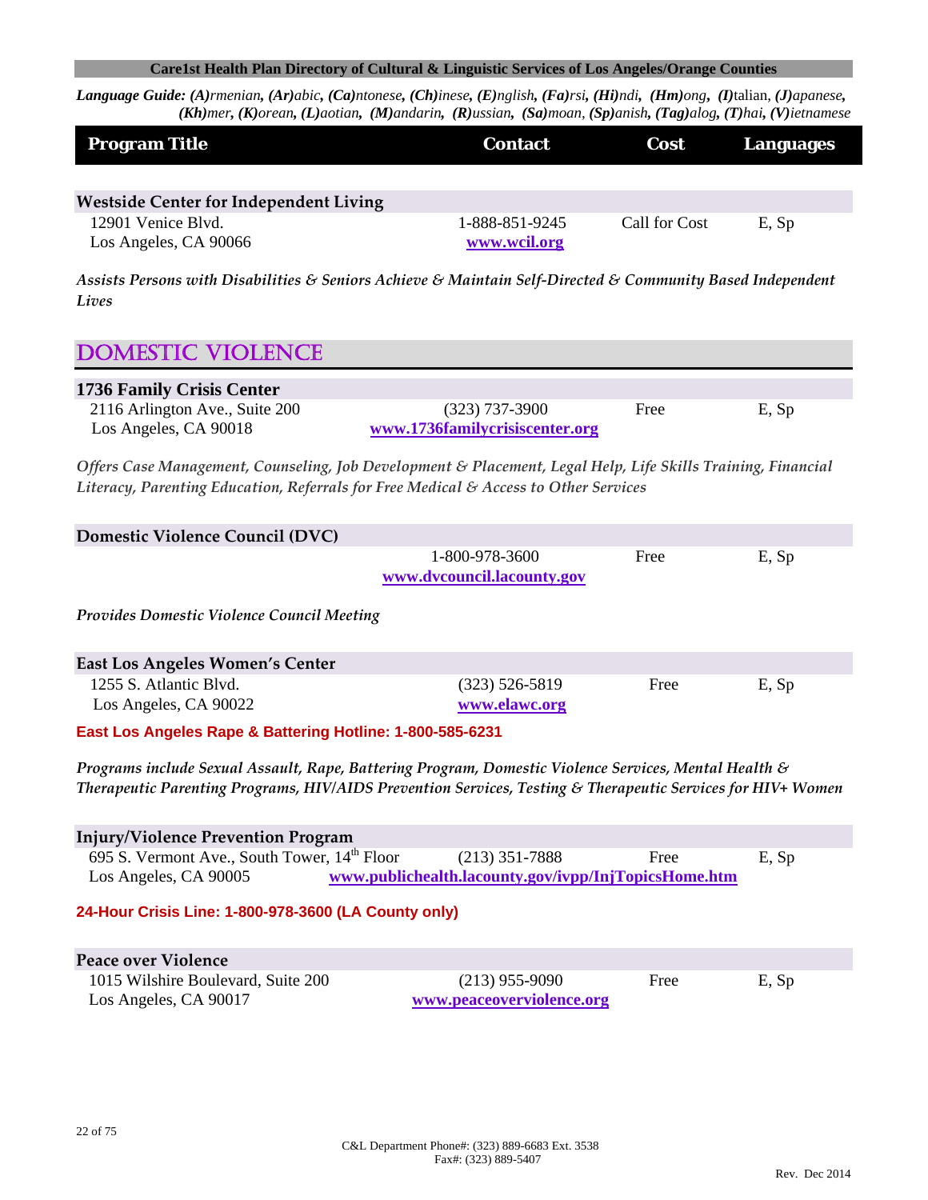**Care1st Health Plan Directory of Cultural & Linguistic Services of Los Angeles/Orange Counties**

***Language Guide:*** ***(A)****rmenian,* ***(Ar)****abic,* ***(Ca)****ntonese,* ***(Ch)****inese,* ***(E)****nglish,* ***(Fa)****rsi,* ***(Hi)****ndi,* ***(Hm)****ong,* ***(I)****talian,* ***(J)****apanese,* ***(Kh)****mer,* ***(K)****orean,* ***(L)****aotian,* ***(M)****andarin,* ***(R)****ussian,* ***(Sa)****moan,* ***(Sp)****anish,* ***(Tag)****alog,* ***(T)****hai,* ***(V)****ietnamese*

| Program Title | Contact | Cost | Languages |
|---|---|---|---|
| **Westside Center for Independent Living**<br>12901 Venice Blvd.<br>Los Angeles, CA 90066 | 1-888-851-9245<br>www.wcil.org | Call for Cost | E, Sp |

*Assists Persons with Disabilities & Seniors Achieve & Maintain Self-Directed & Community Based Independent Lives*

## DOMESTIC VIOLENCE

| Program Title | Contact | Cost | Languages |
|---|---|---|---|
| **1736 Family Crisis Center**<br>2116 Arlington Ave., Suite 200<br>Los Angeles, CA 90018 | (323) 737-3900<br>www.1736familycrisiscenter.org | Free | E, Sp |

*Offers Case Management, Counseling, Job Development & Placement, Legal Help, Life Skills Training, Financial Literacy, Parenting Education, Referrals for Free Medical & Access to Other Services*

| Program Title | Contact | Cost | Languages |
|---|---|---|---|
| **Domestic Violence Council (DVC)** | 1-800-978-3600<br>www.dvcouncil.lacounty.gov | Free | E, Sp |

*Provides Domestic Violence Council Meeting*

| Program Title | Contact | Cost | Languages |
|---|---|---|---|
| **East Los Angeles Women's Center**<br>1255 S. Atlantic Blvd.<br>Los Angeles, CA 90022 | (323) 526-5819<br>www.elawc.org | Free | E, Sp |

**East Los Angeles Rape & Battering Hotline: 1-800-585-6231**

*Programs include Sexual Assault, Rape, Battering Program, Domestic Violence Services, Mental Health & Therapeutic Parenting Programs, HIV/AIDS Prevention Services, Testing & Therapeutic Services for HIV+ Women*

| Program Title | Contact | Cost | Languages |
|---|---|---|---|
| **Injury/Violence Prevention Program**<br>695 S. Vermont Ave., South Tower, 14th Floor<br>Los Angeles, CA 90005 | (213) 351-7888<br>www.publichealth.lacounty.gov/ivpp/InjTopicsHome.htm | Free | E, Sp |

**24-Hour Crisis Line: 1-800-978-3600 (LA County only)**

| Program Title | Contact | Cost | Languages |
|---|---|---|---|
| **Peace over Violence**<br>1015 Wilshire Boulevard, Suite 200<br>Los Angeles, CA 90017 | (213) 955-9090<br>www.peaceoverviolence.org | Free | E, Sp |

C&L Department Phone#: (323) 889-6683 Ext. 3538
Fax#: (323) 889-5407

Rev. Dec 2014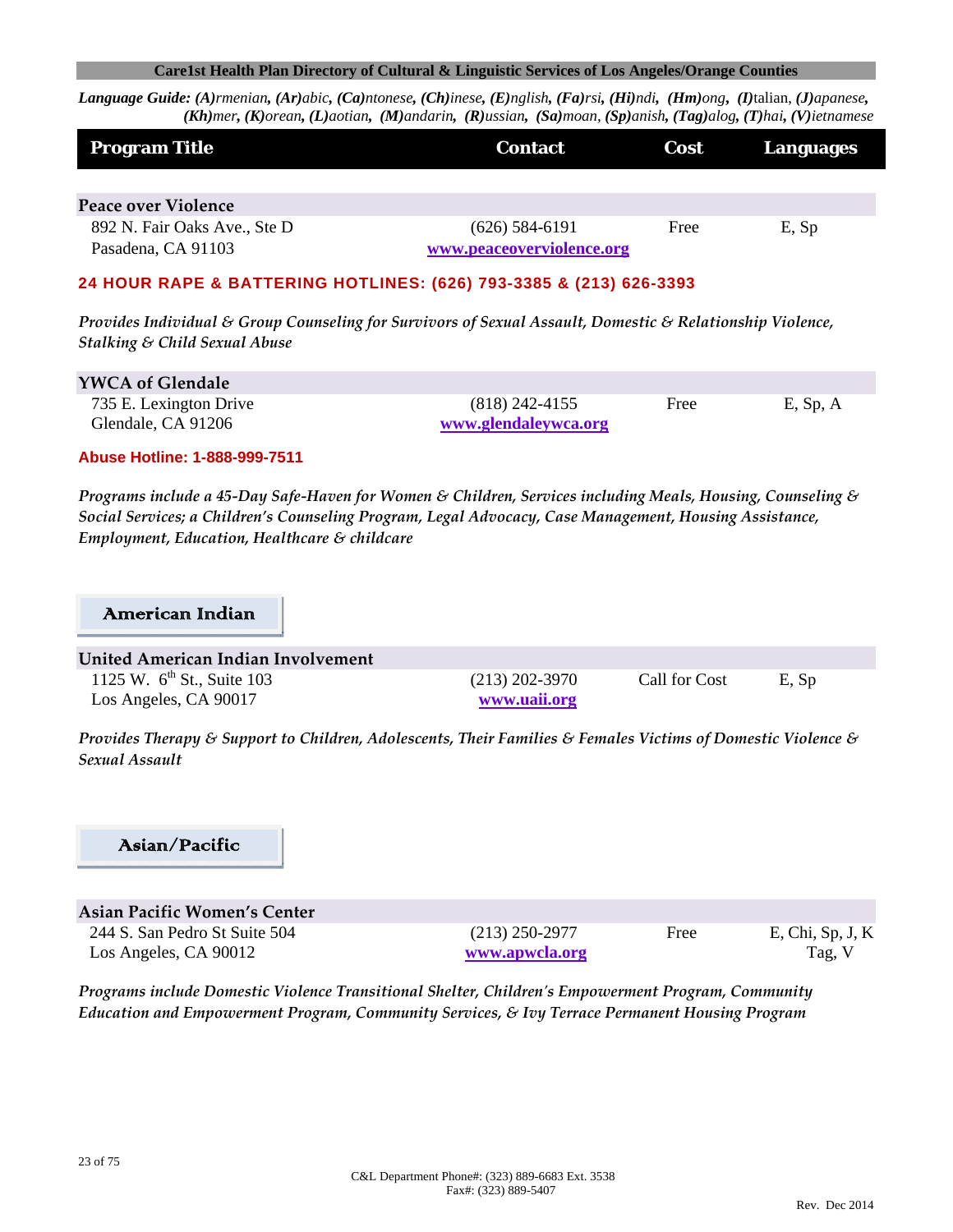**Care1st Health Plan Directory of Cultural & Linguistic Services of Los Angeles/Orange Counties**

***Language Guide:*** ***(A)****rmenian*, ***(Ar)****abic*, ***(Ca)****ntonese*, ***(Ch)****inese*, ***(E)****nglish*, ***(Fa)****rsi*, ***(Hi)****ndi*, ***(Hm)****ong*, ***(I)****talian*, ***(J)****apanese*, ***(Kh)****mer*, ***(K)****orean*, ***(L)****aotian*, ***(M)****andarin*, ***(R)****ussian*, ***(Sa)****moan*, ***(Sp)****anish*, ***(Tag)****alog*, ***(T)****hai*, ***(V)****ietnamese*

| Program Title | Contact | Cost | Languages |
|---|---|---|---|
| **Peace over Violence** | | | |
| 892 N. Fair Oaks Ave., Ste D<br>Pasadena, CA 91103 | (626) 584-6191<br>www.peaceoverviolence.org | Free | E, Sp |

**24 HOUR RAPE & BATTERING HOTLINES: (626) 793-3385 & (213) 626-3393**

*Provides Individual & Group Counseling for Survivors of Sexual Assault, Domestic & Relationship Violence, Stalking & Child Sexual Abuse*

| Program Title | Contact | Cost | Languages |
|---|---|---|---|
| **YWCA of Glendale** | | | |
| 735 E. Lexington Drive<br>Glendale, CA 91206 | (818) 242-4155<br>www.glendaleywca.org | Free | E, Sp, A |

**Abuse Hotline: 1-888-999-7511**

*Programs include a 45-Day Safe-Haven for Women & Children, Services including Meals, Housing, Counseling & Social Services; a Children's Counseling Program, Legal Advocacy, Case Management, Housing Assistance, Employment, Education, Healthcare & childcare*

## American Indian

| Program Title | Contact | Cost | Languages |
|---|---|---|---|
| **United American Indian Involvement** | | | |
| 1125 W. 6th St., Suite 103<br>Los Angeles, CA 90017 | (213) 202-3970<br>www.uaii.org | Call for Cost | E, Sp |

*Provides Therapy & Support to Children, Adolescents, Their Families & Females Victims of Domestic Violence & Sexual Assault*

## Asian/Pacific

| Program Title | Contact | Cost | Languages |
|---|---|---|---|
| **Asian Pacific Women's Center** | | | |
| 244 S. San Pedro St Suite 504<br>Los Angeles, CA 90012 | (213) 250-2977<br>www.apwcla.org | Free | E, Chi, Sp, J, K<br>Tag, V |

*Programs include Domestic Violence Transitional Shelter, Children's Empowerment Program, Community Education and Empowerment Program, Community Services, & Ivy Terrace Permanent Housing Program*

C&L Department Phone#: (323) 889-6683 Ext. 3538
Fax#: (323) 889-5407

Rev. Dec 2014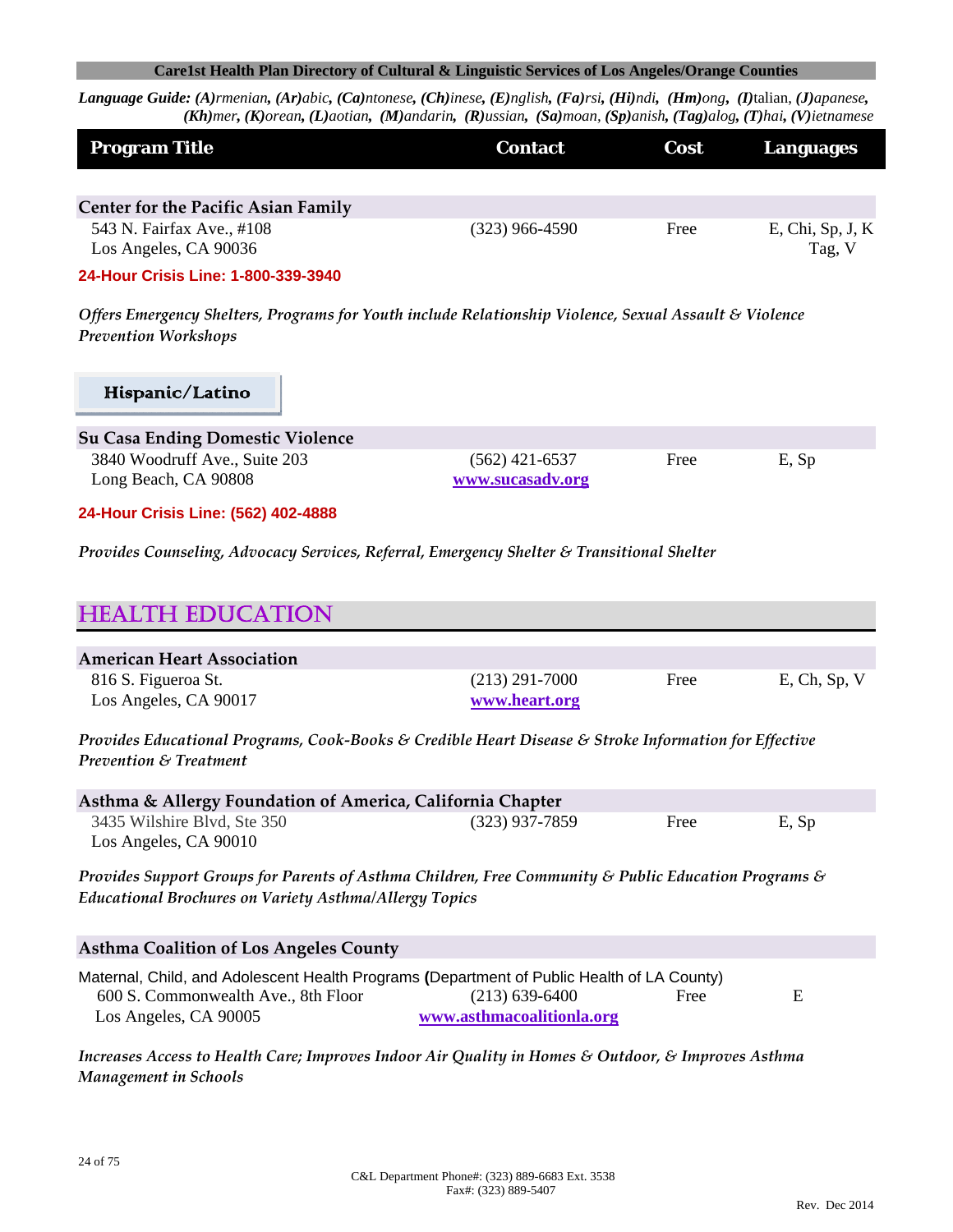**Care1st Health Plan Directory of Cultural & Linguistic Services of Los Angeles/Orange Counties**

***Language Guide:** **(A)**rmenian, **(Ar)**abic, **(Ca)**ntonese, **(Ch)**inese, **(E)**nglish, **(Fa)**rsi, **(Hi)**ndi, **(Hm)**ong, **(I)**talian, **(J)**apanese, **(Kh)**mer, **(K)**orean, **(L)**aotian, **(M)**andarin, **(R)**ussian, **(Sa)**moan, **(Sp)**anish, **(Tag)**alog, **(T)**hai, **(V)**ietnamese*

| Program Title | Contact | Cost | Languages |
|---|---|---|---|

**Center for the Pacific Asian Family**

| | | | |
|---|---|---|---|
| 543 N. Fairfax Ave., #108<br>Los Angeles, CA 90036 | (323) 966-4590 | Free | E, Chi, Sp, J, K Tag, V |

**24-Hour Crisis Line: 1-800-339-3940**

*Offers Emergency Shelters, Programs for Youth include Relationship Violence, Sexual Assault & Violence Prevention Workshops*

### Hispanic/Latino

**Su Casa Ending Domestic Violence**

| | | | |
|---|---|---|---|
| 3840 Woodruff Ave., Suite 203<br>Long Beach, CA 90808 | (562) 421-6537<br>www.sucasadv.org | Free | E, Sp |

**24-Hour Crisis Line: (562) 402-4888**

*Provides Counseling, Advocacy Services, Referral, Emergency Shelter & Transitional Shelter*

## HEALTH EDUCATION

**American Heart Association**

| | | | |
|---|---|---|---|
| 816 S. Figueroa St.<br>Los Angeles, CA 90017 | (213) 291-7000<br>www.heart.org | Free | E, Ch, Sp, V |

*Provides Educational Programs, Cook-Books & Credible Heart Disease & Stroke Information for Effective Prevention & Treatment*

**Asthma & Allergy Foundation of America, California Chapter**

| | | | |
|---|---|---|---|
| 3435 Wilshire Blvd, Ste 350<br>Los Angeles, CA 90010 | (323) 937-7859 | Free | E, Sp |

*Provides Support Groups for Parents of Asthma Children, Free Community & Public Education Programs & Educational Brochures on Variety Asthma/Allergy Topics*

**Asthma Coalition of Los Angeles County**

Maternal, Child, and Adolescent Health Programs (Department of Public Health of LA County)

| | | | |
|---|---|---|---|
| 600 S. Commonwealth Ave., 8th Floor<br>Los Angeles, CA 90005 | (213) 639-6400<br>www.asthmacoalitionla.org | Free | E |

*Increases Access to Health Care; Improves Indoor Air Quality in Homes & Outdoor, & Improves Asthma Management in Schools*

C&L Department Phone#: (323) 889-6683 Ext. 3538
Fax#: (323) 889-5407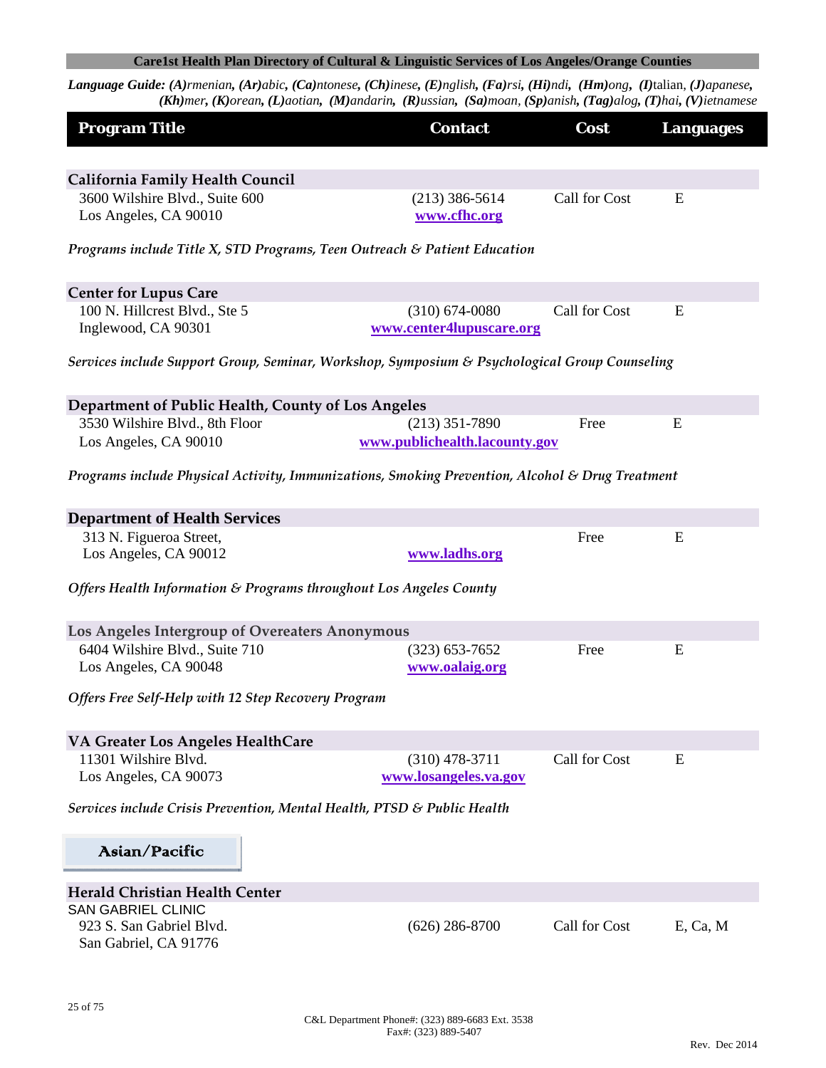**Care1st Health Plan Directory of Cultural & Linguistic Services of Los Angeles/Orange Counties**

***Language Guide:*** ***(A)****rmenian,* ***(Ar)****abic,* ***(Ca)****ntonese,* ***(Ch)****inese,* ***(E)****nglish,* ***(Fa)****rsi,* ***(Hi)****ndi,* ***(Hm)****ong,* ***(I)****talian,* ***(J)****apanese,* ***(Kh)****mer,* ***(K)****orean,* ***(L)****aotian,* ***(M)****andarin,* ***(R)****ussian,* ***(Sa)****moan,* ***(Sp)****anish,* ***(Tag)****alog,* ***(T)****hai,* ***(V)****ietnamese*

| Program Title | Contact | Cost | Languages |
|---|---|---|---|
| **California Family Health Council** | | | |
| 3600 Wilshire Blvd., Suite 600<br>Los Angeles, CA 90010 | (213) 386-5614<br>www.cfhc.org | Call for Cost | E |
| *Programs include Title X, STD Programs, Teen Outreach & Patient Education* | | | |
| **Center for Lupus Care** | | | |
| 100 N. Hillcrest Blvd., Ste 5<br>Inglewood, CA 90301 | (310) 674-0080<br>www.center4lupuscare.org | Call for Cost | E |
| *Services include Support Group, Seminar, Workshop, Symposium & Psychological Group Counseling* | | | |
| **Department of Public Health, County of Los Angeles** | | | |
| 3530 Wilshire Blvd., 8th Floor<br>Los Angeles, CA 90010 | (213) 351-7890<br>www.publichealth.lacounty.gov | Free | E |
| *Programs include Physical Activity, Immunizations, Smoking Prevention, Alcohol & Drug Treatment* | | | |
| **Department of Health Services** | | | |
| 313 N. Figueroa Street,<br>Los Angeles, CA 90012 | www.ladhs.org | Free | E |
| *Offers Health Information & Programs throughout Los Angeles County* | | | |
| **Los Angeles Intergroup of Overeaters Anonymous** | | | |
| 6404 Wilshire Blvd., Suite 710<br>Los Angeles, CA 90048 | (323) 653-7652<br>www.oalaig.org | Free | E |
| *Offers Free Self-Help with 12 Step Recovery Program* | | | |
| **VA Greater Los Angeles HealthCare** | | | |
| 11301 Wilshire Blvd.<br>Los Angeles, CA 90073 | (310) 478-3711<br>www.losangeles.va.gov | Call for Cost | E |
| *Services include Crisis Prevention, Mental Health, PTSD & Public Health* | | | |

## Asian/Pacific

| Program Title | Contact | Cost | Languages |
|---|---|---|---|
| **Herald Christian Health Center** | | | |
| SAN GABRIEL CLINIC<br>923 S. San Gabriel Blvd.<br>San Gabriel, CA 91776 | (626) 286-8700 | Call for Cost | E, Ca, M |

C&L Department Phone#: (323) 889-6683 Ext. 3538
Fax#: (323) 889-5407

Rev. Dec 2014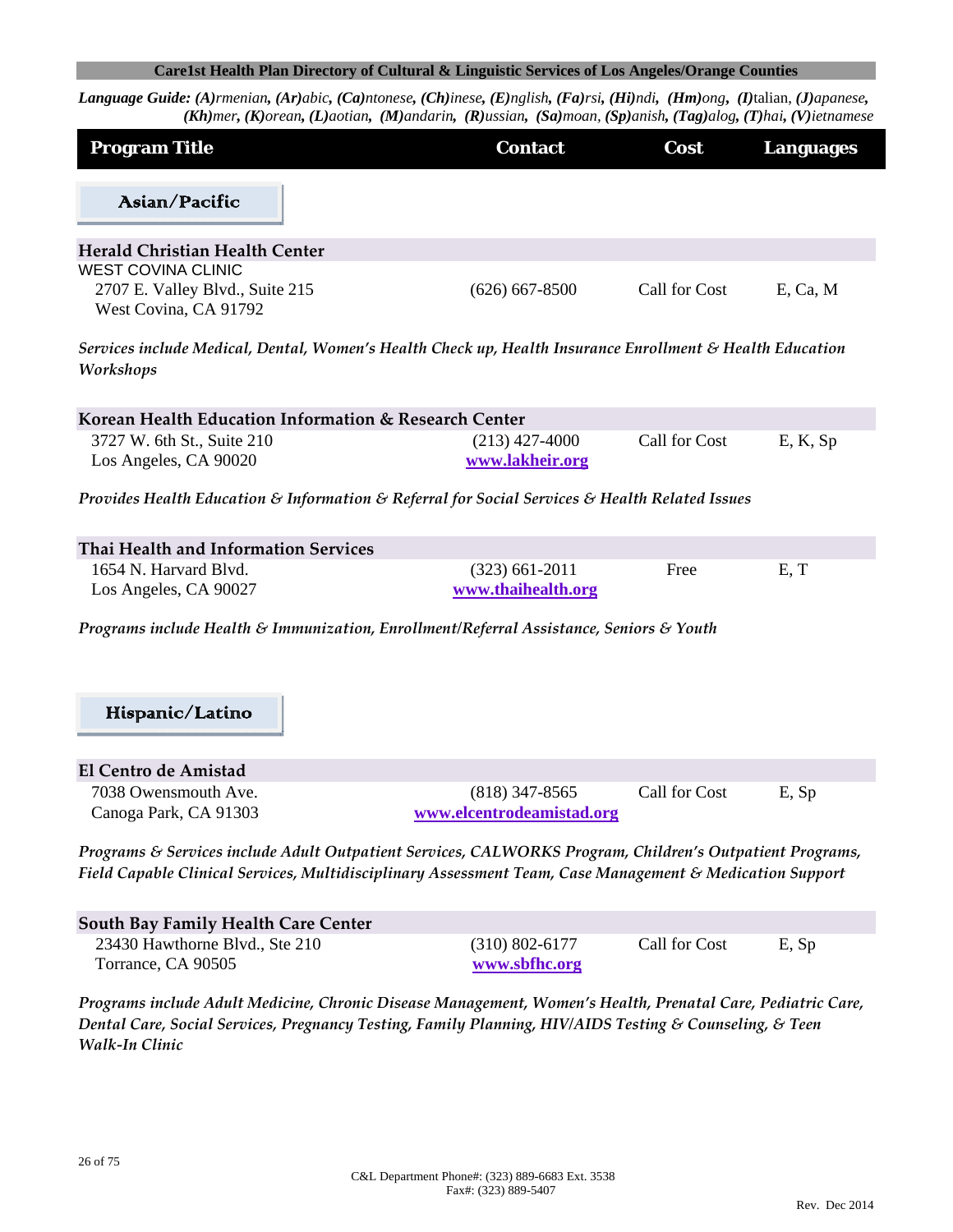**Care1st Health Plan Directory of Cultural & Linguistic Services of Los Angeles/Orange Counties**

***Language Guide:** **(A)**rmenian, **(Ar)**abic, **(Ca)**ntonese, **(Ch)**inese, **(E)**nglish, **(Fa)**rsi, **(Hi)**ndi, **(Hm)**ong, **(I)**talian, **(J)**apanese, **(Kh)**mer, **(K)**orean, **(L)**aotian, **(M)**andarin, **(R)**ussian, **(Sa)**moan, **(Sp)**anish, **(Tag)**alog, **(T)**hai, **(V)**ietnamese*

| Program Title | Contact | Cost | Languages |
|---|---|---|---|

## Asian/Pacific

| Program Title | Contact | Cost | Languages |
|---|---|---|---|
| **Herald Christian Health Center** | | | |
| WEST COVINA CLINIC<br>2707 E. Valley Blvd., Suite 215<br>West Covina, CA 91792 | (626) 667-8500 | Call for Cost | E, Ca, M |

*Services include Medical, Dental, Women's Health Check up, Health Insurance Enrollment & Health Education Workshops*

| Program Title | Contact | Cost | Languages |
|---|---|---|---|
| **Korean Health Education Information & Research Center** | | | |
| 3727 W. 6th St., Suite 210<br>Los Angeles, CA 90020 | (213) 427-4000<br>**www.lakheir.org** | Call for Cost | E, K, Sp |

*Provides Health Education & Information & Referral for Social Services & Health Related Issues*

| Program Title | Contact | Cost | Languages |
|---|---|---|---|
| **Thai Health and Information Services** | | | |
| 1654 N. Harvard Blvd.<br>Los Angeles, CA 90027 | (323) 661-2011<br>**www.thaihealth.org** | Free | E, T |

*Programs include Health & Immunization, Enrollment/Referral Assistance, Seniors & Youth*

## Hispanic/Latino

| Program Title | Contact | Cost | Languages |
|---|---|---|---|
| **El Centro de Amistad** | | | |
| 7038 Owensmouth Ave.<br>Canoga Park, CA 91303 | (818) 347-8565<br>**www.elcentrodeamistad.org** | Call for Cost | E, Sp |

*Programs & Services include Adult Outpatient Services, CALWORKS Program, Children's Outpatient Programs, Field Capable Clinical Services, Multidisciplinary Assessment Team, Case Management & Medication Support*

| Program Title | Contact | Cost | Languages |
|---|---|---|---|
| **South Bay Family Health Care Center** | | | |
| 23430 Hawthorne Blvd., Ste 210<br>Torrance, CA 90505 | (310) 802-6177<br>**www.sbfhc.org** | Call for Cost | E, Sp |

*Programs include Adult Medicine, Chronic Disease Management, Women's Health, Prenatal Care, Pediatric Care, Dental Care, Social Services, Pregnancy Testing, Family Planning, HIV/AIDS Testing & Counseling, & Teen Walk-In Clinic*

C&L Department Phone#: (323) 889-6683 Ext. 3538
Fax#: (323) 889-5407

Rev. Dec 2014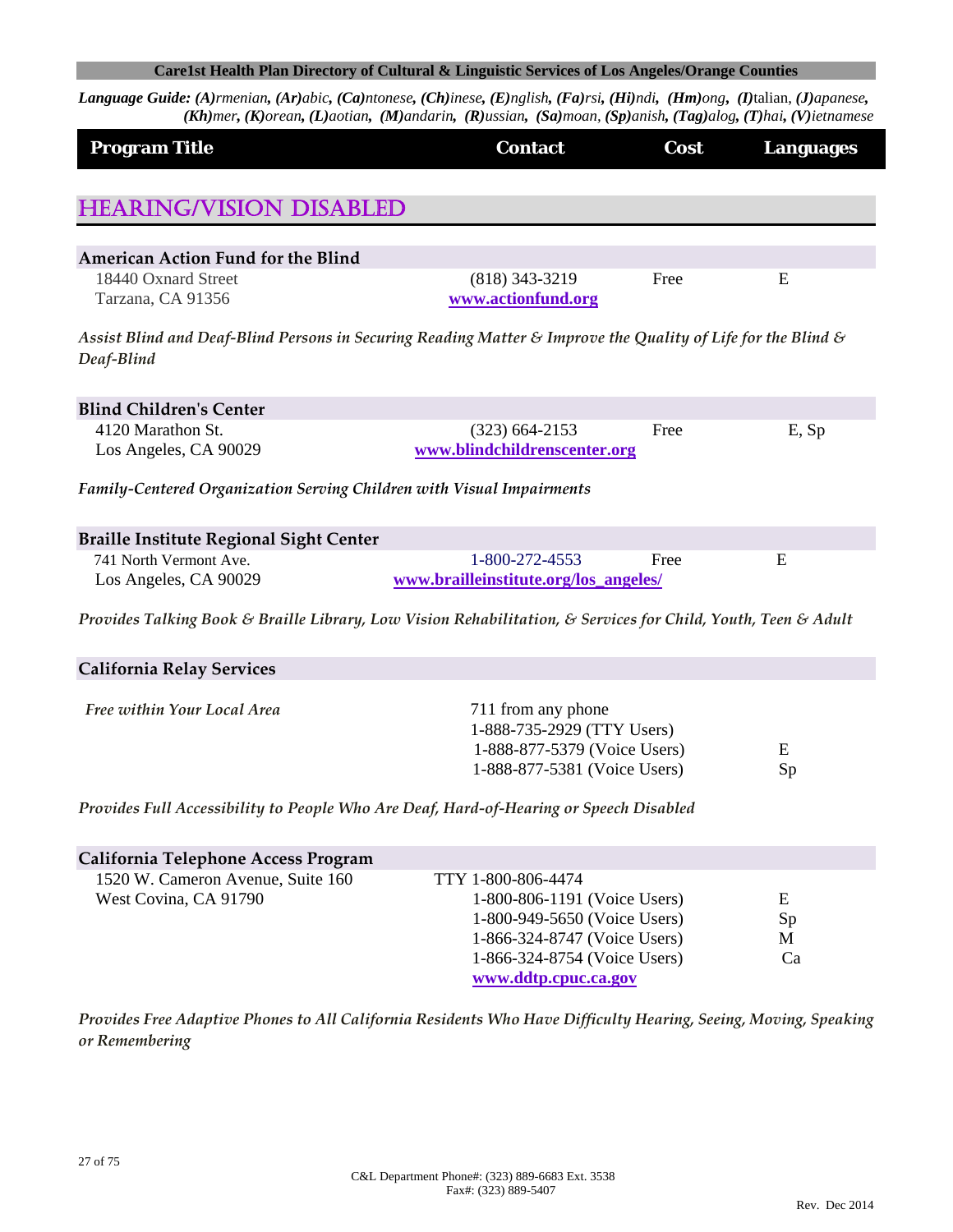**Language Guide:** ***(A)**rmenian, **(Ar)**abic, **(Ca)**ntonese, **(Ch)**inese, **(E)**nglish, **(Fa)**rsi, **(Hi)**ndi, **(Hm)**ong, **(I)**talian, **(J)**apanese, **(Kh)**mer, **(K)**orean, **(L)**aotian, **(M)**andarin, **(R)**ussian, **(Sa)**moan, **(Sp)**anish, **(Tag)**alog, **(T)**hai, **(V)**ietnamese*

| Program Title | Contact | Cost | Languages |
|---|---|---|---|

## HEARING/VISION DISABLED

### American Action Fund for the Blind

| | | | |
|---|---|---|---|
| 18440 Oxnard Street<br>Tarzana, CA 91356 | (818) 343-3219<br>www.actionfund.org | Free | E |

*Assist Blind and Deaf-Blind Persons in Securing Reading Matter & Improve the Quality of Life for the Blind & Deaf-Blind*

### Blind Children's Center

| | | | |
|---|---|---|---|
| 4120 Marathon St.<br>Los Angeles, CA 90029 | (323) 664-2153<br>www.blindchildrenscenter.org | Free | E, Sp |

*Family-Centered Organization Serving Children with Visual Impairments*

### Braille Institute Regional Sight Center

| | | | |
|---|---|---|---|
| 741 North Vermont Ave.<br>Los Angeles, CA 90029 | 1-800-272-4553<br>www.brailleinstitute.org/los_angeles/ | Free | E |

*Provides Talking Book & Braille Library, Low Vision Rehabilitation, & Services for Child, Youth, Teen & Adult*

### California Relay Services

| | | | |
|---|---|---|---|
| *Free within Your Local Area* | 711 from any phone | | |
| | 1-888-735-2929 (TTY Users) | | |
| | 1-888-877-5379 (Voice Users) | | E |
| | 1-888-877-5381 (Voice Users) | | Sp |

*Provides Full Accessibility to People Who Are Deaf, Hard-of-Hearing or Speech Disabled*

### California Telephone Access Program

| | | | |
|---|---|---|---|
| 1520 W. Cameron Avenue, Suite 160 | TTY 1-800-806-4474 | | |
| West Covina, CA 91790 | 1-800-806-1191 (Voice Users) | | E |
| | 1-800-949-5650 (Voice Users) | | Sp |
| | 1-866-324-8747 (Voice Users) | | M |
| | 1-866-324-8754 (Voice Users) | | Ca |
| | www.ddtp.cpuc.ca.gov | | |

*Provides Free Adaptive Phones to All California Residents Who Have Difficulty Hearing, Seeing, Moving, Speaking or Remembering*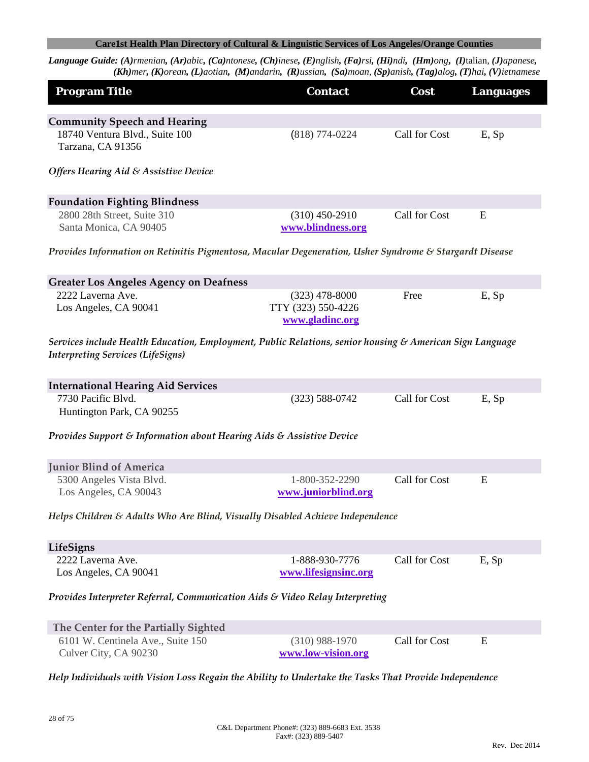**Care1st Health Plan Directory of Cultural & Linguistic Services of Los Angeles/Orange Counties**

***Language Guide:** **(A)**rmenian, **(Ar)**abic, **(Ca)**ntonese, **(Ch)**inese, **(E)**nglish, **(Fa)**rsi, **(Hi)**ndi, **(Hm)**ong, **(I)**talian, **(J)**apanese, **(Kh)**mer, **(K)**orean, **(L)**aotian, **(M)**andarin, **(R)**ussian, **(Sa)**moan, **(Sp)**anish, **(Tag)**alog, **(T)**hai, **(V)**ietnamese*

| Program Title | Contact | Cost | Languages |
|---|---|---|---|
| **Community Speech and Hearing**<br>18740 Ventura Blvd., Suite 100<br>Tarzana, CA 91356 | (818) 774-0224 | Call for Cost | E, Sp |
| *Offers Hearing Aid & Assistive Device* | | | |
| **Foundation Fighting Blindness**<br>2800 28th Street, Suite 310<br>Santa Monica, CA 90405 | (310) 450-2910<br>www.blindness.org | Call for Cost | E |
| *Provides Information on Retinitis Pigmentosa, Macular Degeneration, Usher Syndrome & Stargardt Disease* | | | |
| **Greater Los Angeles Agency on Deafness**<br>2222 Laverna Ave.<br>Los Angeles, CA 90041 | (323) 478-8000<br>TTY (323) 550-4226<br>www.gladinc.org | Free | E, Sp |
| *Services include Health Education, Employment, Public Relations, senior housing & American Sign Language Interpreting Services (LifeSigns)* | | | |
| **International Hearing Aid Services**<br>7730 Pacific Blvd.<br>Huntington Park, CA 90255 | (323) 588-0742 | Call for Cost | E, Sp |
| *Provides Support & Information about Hearing Aids & Assistive Device* | | | |
| **Junior Blind of America**<br>5300 Angeles Vista Blvd.<br>Los Angeles, CA 90043 | 1-800-352-2290<br>www.juniorblind.org | Call for Cost | E |
| *Helps Children & Adults Who Are Blind, Visually Disabled Achieve Independence* | | | |
| **LifeSigns**<br>2222 Laverna Ave.<br>Los Angeles, CA 90041 | 1-888-930-7776<br>www.lifesignsinc.org | Call for Cost | E, Sp |
| *Provides Interpreter Referral, Communication Aids & Video Relay Interpreting* | | | |
| **The Center for the Partially Sighted**<br>6101 W. Centinela Ave., Suite 150<br>Culver City, CA 90230 | (310) 988-1970<br>www.low-vision.org | Call for Cost | E |
| *Help Individuals with Vision Loss Regain the Ability to Undertake the Tasks That Provide Independence* | | | |

C&L Department Phone#: (323) 889-6683 Ext. 3538
Fax#: (323) 889-5407

Rev. Dec 2014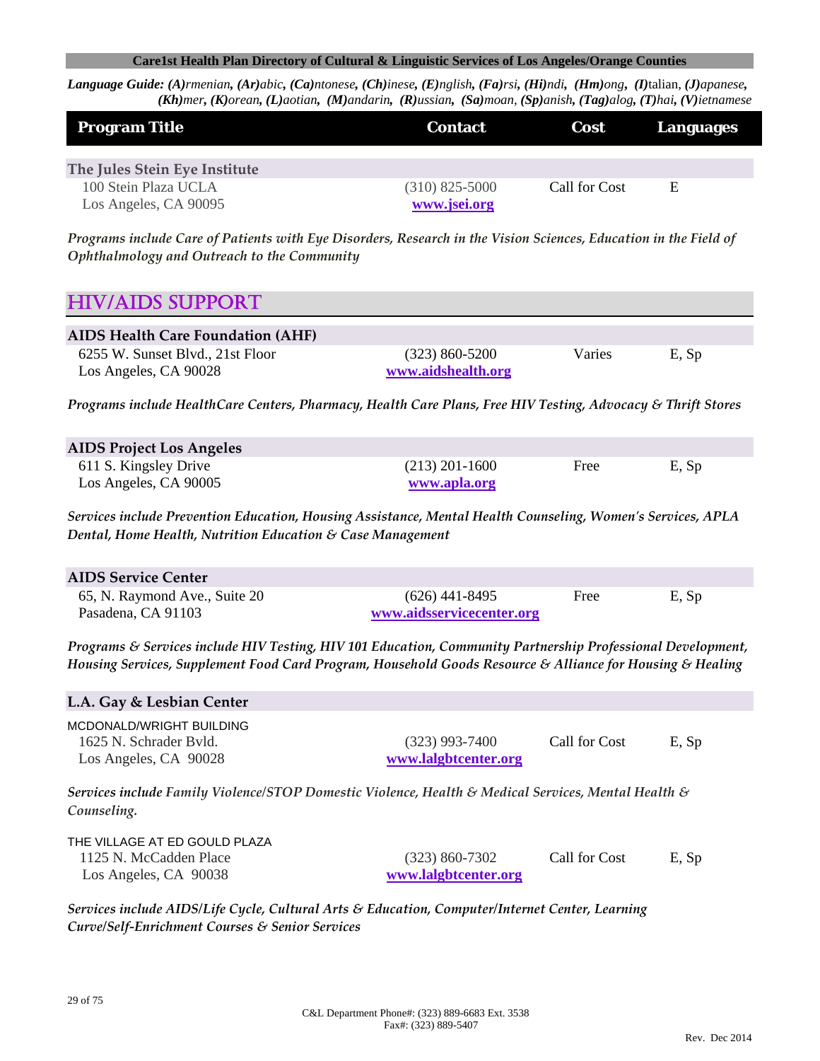**Care1st Health Plan Directory of Cultural & Linguistic Services of Los Angeles/Orange Counties**

***Language Guide:*** ***(A)****rmenian,* ***(Ar)****abic,* ***(Ca)****ntonese,* ***(Ch)****inese,* ***(E)****nglish,* ***(Fa)****rsi,* ***(Hi)****ndi,* ***(Hm)****ong,* ***(I)****talian,* ***(J)****apanese,* ***(Kh)****mer,* ***(K)****orean,* ***(L)****aotian,* ***(M)****andarin,* ***(R)****ussian,* ***(Sa)****moan,* ***(Sp)****anish,* ***(Tag)****alog,* ***(T)****hai,* ***(V)****ietnamese*

| Program Title | Contact | Cost | Languages |
|---|---|---|---|
| **The Jules Stein Eye Institute**<br>100 Stein Plaza UCLA<br>Los Angeles, CA 90095 | (310) 825-5000<br>www.jsei.org | Call for Cost | E |

*Programs include Care of Patients with Eye Disorders, Research in the Vision Sciences, Education in the Field of Ophthalmology and Outreach to the Community*

## HIV/AIDS SUPPORT

| Program Title | Contact | Cost | Languages |
|---|---|---|---|
| **AIDS Health Care Foundation (AHF)**<br>6255 W. Sunset Blvd., 21st Floor<br>Los Angeles, CA 90028 | (323) 860-5200<br>www.aidshealth.org | Varies | E, Sp |

*Programs include HealthCare Centers, Pharmacy, Health Care Plans, Free HIV Testing, Advocacy & Thrift Stores*

| Program Title | Contact | Cost | Languages |
|---|---|---|---|
| **AIDS Project Los Angeles**<br>611 S. Kingsley Drive<br>Los Angeles, CA 90005 | (213) 201-1600<br>www.apla.org | Free | E, Sp |

*Services include Prevention Education, Housing Assistance, Mental Health Counseling, Women's Services, APLA Dental, Home Health, Nutrition Education & Case Management*

| Program Title | Contact | Cost | Languages |
|---|---|---|---|
| **AIDS Service Center**<br>65, N. Raymond Ave., Suite 20<br>Pasadena, CA 91103 | (626) 441-8495<br>www.aidsservicecenter.org | Free | E, Sp |

*Programs & Services include HIV Testing, HIV 101 Education, Community Partnership Professional Development, Housing Services, Supplement Food Card Program, Household Goods Resource & Alliance for Housing & Healing*

| Program Title | Contact | Cost | Languages |
|---|---|---|---|
| **L.A. Gay & Lesbian Center**<br>MCDONALD/WRIGHT BUILDING<br>1625 N. Schrader Bvld.<br>Los Angeles, CA 90028 | (323) 993-7400<br>www.lalgbtcenter.org | Call for Cost | E, Sp |

*Services include Family Violence/STOP Domestic Violence, Health & Medical Services, Mental Health & Counseling.*

| Program Title | Contact | Cost | Languages |
|---|---|---|---|
| THE VILLAGE AT ED GOULD PLAZA<br>1125 N. McCadden Place<br>Los Angeles, CA 90038 | (323) 860-7302<br>www.lalgbtcenter.org | Call for Cost | E, Sp |

*Services include AIDS/Life Cycle, Cultural Arts & Education, Computer/Internet Center, Learning Curve/Self-Enrichment Courses & Senior Services*

C&L Department Phone#: (323) 889-6683 Ext. 3538
Fax#: (323) 889-5407

Rev. Dec 2014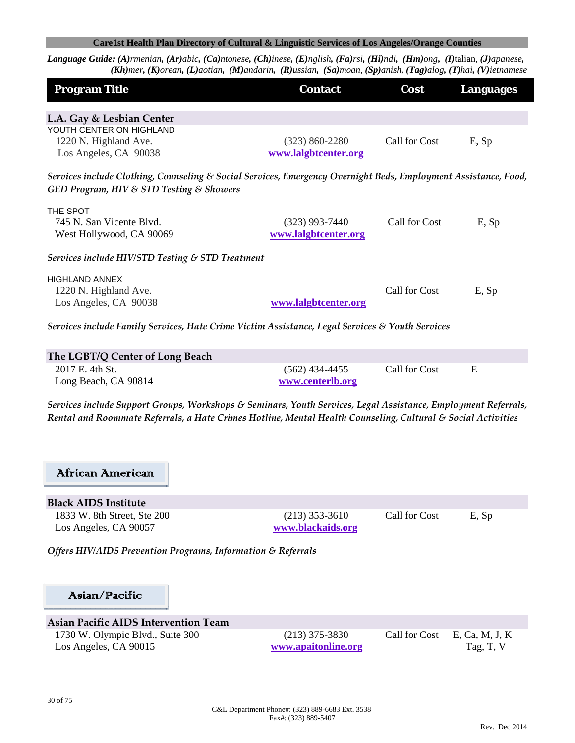Care1st Health Plan Directory of Cultural & Linguistic Services of Los Angeles/Orange Counties

***Language Guide:*** ***(A)****rmenian,* ***(Ar)****abic,* ***(Ca)****ntonese,* ***(Ch)****inese,* ***(E)****nglish,* ***(Fa)****rsi,* ***(Hi)****ndi,* ***(Hm)****ong,* ***(I)****talian,* ***(J)****apanese,* ***(Kh)****mer,* ***(K)****orean,* ***(L)****aotian,* ***(M)****andarin,* ***(R)****ussian,* ***(Sa)****moan,* ***(Sp)****anish,* ***(Tag)****alog,* ***(T)****hai,* ***(V)****ietnamese*

| Program Title | Contact | Cost | Languages |
|---|---|---|---|

**L.A. Gay & Lesbian Center**

| | | | |
|---|---|---|---|
| YOUTH CENTER ON HIGHLAND<br>1220 N. Highland Ave.<br>Los Angeles, CA 90038 | (323) 860-2280<br>**www.lalgbtcenter.org** | Call for Cost | E, Sp |

*Services include Clothing, Counseling & Social Services, Emergency Overnight Beds, Employment Assistance, Food, GED Program, HIV & STD Testing & Showers*

| | | | |
|---|---|---|---|
| THE SPOT<br>745 N. San Vicente Blvd.<br>West Hollywood, CA 90069 | (323) 993-7440<br>**www.lalgbtcenter.org** | Call for Cost | E, Sp |

*Services include HIV/STD Testing & STD Treatment*

| | | | |
|---|---|---|---|
| HIGHLAND ANNEX<br>1220 N. Highland Ave.<br>Los Angeles, CA 90038 | **www.lalgbtcenter.org** | Call for Cost | E, Sp |

*Services include Family Services, Hate Crime Victim Assistance, Legal Services & Youth Services*

**The LGBT/Q Center of Long Beach**

| | | | |
|---|---|---|---|
| 2017 E. 4th St.<br>Long Beach, CA 90814 | (562) 434-4455<br>**www.centerlb.org** | Call for Cost | E |

*Services include Support Groups, Workshops & Seminars, Youth Services, Legal Assistance, Employment Referrals, Rental and Roommate Referrals, a Hate Crimes Hotline, Mental Health Counseling, Cultural & Social Activities*

## African American

**Black AIDS Institute**

| | | | |
|---|---|---|---|
| 1833 W. 8th Street, Ste 200<br>Los Angeles, CA 90057 | (213) 353-3610<br>**www.blackaids.org** | Call for Cost | E, Sp |

*Offers HIV/AIDS Prevention Programs, Information & Referrals*

## Asian/Pacific

**Asian Pacific AIDS Intervention Team**

| | | | |
|---|---|---|---|
| 1730 W. Olympic Blvd., Suite 300<br>Los Angeles, CA 90015 | (213) 375-3830<br>**www.apaitonline.org** | Call for Cost | E, Ca, M, J, K<br>Tag, T, V |

C&L Department Phone#: (323) 889-6683 Ext. 3538
Fax#: (323) 889-5407

Rev. Dec 2014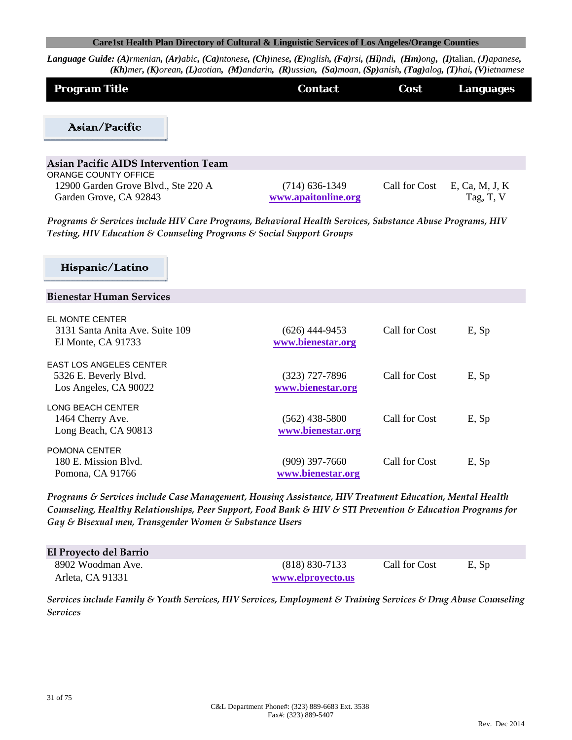**Language Guide:** ***(A)****rmenian*, ***(Ar)****abic*, ***(Ca)****ntonese*, ***(Ch)****inese*, ***(E)****nglish*, ***(Fa)****rsi*, ***(Hi)****ndi*, ***(Hm)****ong*, ***(I)****talian*, ***(J)****apanese*, ***(Kh)****mer*, ***(K)****orean*, ***(L)****aotian*, ***(M)****andarin*, ***(R)****ussian*, ***(Sa)****moan*, ***(Sp)****anish*, ***(Tag)****alog*, ***(T)****hai*, ***(V)****ietnamese*

| Program Title | Contact | Cost | Languages |
|---|---|---|---|

## Asian/Pacific

### Asian Pacific AIDS Intervention Team

| Program Title | Contact | Cost | Languages |
|---|---|---|---|
| ORANGE COUNTY OFFICE<br>12900 Garden Grove Blvd., Ste 220 A<br>Garden Grove, CA 92843 | (714) 636-1349<br>www.apaitonline.org | Call for Cost | E, Ca, M, J, K<br>Tag, T, V |

*Programs & Services include HIV Care Programs, Behavioral Health Services, Substance Abuse Programs, HIV Testing, HIV Education & Counseling Programs & Social Support Groups*

## Hispanic/Latino

### Bienestar Human Services

| Program Title | Contact | Cost | Languages |
|---|---|---|---|
| EL MONTE CENTER<br>3131 Santa Anita Ave. Suite 109<br>El Monte, CA 91733 | (626) 444-9453<br>www.bienestar.org | Call for Cost | E, Sp |
| EAST LOS ANGELES CENTER<br>5326 E. Beverly Blvd.<br>Los Angeles, CA 90022 | (323) 727-7896<br>www.bienestar.org | Call for Cost | E, Sp |
| LONG BEACH CENTER<br>1464 Cherry Ave.<br>Long Beach, CA 90813 | (562) 438-5800<br>www.bienestar.org | Call for Cost | E, Sp |
| POMONA CENTER<br>180 E. Mission Blvd.<br>Pomona, CA 91766 | (909) 397-7660<br>www.bienestar.org | Call for Cost | E, Sp |

*Programs & Services include Case Management, Housing Assistance, HIV Treatment Education, Mental Health Counseling, Healthy Relationships, Peer Support, Food Bank & HIV & STI Prevention & Education Programs for Gay & Bisexual men, Transgender Women & Substance Users*

### El Proyecto del Barrio

| Program Title | Contact | Cost | Languages |
|---|---|---|---|
| 8902 Woodman Ave.<br>Arleta, CA 91331 | (818) 830-7133<br>www.elproyecto.us | Call for Cost | E, Sp |

*Services include Family & Youth Services, HIV Services, Employment & Training Services & Drug Abuse Counseling Services*

C&L Department Phone#: (323) 889-6683 Ext. 3538
Fax#: (323) 889-5407

Rev. Dec 2014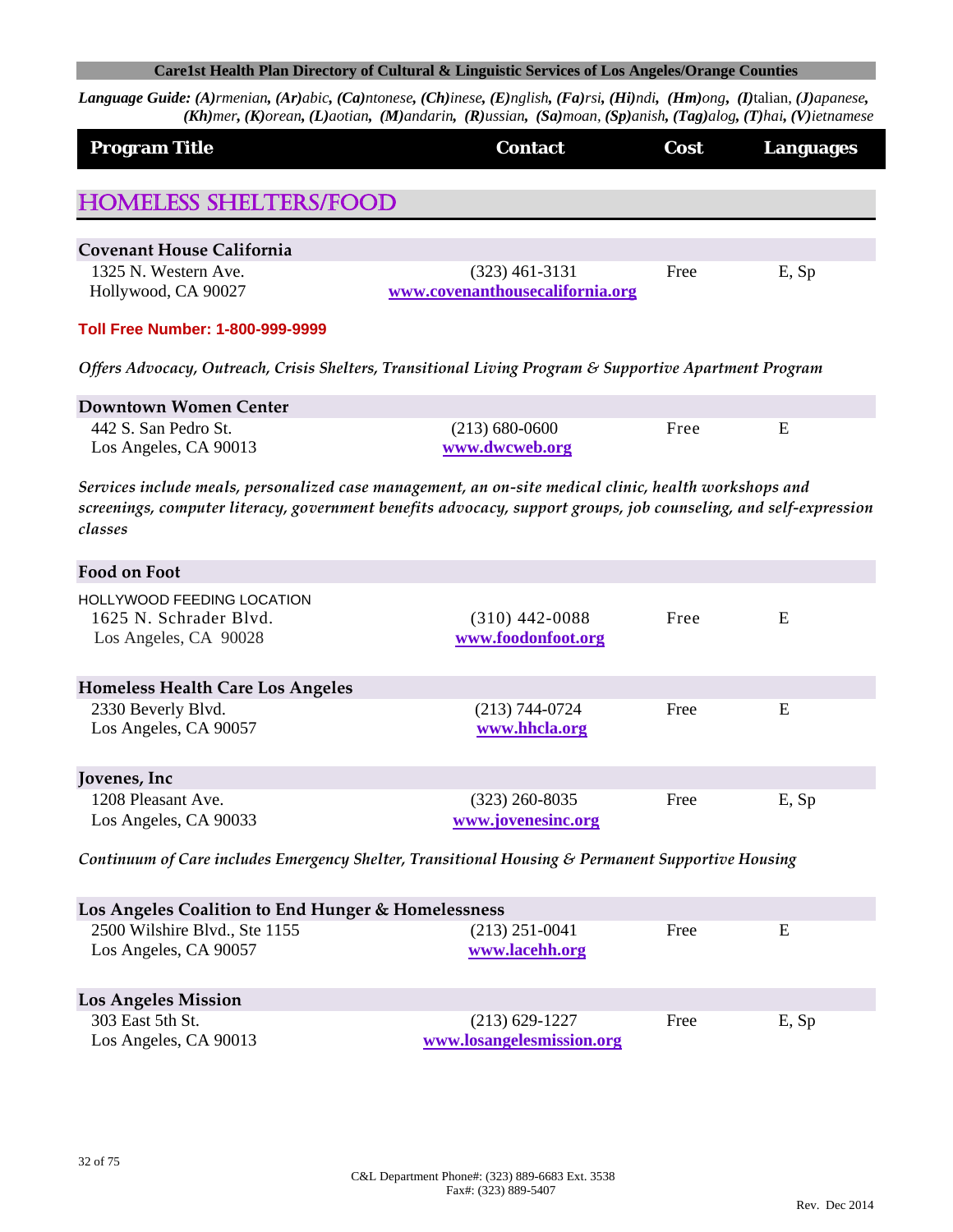**Care1st Health Plan Directory of Cultural & Linguistic Services of Los Angeles/Orange Counties**

***Language Guide:*** ***(A)****rmenian,* ***(Ar)****abic,* ***(Ca)****ntonese,* ***(Ch)****inese,* ***(E)****nglish,* ***(Fa)****rsi,* ***(Hi)****ndi,* ***(Hm)****ong,* ***(I)****talian,* ***(J)****apanese,* ***(Kh)****mer,* ***(K)****orean,* ***(L)****aotian,* ***(M)****andarin,* ***(R)****ussian,* ***(Sa)****moan,* ***(Sp)****anish,* ***(Tag)****alog,* ***(T)****hai,* ***(V)****ietnamese*

| Program Title | Contact | Cost | Languages |
|---|---|---|---|

## HOMELESS SHELTERS/FOOD

| **Covenant House California** | | | |
|---|---|---|---|
| 1325 N. Western Ave.<br>Hollywood, CA 90027 | (323) 461-3131<br>www.covenanthousecalifornia.org | Free | E, Sp |

**Toll Free Number: 1-800-999-9999**

*Offers Advocacy, Outreach, Crisis Shelters, Transitional Living Program & Supportive Apartment Program*

| **Downtown Women Center** | | | |
|---|---|---|---|
| 442 S. San Pedro St.<br>Los Angeles, CA 90013 | (213) 680-0600<br>www.dwcweb.org | Free | E |

*Services include meals, personalized case management, an on-site medical clinic, health workshops and screenings, computer literacy, government benefits advocacy, support groups, job counseling, and self-expression classes*

| **Food on Foot** | | | |
|---|---|---|---|
| HOLLYWOOD FEEDING LOCATION<br>1625 N. Schrader Blvd.<br>Los Angeles, CA 90028 | (310) 442-0088<br>www.foodonfoot.org | Free | E |

| **Homeless Health Care Los Angeles** | | | |
|---|---|---|---|
| 2330 Beverly Blvd.<br>Los Angeles, CA 90057 | (213) 744-0724<br>www.hhcla.org | Free | E |

| **Jovenes, Inc** | | | |
|---|---|---|---|
| 1208 Pleasant Ave.<br>Los Angeles, CA 90033 | (323) 260-8035<br>www.jovenesinc.org | Free | E, Sp |

*Continuum of Care includes Emergency Shelter, Transitional Housing & Permanent Supportive Housing*

| **Los Angeles Coalition to End Hunger & Homelessness** | | | |
|---|---|---|---|
| 2500 Wilshire Blvd., Ste 1155<br>Los Angeles, CA 90057 | (213) 251-0041<br>www.lacehh.org | Free | E |

| **Los Angeles Mission** | | | |
|---|---|---|---|
| 303 East 5th St.<br>Los Angeles, CA 90013 | (213) 629-1227<br>www.losangelesmission.org | Free | E, Sp |

C&L Department Phone#: (323) 889-6683 Ext. 3538
Fax#: (323) 889-5407

Rev. Dec 2014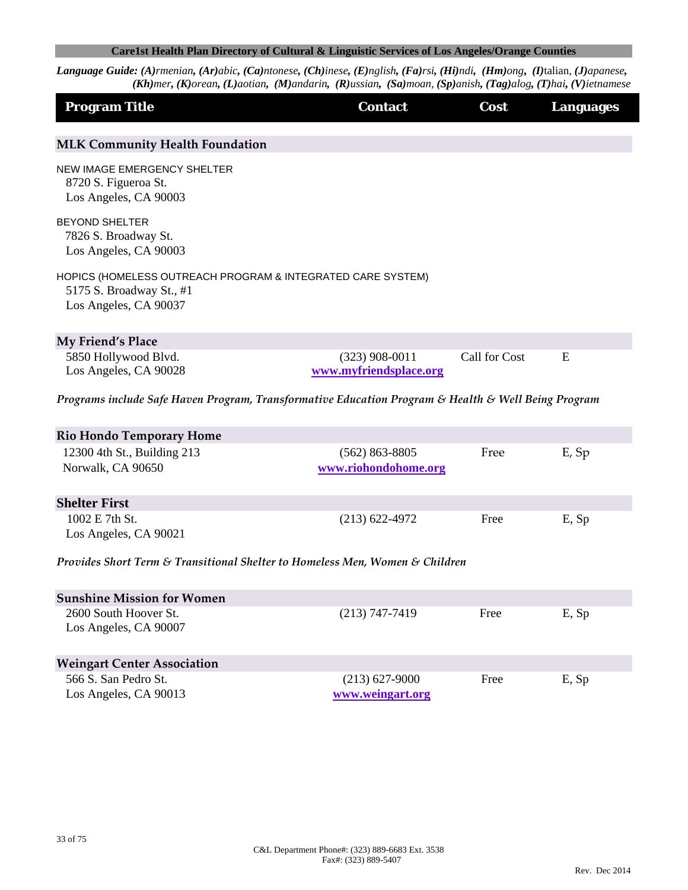Care1st Health Plan Directory of Cultural & Linguistic Services of Los Angeles/Orange Counties

***Language Guide:** (A)rmenian, (Ar)abic, (Ca)ntonese, (Ch)inese, (E)nglish, (Fa)rsi, (Hi)ndi, (Hm)ong, (I)talian, (J)apanese, (Kh)mer, (K)orean, (L)aotian, (M)andarin, (R)ussian, (Sa)moan, (Sp)anish, (Tag)alog, (T)hai, (V)ietnamese*

| Program Title | Contact | Cost | Languages |
|---|---|---|---|

## MLK Community Health Foundation

NEW IMAGE EMERGENCY SHELTER
8720 S. Figueroa St.
Los Angeles, CA 90003

BEYOND SHELTER
7826 S. Broadway St.
Los Angeles, CA 90003

HOPICS (HOMELESS OUTREACH PROGRAM & INTEGRATED CARE SYSTEM)
5175 S. Broadway St., #1
Los Angeles, CA 90037

## My Friend's Place

| Program Title | Contact | Cost | Languages |
|---|---|---|---|
| 5850 Hollywood Blvd.<br>Los Angeles, CA 90028 | (323) 908-0011<br>www.myfriendsplace.org | Call for Cost | E |

*Programs include Safe Haven Program, Transformative Education Program & Health & Well Being Program*

## Rio Hondo Temporary Home

| Program Title | Contact | Cost | Languages |
|---|---|---|---|
| 12300 4th St., Building 213<br>Norwalk, CA 90650 | (562) 863-8805<br>www.riohondohome.org | Free | E, Sp |

## Shelter First

| Program Title | Contact | Cost | Languages |
|---|---|---|---|
| 1002 E 7th St.<br>Los Angeles, CA 90021 | (213) 622-4972 | Free | E, Sp |

*Provides Short Term & Transitional Shelter to Homeless Men, Women & Children*

## Sunshine Mission for Women

| Program Title | Contact | Cost | Languages |
|---|---|---|---|
| 2600 South Hoover St.<br>Los Angeles, CA 90007 | (213) 747-7419 | Free | E, Sp |

## Weingart Center Association

| Program Title | Contact | Cost | Languages |
|---|---|---|---|
| 566 S. San Pedro St.<br>Los Angeles, CA 90013 | (213) 627-9000<br>www.weingart.org | Free | E, Sp |

C&L Department Phone#: (323) 889-6683 Ext. 3538
Fax#: (323) 889-5407

Rev. Dec 2014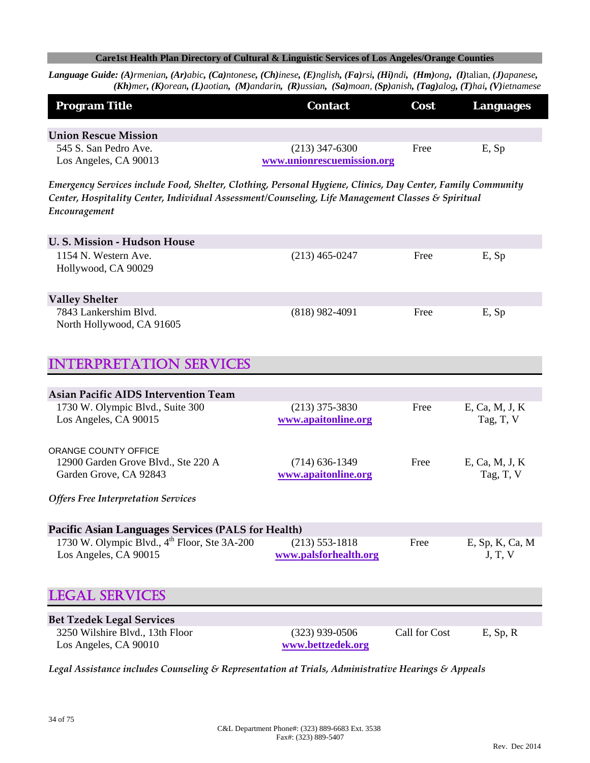Care1st Health Plan Directory of Cultural & Linguistic Services of Los Angeles/Orange Counties

***Language Guide:*** ***(A)****rmenian,* ***(Ar)****abic,* ***(Ca)****ntonese,* ***(Ch)****inese,* ***(E)****nglish,* ***(Fa)****rsi,* ***(Hi)****ndi,* ***(Hm)****ong,* ***(I)****talian,* ***(J)****apanese,* ***(Kh)****mer,* ***(K)****orean,* ***(L)****aotian,* ***(M)****andarin,* ***(R)****ussian,* ***(Sa)****moan,* ***(Sp)****anish,* ***(Tag)****alog,* ***(T)****hai,* ***(V)****ietnamese*

| Program Title | Contact | Cost | Languages |
|---|---|---|---|
| **Union Rescue Mission** | | | |
| 545 S. San Pedro Ave.<br>Los Angeles, CA 90013 | (213) 347-6300<br>www.unionrescuemission.org | Free | E, Sp |

*Emergency Services include Food, Shelter, Clothing, Personal Hygiene, Clinics, Day Center, Family Community Center, Hospitality Center, Individual Assessment/Counseling, Life Management Classes & Spiritual Encouragement*

| Program Title | Contact | Cost | Languages |
|---|---|---|---|
| **U. S. Mission - Hudson House** | | | |
| 1154 N. Western Ave.<br>Hollywood, CA 90029 | (213) 465-0247 | Free | E, Sp |
| **Valley Shelter** | | | |
| 7843 Lankershim Blvd.<br>North Hollywood, CA 91605 | (818) 982-4091 | Free | E, Sp |

## INTERPRETATION SERVICES

| Program Title | Contact | Cost | Languages |
|---|---|---|---|
| **Asian Pacific AIDS Intervention Team** | | | |
| 1730 W. Olympic Blvd., Suite 300<br>Los Angeles, CA 90015 | (213) 375-3830<br>www.apaitonline.org | Free | E, Ca, M, J, K<br>Tag, T, V |
| ORANGE COUNTY OFFICE<br>12900 Garden Grove Blvd., Ste 220 A<br>Garden Grove, CA 92843 | (714) 636-1349<br>www.apaitonline.org | Free | E, Ca, M, J, K<br>Tag, T, V |

*Offers Free Interpretation Services*

| Program Title | Contact | Cost | Languages |
|---|---|---|---|
| **Pacific Asian Languages Services (PALS for Health)** | | | |
| 1730 W. Olympic Blvd., 4th Floor, Ste 3A-200<br>Los Angeles, CA 90015 | (213) 553-1818<br>www.palsforhealth.org | Free | E, Sp, K, Ca, M<br>J, T, V |

## LEGAL SERVICES

| Program Title | Contact | Cost | Languages |
|---|---|---|---|
| **Bet Tzedek Legal Services** | | | |
| 3250 Wilshire Blvd., 13th Floor<br>Los Angeles, CA 90010 | (323) 939-0506<br>www.bettzedek.org | Call for Cost | E, Sp, R |

*Legal Assistance includes Counseling & Representation at Trials, Administrative Hearings & Appeals*

C&L Department Phone#: (323) 889-6683 Ext. 3538
Fax#: (323) 889-5407

Rev. Dec 2014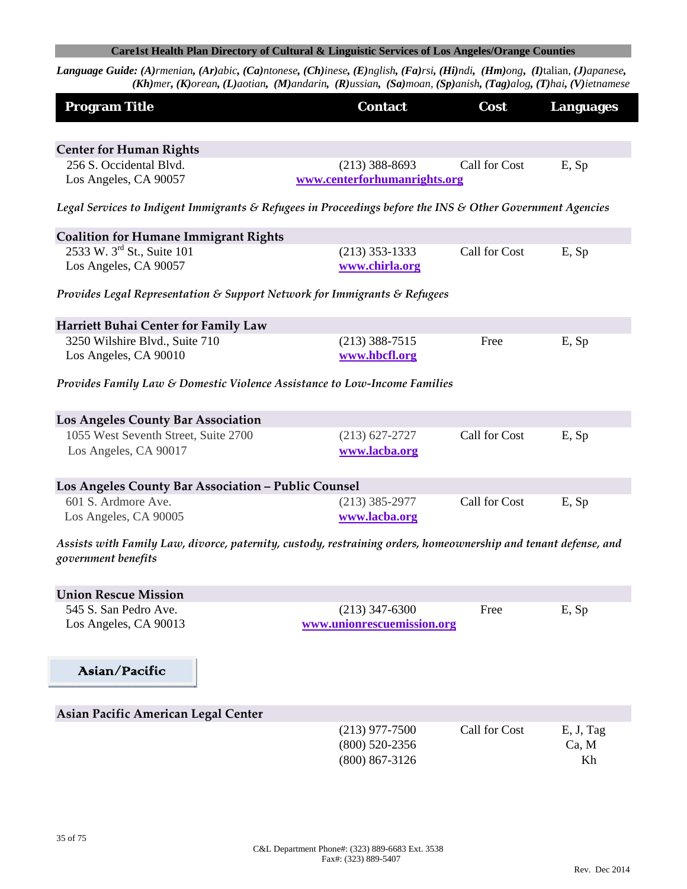**Care1st Health Plan Directory of Cultural & Linguistic Services of Los Angeles/Orange Counties**

***Language Guide:*** ***(A)****rmenian,* ***(Ar)****abic,* ***(Ca)****ntonese,* ***(Ch)****inese,* ***(E)****nglish,* ***(Fa)****rsi,* ***(Hi)****ndi,* ***(Hm)****ong,* ***(I)****talian,* ***(J)****apanese,* ***(Kh)****mer,* ***(K)****orean,* ***(L)****aotian,* ***(M)****andarin,* ***(R)****ussian,* ***(Sa)****moan,* ***(Sp)****anish,* ***(Tag)****alog,* ***(T)****hai,* ***(V)****ietnamese*

| Program Title | Contact | Cost | Languages |
|---|---|---|---|
| **Center for Human Rights** | | | |
| 256 S. Occidental Blvd.<br>Los Angeles, CA 90057 | (213) 388-8693<br>www.centerforhumanrights.org | Call for Cost | E, Sp |
| *Legal Services to Indigent Immigrants & Refugees in Proceedings before the INS & Other Government Agencies* | | | |
| **Coalition for Humane Immigrant Rights** | | | |
| 2533 W. 3rd St., Suite 101<br>Los Angeles, CA 90057 | (213) 353-1333<br>www.chirla.org | Call for Cost | E, Sp |
| *Provides Legal Representation & Support Network for Immigrants & Refugees* | | | |
| **Harriett Buhai Center for Family Law** | | | |
| 3250 Wilshire Blvd., Suite 710<br>Los Angeles, CA 90010 | (213) 388-7515<br>www.hbcfl.org | Free | E, Sp |
| *Provides Family Law & Domestic Violence Assistance to Low-Income Families* | | | |
| **Los Angeles County Bar Association** | | | |
| 1055 West Seventh Street, Suite 2700<br>Los Angeles, CA 90017 | (213) 627-2727<br>www.lacba.org | Call for Cost | E, Sp |
| **Los Angeles County Bar Association – Public Counsel** | | | |
| 601 S. Ardmore Ave.<br>Los Angeles, CA 90005 | (213) 385-2977<br>www.lacba.org | Call for Cost | E, Sp |
| *Assists with Family Law, divorce, paternity, custody, restraining orders, homeownership and tenant defense, and government benefits* | | | |
| **Union Rescue Mission** | | | |
| 545 S. San Pedro Ave.<br>Los Angeles, CA 90013 | (213) 347-6300<br>www.unionrescuemission.org | Free | E, Sp |

## Asian/Pacific

| Program Title | Contact | Cost | Languages |
|---|---|---|---|
| **Asian Pacific American Legal Center** | | | |
| | (213) 977-7500<br>(800) 520-2356<br>(800) 867-3126 | Call for Cost | E, J, Tag<br>Ca, M<br>Kh |

C&L Department Phone#: (323) 889-6683 Ext. 3538
Fax#: (323) 889-5407

Rev. Dec 2014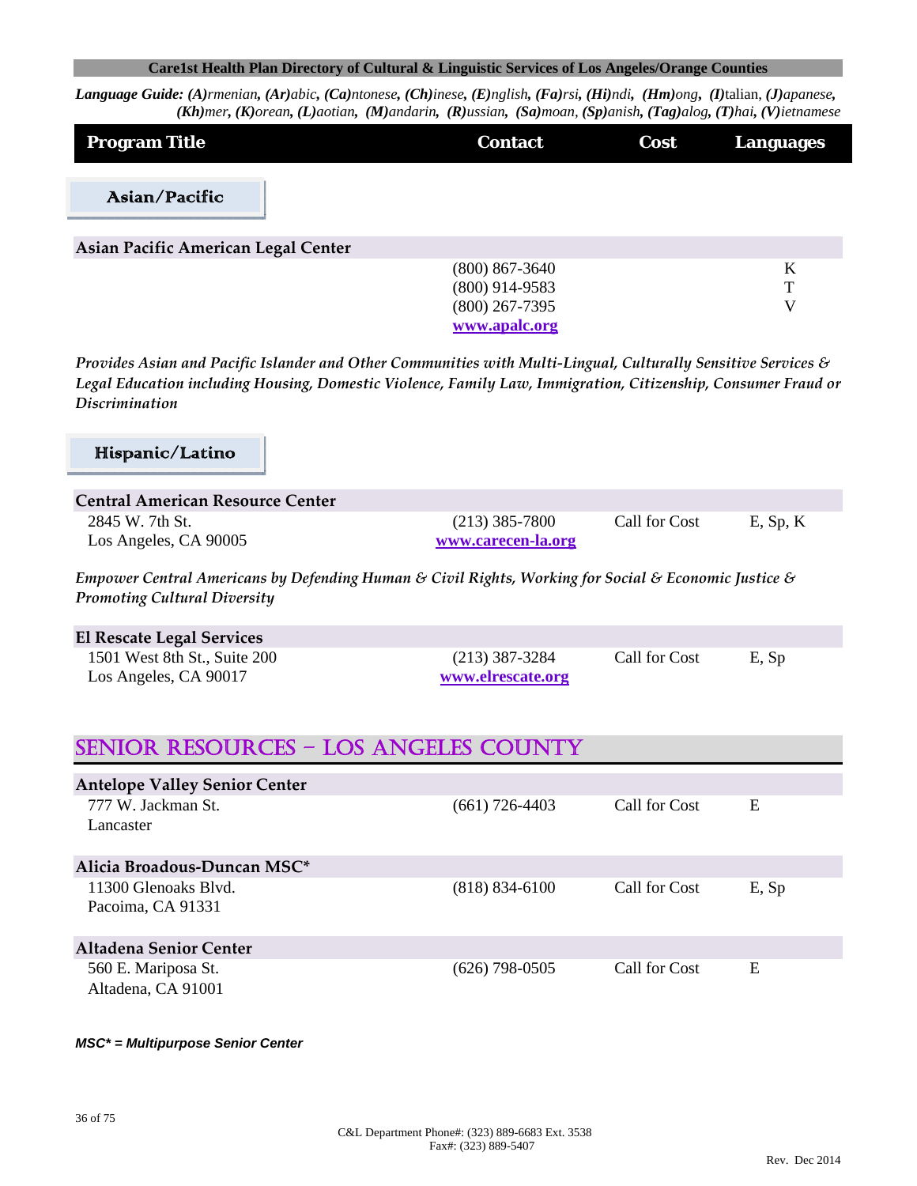**Care1st Health Plan Directory of Cultural & Linguistic Services of Los Angeles/Orange Counties**

***Language Guide:*** ***(A)****rmenian,* ***(Ar)****abic,* ***(Ca)****ntonese,* ***(Ch)****inese,* ***(E)****nglish,* ***(Fa)****rsi,* ***(Hi)****ndi,* ***(Hm)****ong,* ***(I)****talian,* ***(J)****apanese,* ***(Kh)****mer,* ***(K)****orean,* ***(L)****aotian,* ***(M)****andarin,* ***(R)****ussian,* ***(Sa)****moan,* ***(Sp)****anish,* ***(Tag)****alog,* ***(T)****hai,* ***(V)****ietnamese*

| Program Title | Contact | Cost | Languages |
|---|---|---|---|

### Asian/Pacific

| **Asian Pacific American Legal Center** | | | |
|---|---|---|---|
| | (800) 867-3640<br>(800) 914-9583<br>(800) 267-7395<br>www.apalc.org | | K<br>T<br>V |

*Provides Asian and Pacific Islander and Other Communities with Multi-Lingual, Culturally Sensitive Services & Legal Education including Housing, Domestic Violence, Family Law, Immigration, Citizenship, Consumer Fraud or Discrimination*

### Hispanic/Latino

| **Central American Resource Center** | | | |
|---|---|---|---|
| 2845 W. 7th St.<br>Los Angeles, CA 90005 | (213) 385-7800<br>www.carecen-la.org | Call for Cost | E, Sp, K |

*Empower Central Americans by Defending Human & Civil Rights, Working for Social & Economic Justice & Promoting Cultural Diversity*

| **El Rescate Legal Services** | | | |
|---|---|---|---|
| 1501 West 8th St., Suite 200<br>Los Angeles, CA 90017 | (213) 387-3284<br>www.elrescate.org | Call for Cost | E, Sp |

## SENIOR RESOURCES – LOS ANGELES COUNTY

| **Antelope Valley Senior Center** | | | |
|---|---|---|---|
| 777 W. Jackman St.<br>Lancaster | (661) 726-4403 | Call for Cost | E |
| **Alicia Broadous-Duncan MSC*** | | | |
| 11300 Glenoaks Blvd.<br>Pacoima, CA 91331 | (818) 834-6100 | Call for Cost | E, Sp |
| **Altadena Senior Center** | | | |
| 560 E. Mariposa St.<br>Altadena, CA 91001 | (626) 798-0505 | Call for Cost | E |

***MSC* = Multipurpose Senior Center***

C&L Department Phone#: (323) 889-6683 Ext. 3538
Fax#: (323) 889-5407

Rev. Dec 2014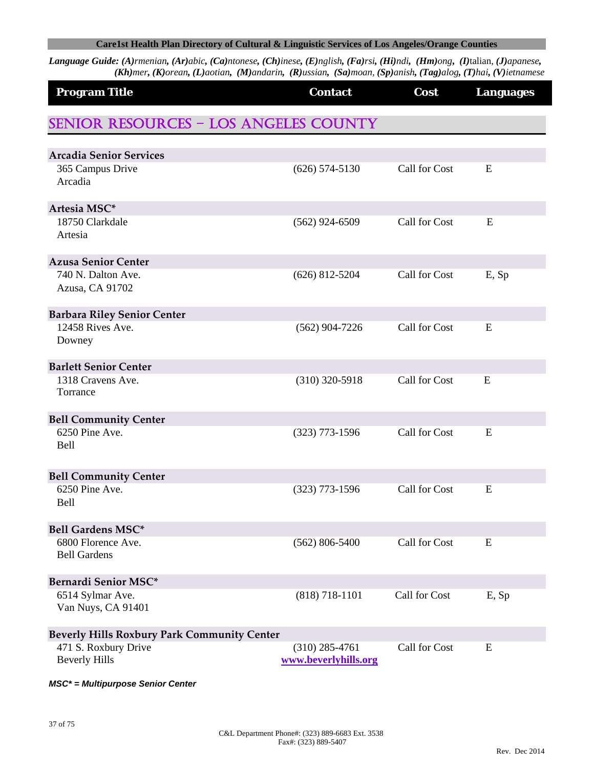**Language Guide:** ***(A)**rmenian, **(Ar)**abic, **(Ca)**ntonese, **(Ch)**inese, **(E)**nglish, **(Fa)**rsi, **(Hi)**ndi, **(Hm)**ong, **(I)**talian, **(J)**apanese, **(Kh)**mer, **(K)**orean, **(L)**aotian, **(M)**andarin, **(R)**ussian, **(Sa)**moan, **(Sp)**anish, **(Tag)**alog, **(T)**hai, **(V)**ietnamese*

## SENIOR RESOURCES – LOS ANGELES COUNTY

| Program Title | Contact | Cost | Languages |
|---|---|---|---|
| **Arcadia Senior Services** | | | |
| 365 Campus Drive<br>Arcadia | (626) 574-5130 | Call for Cost | E |
| **Artesia MSC*** | | | |
| 18750 Clarkdale<br>Artesia | (562) 924-6509 | Call for Cost | E |
| **Azusa Senior Center** | | | |
| 740 N. Dalton Ave.<br>Azusa, CA 91702 | (626) 812-5204 | Call for Cost | E, Sp |
| **Barbara Riley Senior Center** | | | |
| 12458 Rives Ave.<br>Downey | (562) 904-7226 | Call for Cost | E |
| **Barlett Senior Center** | | | |
| 1318 Cravens Ave.<br>Torrance | (310) 320-5918 | Call for Cost | E |
| **Bell Community Center** | | | |
| 6250 Pine Ave.<br>Bell | (323) 773-1596 | Call for Cost | E |
| **Bell Community Center** | | | |
| 6250 Pine Ave.<br>Bell | (323) 773-1596 | Call for Cost | E |
| **Bell Gardens MSC*** | | | |
| 6800 Florence Ave.<br>Bell Gardens | (562) 806-5400 | Call for Cost | E |
| **Bernardi Senior MSC*** | | | |
| 6514 Sylmar Ave.<br>Van Nuys, CA 91401 | (818) 718-1101 | Call for Cost | E, Sp |
| **Beverly Hills Roxbury Park Community Center** | | | |
| 471 S. Roxbury Drive<br>Beverly Hills | (310) 285-4761<br>www.beverlyhills.org | Call for Cost | E |

***MSC* = Multipurpose Senior Center***

C&L Department Phone#: (323) 889-6683 Ext. 3538
Fax#: (323) 889-5407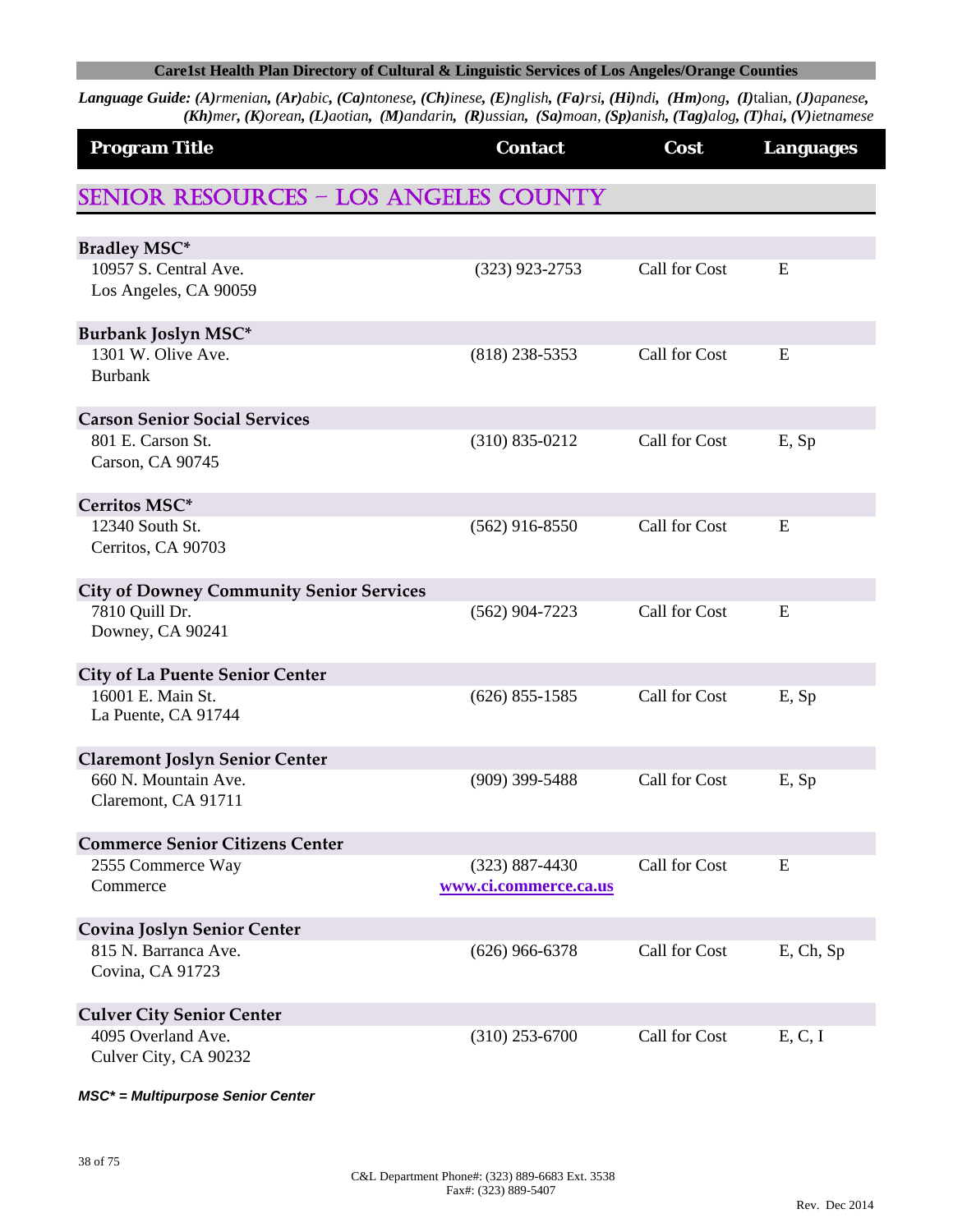**Care1st Health Plan Directory of Cultural & Linguistic Services of Los Angeles/Orange Counties**

***Language Guide:** **(A)**rmenian, **(Ar)**abic, **(Ca)**ntonese, **(Ch)**inese, **(E)**nglish, **(Fa)**rsi, **(Hi)**ndi, **(Hm)**ong, **(I)**talian, **(J)**apanese, **(Kh)**mer, **(K)**orean, **(L)**aotian, **(M)**andarin, **(R)**ussian, **(Sa)**moan, **(Sp)**anish, **(Tag)**alog, **(T)**hai, **(V)**ietnamese*

## SENIOR RESOURCES – LOS ANGELES COUNTY

| Program Title | Contact | Cost | Languages |
|---|---|---|---|
| **Bradley MSC*** | | | |
| 10957 S. Central Ave.<br>Los Angeles, CA 90059 | (323) 923-2753 | Call for Cost | E |
| **Burbank Joslyn MSC*** | | | |
| 1301 W. Olive Ave.<br>Burbank | (818) 238-5353 | Call for Cost | E |
| **Carson Senior Social Services** | | | |
| 801 E. Carson St.<br>Carson, CA 90745 | (310) 835-0212 | Call for Cost | E, Sp |
| **Cerritos MSC*** | | | |
| 12340 South St.<br>Cerritos, CA 90703 | (562) 916-8550 | Call for Cost | E |
| **City of Downey Community Senior Services** | | | |
| 7810 Quill Dr.<br>Downey, CA 90241 | (562) 904-7223 | Call for Cost | E |
| **City of La Puente Senior Center** | | | |
| 16001 E. Main St.<br>La Puente, CA 91744 | (626) 855-1585 | Call for Cost | E, Sp |
| **Claremont Joslyn Senior Center** | | | |
| 660 N. Mountain Ave.<br>Claremont, CA 91711 | (909) 399-5488 | Call for Cost | E, Sp |
| **Commerce Senior Citizens Center** | | | |
| 2555 Commerce Way<br>Commerce | (323) 887-4430<br>www.ci.commerce.ca.us | Call for Cost | E |
| **Covina Joslyn Senior Center** | | | |
| 815 N. Barranca Ave.<br>Covina, CA 91723 | (626) 966-6378 | Call for Cost | E, Ch, Sp |
| **Culver City Senior Center** | | | |
| 4095 Overland Ave.<br>Culver City, CA 90232 | (310) 253-6700 | Call for Cost | E, C, I |

***MSC* = Multipurpose Senior Center***

C&L Department Phone#: (323) 889-6683 Ext. 3538
Fax#: (323) 889-5407

Rev. Dec 2014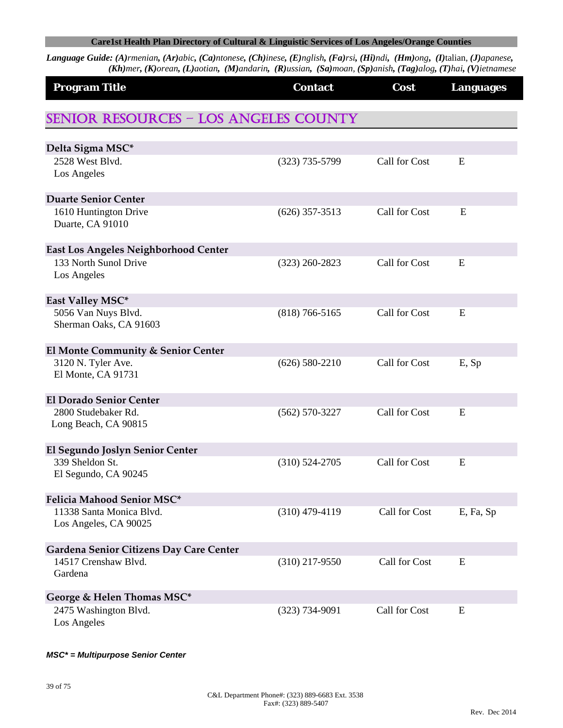**Care1st Health Plan Directory of Cultural & Linguistic Services of Los Angeles/Orange Counties**

*Language Guide: **(A)**rmenian, **(Ar)**abic, **(Ca)**ntonese, **(Ch)**inese, **(E)**nglish, **(Fa)**rsi, **(Hi)**ndi, **(Hm)**ong, **(I)**talian, **(J)**apanese, **(Kh)**mer, **(K)**orean, **(L)**aotian, **(M)**andarin, **(R)**ussian, **(Sa)**moan, **(Sp)**anish, **(Tag)**alog, **(T)**hai, **(V)**ietnamese*

## SENIOR RESOURCES – LOS ANGELES COUNTY

| Program Title | Contact | Cost | Languages |
|---|---|---|---|
| **Delta Sigma MSC*** | | | |
| 2528 West Blvd.<br>Los Angeles | (323) 735-5799 | Call for Cost | E |
| **Duarte Senior Center** | | | |
| 1610 Huntington Drive<br>Duarte, CA 91010 | (626) 357-3513 | Call for Cost | E |
| **East Los Angeles Neighborhood Center** | | | |
| 133 North Sunol Drive<br>Los Angeles | (323) 260-2823 | Call for Cost | E |
| **East Valley MSC*** | | | |
| 5056 Van Nuys Blvd.<br>Sherman Oaks, CA 91603 | (818) 766-5165 | Call for Cost | E |
| **El Monte Community & Senior Center** | | | |
| 3120 N. Tyler Ave.<br>El Monte, CA 91731 | (626) 580-2210 | Call for Cost | E, Sp |
| **El Dorado Senior Center** | | | |
| 2800 Studebaker Rd.<br>Long Beach, CA 90815 | (562) 570-3227 | Call for Cost | E |
| **El Segundo Joslyn Senior Center** | | | |
| 339 Sheldon St.<br>El Segundo, CA 90245 | (310) 524-2705 | Call for Cost | E |
| **Felicia Mahood Senior MSC*** | | | |
| 11338 Santa Monica Blvd.<br>Los Angeles, CA 90025 | (310) 479-4119 | Call for Cost | E, Fa, Sp |
| **Gardena Senior Citizens Day Care Center** | | | |
| 14517 Crenshaw Blvd.<br>Gardena | (310) 217-9550 | Call for Cost | E |
| **George & Helen Thomas MSC*** | | | |
| 2475 Washington Blvd.<br>Los Angeles | (323) 734-9091 | Call for Cost | E |

***MSC* = Multipurpose Senior Center***

C&L Department Phone#: (323) 889-6683 Ext. 3538
Fax#: (323) 889-5407

Rev. Dec 2014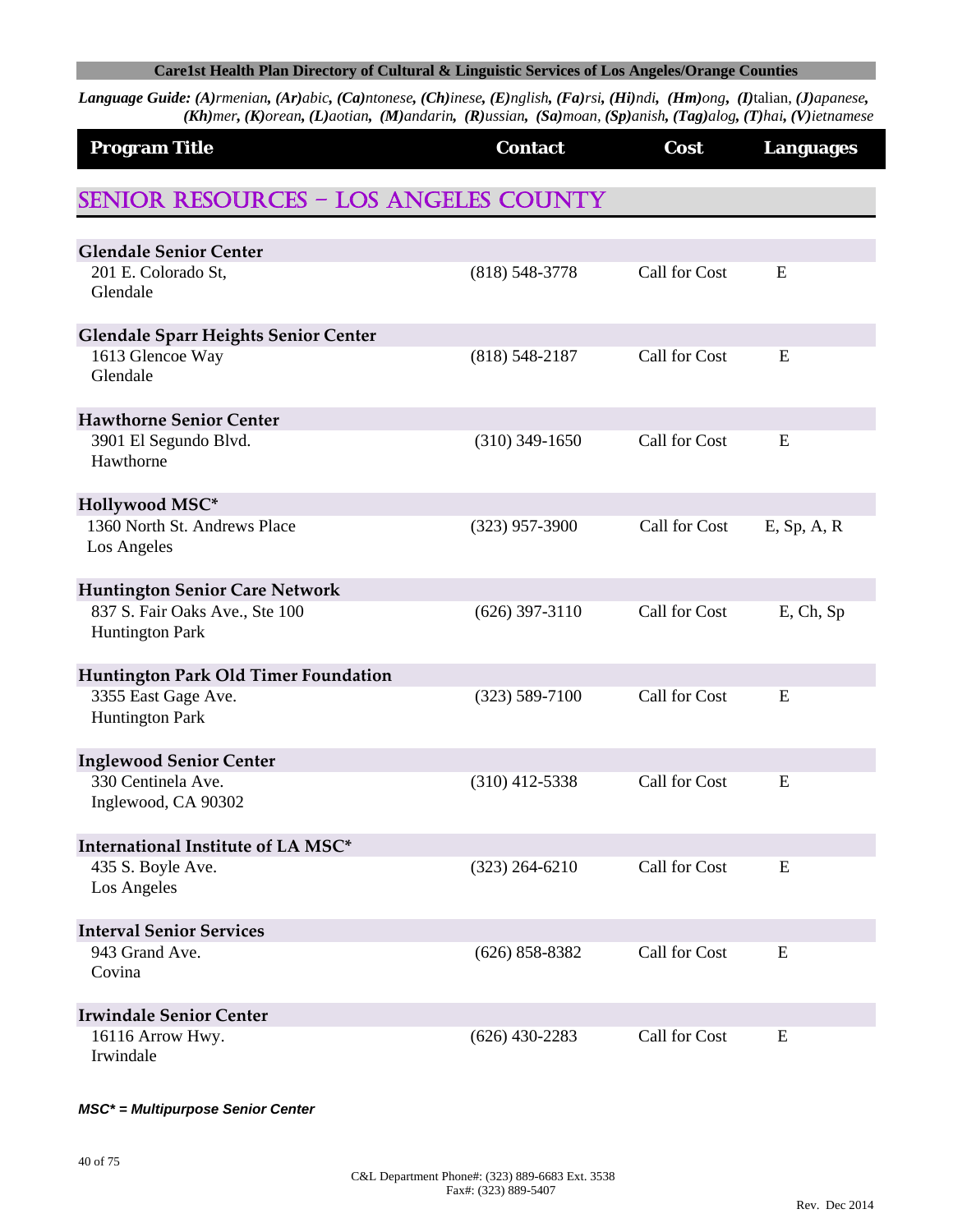**Language Guide:** ***(A)****rmenian,* ***(Ar)****abic,* ***(Ca)****ntonese,* ***(Ch)****inese,* ***(E)****nglish,* ***(Fa)****rsi,* ***(Hi)****ndi,* ***(Hm)****ong,* ***(I)****talian,* ***(J)****apanese,* ***(Kh)****mer,* ***(K)****orean,* ***(L)****aotian,* ***(M)****andarin,* ***(R)****ussian,* ***(Sa)****moan,* ***(Sp)****anish,* ***(Tag)****alog,* ***(T)****hai,* ***(V)****ietnamese*

## SENIOR RESOURCES – LOS ANGELES COUNTY

| Program Title | Contact | Cost | Languages |
|---|---|---|---|
| **Glendale Senior Center**<br>201 E. Colorado St,<br>Glendale | (818) 548-3778 | Call for Cost | E |
| **Glendale Sparr Heights Senior Center**<br>1613 Glencoe Way<br>Glendale | (818) 548-2187 | Call for Cost | E |
| **Hawthorne Senior Center**<br>3901 El Segundo Blvd.<br>Hawthorne | (310) 349-1650 | Call for Cost | E |
| **Hollywood MSC***<br>1360 North St. Andrews Place<br>Los Angeles | (323) 957-3900 | Call for Cost | E, Sp, A, R |
| **Huntington Senior Care Network**<br>837 S. Fair Oaks Ave., Ste 100<br>Huntington Park | (626) 397-3110 | Call for Cost | E, Ch, Sp |
| **Huntington Park Old Timer Foundation**<br>3355 East Gage Ave.<br>Huntington Park | (323) 589-7100 | Call for Cost | E |
| **Inglewood Senior Center**<br>330 Centinela Ave.<br>Inglewood, CA 90302 | (310) 412-5338 | Call for Cost | E |
| **International Institute of LA MSC***<br>435 S. Boyle Ave.<br>Los Angeles | (323) 264-6210 | Call for Cost | E |
| **Interval Senior Services**<br>943 Grand Ave.<br>Covina | (626) 858-8382 | Call for Cost | E |
| **Irwindale Senior Center**<br>16116 Arrow Hwy.<br>Irwindale | (626) 430-2283 | Call for Cost | E |

***MSC* = Multipurpose Senior Center***

C&L Department Phone#: (323) 889-6683 Ext. 3538
Fax#: (323) 889-5407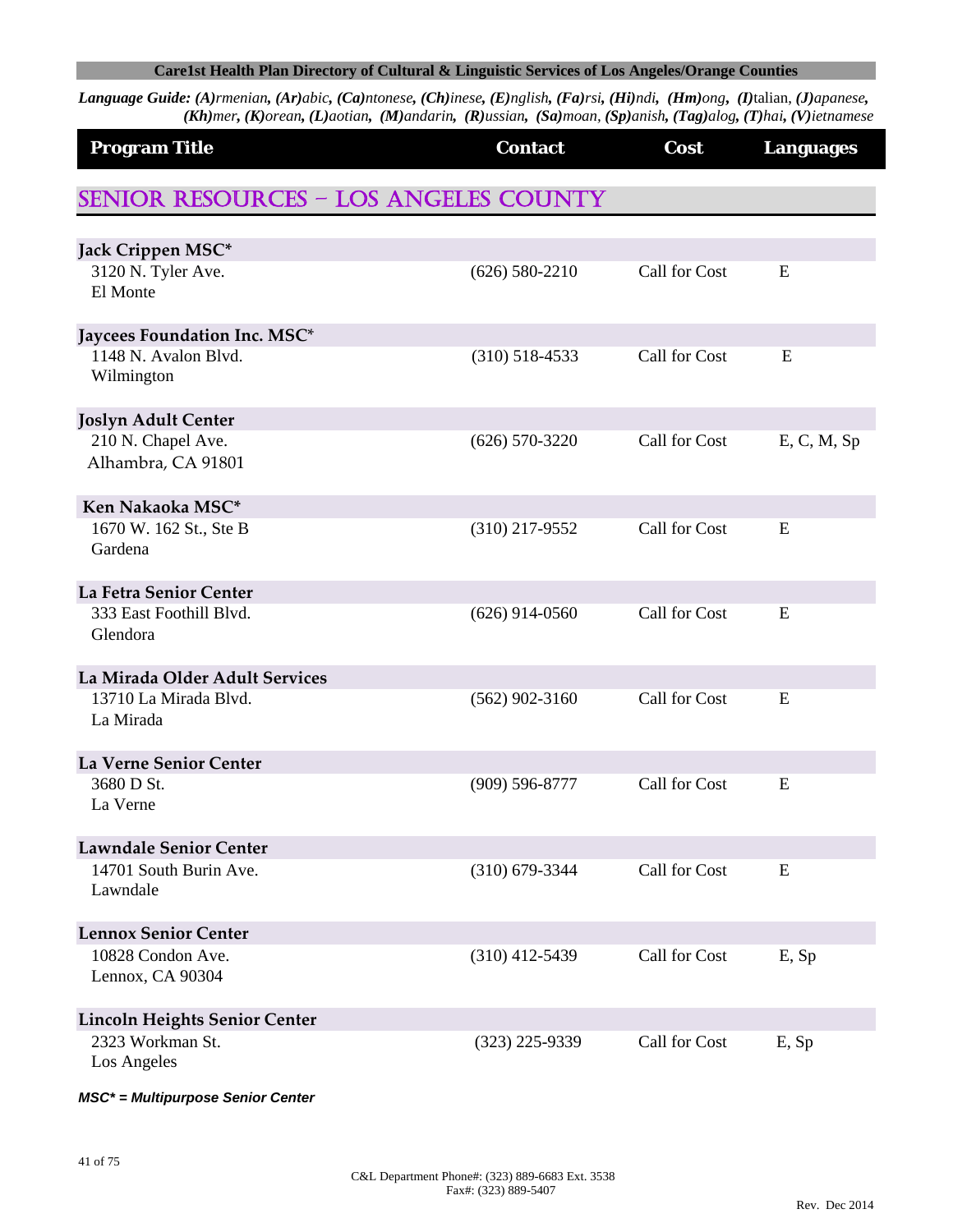**Language Guide:** ***(A)****rmenian,* ***(Ar)****abic,* ***(Ca)****ntonese,* ***(Ch)****inese,* ***(E)****nglish,* ***(Fa)****rsi,* ***(Hi)****ndi,* ***(Hm)****ong,* ***(I)****talian,* ***(J)****apanese,* ***(Kh)****mer,* ***(K)****orean,* ***(L)****aotian,* ***(M)****andarin,* ***(R)****ussian,* ***(Sa)****moan,* ***(Sp)****anish,* ***(Tag)****alog,* ***(T)****hai,* ***(V)****ietnamese*

## SENIOR RESOURCES – LOS ANGELES COUNTY

| Program Title | Contact | Cost | Languages |
|---|---|---|---|
| **Jack Crippen MSC*** | | | |
| 3120 N. Tyler Ave.<br>El Monte | (626) 580-2210 | Call for Cost | E |
| **Jaycees Foundation Inc. MSC*** | | | |
| 1148 N. Avalon Blvd.<br>Wilmington | (310) 518-4533 | Call for Cost | E |
| **Joslyn Adult Center** | | | |
| 210 N. Chapel Ave.<br>Alhambra, CA 91801 | (626) 570-3220 | Call for Cost | E, C, M, Sp |
| **Ken Nakaoka MSC*** | | | |
| 1670 W. 162 St., Ste B<br>Gardena | (310) 217-9552 | Call for Cost | E |
| **La Fetra Senior Center** | | | |
| 333 East Foothill Blvd.<br>Glendora | (626) 914-0560 | Call for Cost | E |
| **La Mirada Older Adult Services** | | | |
| 13710 La Mirada Blvd.<br>La Mirada | (562) 902-3160 | Call for Cost | E |
| **La Verne Senior Center** | | | |
| 3680 D St.<br>La Verne | (909) 596-8777 | Call for Cost | E |
| **Lawndale Senior Center** | | | |
| 14701 South Burin Ave.<br>Lawndale | (310) 679-3344 | Call for Cost | E |
| **Lennox Senior Center** | | | |
| 10828 Condon Ave.<br>Lennox, CA 90304 | (310) 412-5439 | Call for Cost | E, Sp |
| **Lincoln Heights Senior Center** | | | |
| 2323 Workman St.<br>Los Angeles | (323) 225-9339 | Call for Cost | E, Sp |

***MSC* = Multipurpose Senior Center***

C&L Department Phone#: (323) 889-6683 Ext. 3538
Fax#: (323) 889-5407

Rev. Dec 2014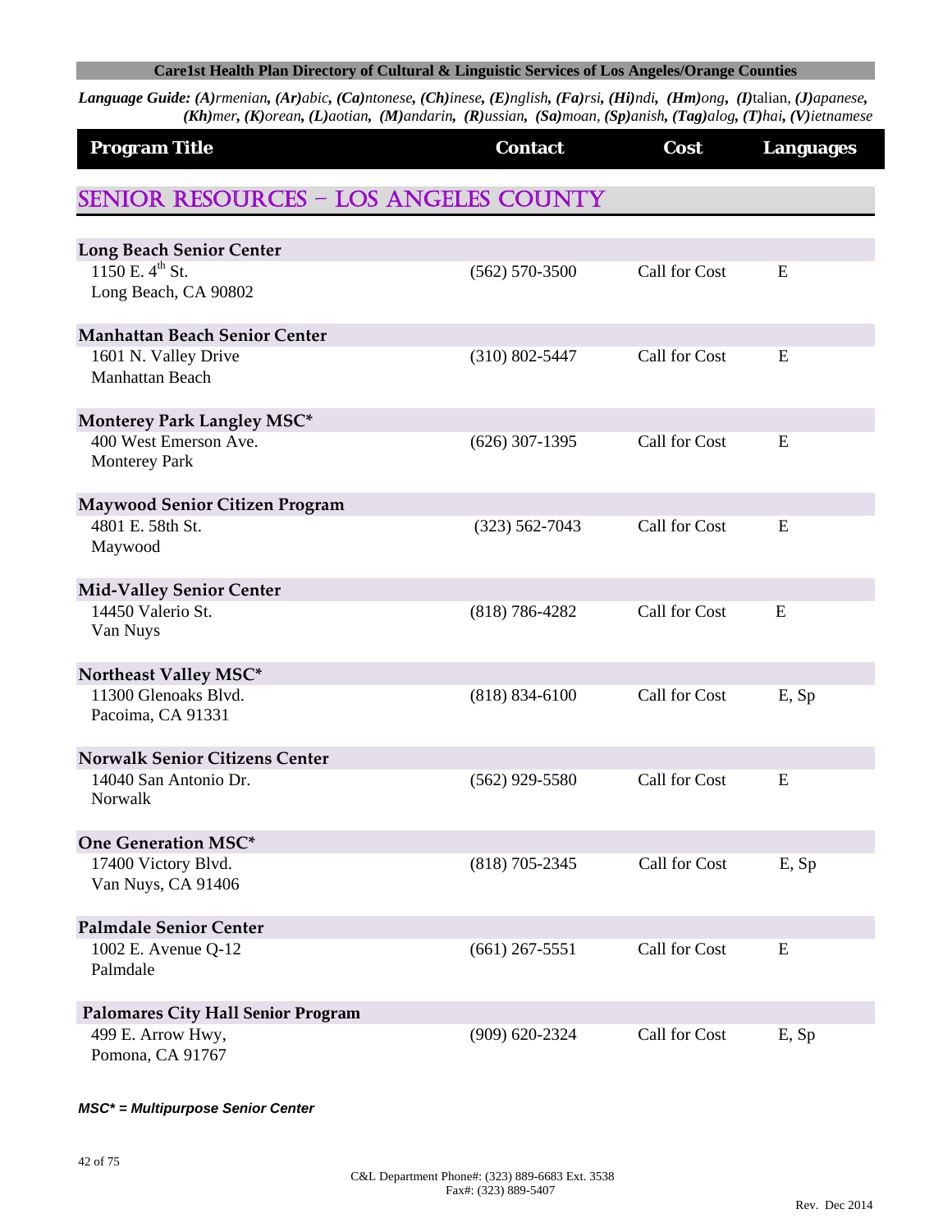**Language Guide:** ***(A)****rmenian*, ***(Ar)****abic*, ***(Ca)****ntonese*, ***(Ch)****inese*, ***(E)****nglish*, ***(Fa)****rsi*, ***(Hi)****ndi*, ***(Hm)****ong*, ***(I)****talian*, ***(J)****apanese*, ***(Kh)****mer*, ***(K)****orean*, ***(L)****aotian*, ***(M)****andarin*, ***(R)****ussian*, ***(Sa)****moan*, ***(Sp)****anish*, ***(Tag)****alog*, ***(T)****hai*, ***(V)****ietnamese*

## SENIOR RESOURCES – LOS ANGELES COUNTY

| Program Title | Contact | Cost | Languages |
|---|---|---|---|
| **Long Beach Senior Center**<br>1150 E. 4th St.<br>Long Beach, CA 90802 | (562) 570-3500 | Call for Cost | E |
| **Manhattan Beach Senior Center**<br>1601 N. Valley Drive<br>Manhattan Beach | (310) 802-5447 | Call for Cost | E |
| **Monterey Park Langley MSC***<br>400 West Emerson Ave.<br>Monterey Park | (626) 307-1395 | Call for Cost | E |
| **Maywood Senior Citizen Program**<br>4801 E. 58th St.<br>Maywood | (323) 562-7043 | Call for Cost | E |
| **Mid-Valley Senior Center**<br>14450 Valerio St.<br>Van Nuys | (818) 786-4282 | Call for Cost | E |
| **Northeast Valley MSC***<br>11300 Glenoaks Blvd.<br>Pacoima, CA 91331 | (818) 834-6100 | Call for Cost | E, Sp |
| **Norwalk Senior Citizens Center**<br>14040 San Antonio Dr.<br>Norwalk | (562) 929-5580 | Call for Cost | E |
| **One Generation MSC***<br>17400 Victory Blvd.<br>Van Nuys, CA 91406 | (818) 705-2345 | Call for Cost | E, Sp |
| **Palmdale Senior Center**<br>1002 E. Avenue Q-12<br>Palmdale | (661) 267-5551 | Call for Cost | E |
| **Palomares City Hall Senior Program**<br>499 E. Arrow Hwy,<br>Pomona, CA 91767 | (909) 620-2324 | Call for Cost | E, Sp |

***MSC* = Multipurpose Senior Center***

C&L Department Phone#: (323) 889-6683 Ext. 3538
Fax#: (323) 889-5407

Rev. Dec 2014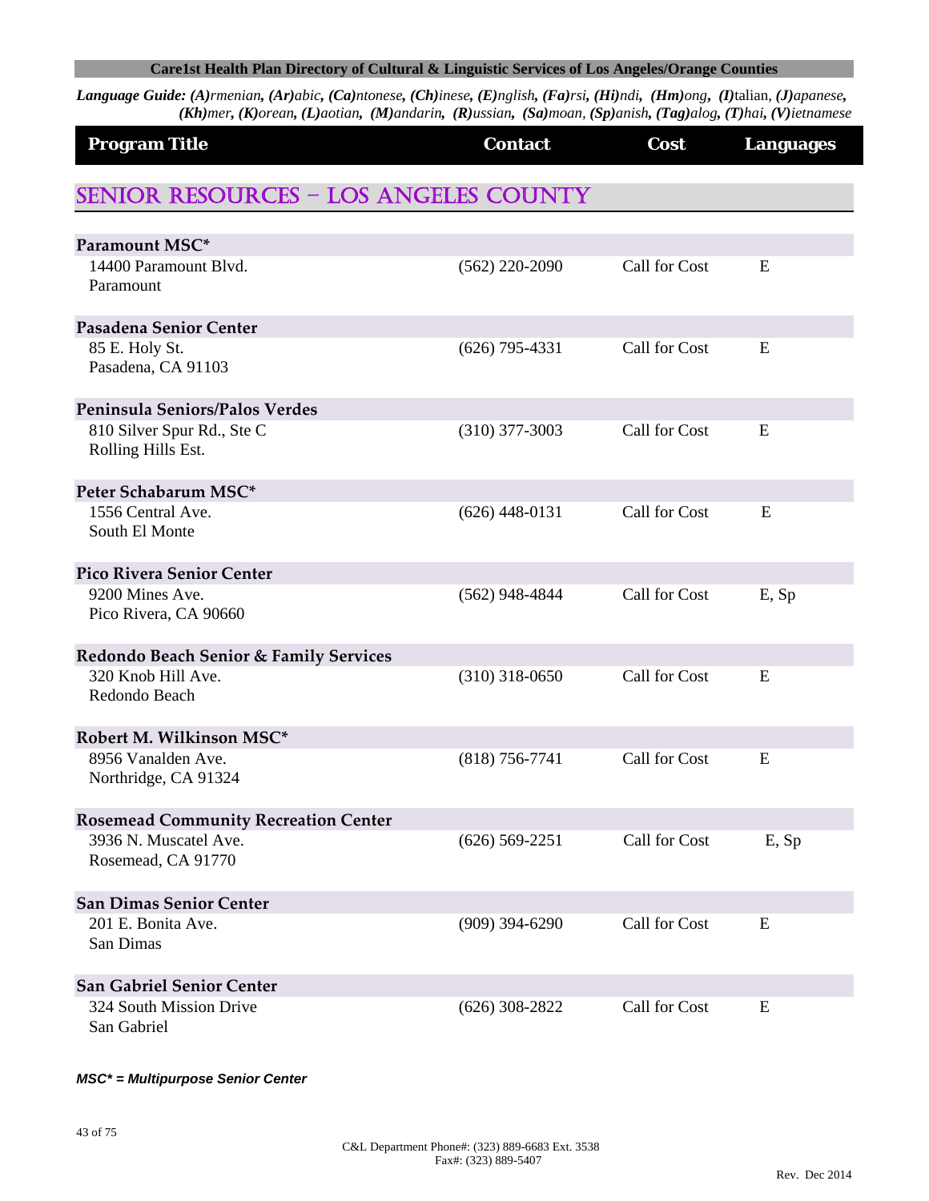**Care1st Health Plan Directory of Cultural & Linguistic Services of Los Angeles/Orange Counties**

***Language Guide:*** ***(A)****rmenian,* ***(Ar)****abic,* ***(Ca)****ntonese,* ***(Ch)****inese,* ***(E)****nglish,* ***(Fa)****rsi,* ***(Hi)****ndi,* ***(Hm)****ong,* ***(I)****talian,* ***(J)****apanese,* ***(Kh)****mer,* ***(K)****orean,* ***(L)****aotian,* ***(M)****andarin,* ***(R)****ussian,* ***(Sa)****moan,* ***(Sp)****anish,* ***(Tag)****alog,* ***(T)****hai,* ***(V)****ietnamese*

## SENIOR RESOURCES – LOS ANGELES COUNTY

| Program Title | Contact | Cost | Languages |
|---|---|---|---|
| **Paramount MSC*** | | | |
| 14400 Paramount Blvd.<br>Paramount | (562) 220-2090 | Call for Cost | E |
| **Pasadena Senior Center** | | | |
| 85 E. Holy St.<br>Pasadena, CA 91103 | (626) 795-4331 | Call for Cost | E |
| **Peninsula Seniors/Palos Verdes** | | | |
| 810 Silver Spur Rd., Ste C<br>Rolling Hills Est. | (310) 377-3003 | Call for Cost | E |
| **Peter Schabarum MSC*** | | | |
| 1556 Central Ave.<br>South El Monte | (626) 448-0131 | Call for Cost | E |
| **Pico Rivera Senior Center** | | | |
| 9200 Mines Ave.<br>Pico Rivera, CA 90660 | (562) 948-4844 | Call for Cost | E, Sp |
| **Redondo Beach Senior & Family Services** | | | |
| 320 Knob Hill Ave.<br>Redondo Beach | (310) 318-0650 | Call for Cost | E |
| **Robert M. Wilkinson MSC*** | | | |
| 8956 Vanalden Ave.<br>Northridge, CA 91324 | (818) 756-7741 | Call for Cost | E |
| **Rosemead Community Recreation Center** | | | |
| 3936 N. Muscatel Ave.<br>Rosemead, CA 91770 | (626) 569-2251 | Call for Cost | E, Sp |
| **San Dimas Senior Center** | | | |
| 201 E. Bonita Ave.<br>San Dimas | (909) 394-6290 | Call for Cost | E |
| **San Gabriel Senior Center** | | | |
| 324 South Mission Drive<br>San Gabriel | (626) 308-2822 | Call for Cost | E |

***MSC* = Multipurpose Senior Center***

C&L Department Phone#: (323) 889-6683 Ext. 3538
Fax#: (323) 889-5407

Rev. Dec 2014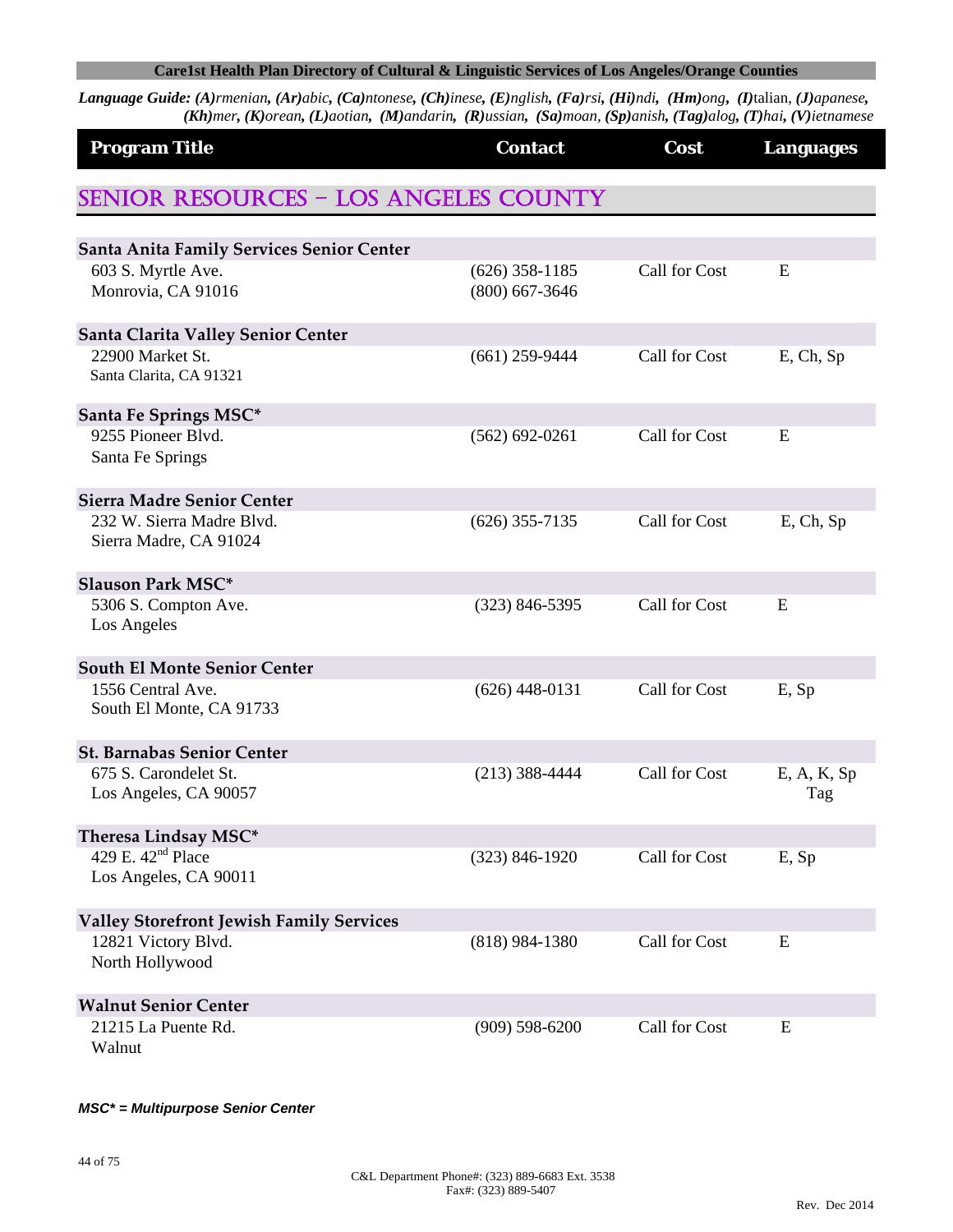**Care1st Health Plan Directory of Cultural & Linguistic Services of Los Angeles/Orange Counties**

***Language Guide:*** ***(A)****rmenian,* ***(Ar)****abic,* ***(Ca)****ntonese,* ***(Ch)****inese,* ***(E)****nglish,* ***(Fa)****rsi,* ***(Hi)****ndi,* ***(Hm)****ong,* ***(I)****talian,* ***(J)****apanese,* ***(Kh)****mer,* ***(K)****orean,* ***(L)****aotian,* ***(M)****andarin,* ***(R)****ussian,* ***(Sa)****moan,* ***(Sp)****anish,* ***(Tag)****alog,* ***(T)****hai,* ***(V)****ietnamese*

## SENIOR RESOURCES – LOS ANGELES COUNTY

| Program Title | Contact | Cost | Languages |
|---|---|---|---|
| **Santa Anita Family Services Senior Center** | | | |
| 603 S. Myrtle Ave.<br>Monrovia, CA 91016 | (626) 358-1185<br>(800) 667-3646 | Call for Cost | E |
| **Santa Clarita Valley Senior Center** | | | |
| 22900 Market St.<br>Santa Clarita, CA 91321 | (661) 259-9444 | Call for Cost | E, Ch, Sp |
| **Santa Fe Springs MSC*** | | | |
| 9255 Pioneer Blvd.<br>Santa Fe Springs | (562) 692-0261 | Call for Cost | E |
| **Sierra Madre Senior Center** | | | |
| 232 W. Sierra Madre Blvd.<br>Sierra Madre, CA 91024 | (626) 355-7135 | Call for Cost | E, Ch, Sp |
| **Slauson Park MSC*** | | | |
| 5306 S. Compton Ave.<br>Los Angeles | (323) 846-5395 | Call for Cost | E |
| **South El Monte Senior Center** | | | |
| 1556 Central Ave.<br>South El Monte, CA 91733 | (626) 448-0131 | Call for Cost | E, Sp |
| **St. Barnabas Senior Center** | | | |
| 675 S. Carondelet St.<br>Los Angeles, CA 90057 | (213) 388-4444 | Call for Cost | E, A, K, Sp Tag |
| **Theresa Lindsay MSC*** | | | |
| 429 E. 42nd Place<br>Los Angeles, CA 90011 | (323) 846-1920 | Call for Cost | E, Sp |
| **Valley Storefront Jewish Family Services** | | | |
| 12821 Victory Blvd.<br>North Hollywood | (818) 984-1380 | Call for Cost | E |
| **Walnut Senior Center** | | | |
| 21215 La Puente Rd.<br>Walnut | (909) 598-6200 | Call for Cost | E |

***MSC\* = Multipurpose Senior Center***

C&L Department Phone#: (323) 889-6683 Ext. 3538
Fax#: (323) 889-5407

Rev. Dec 2014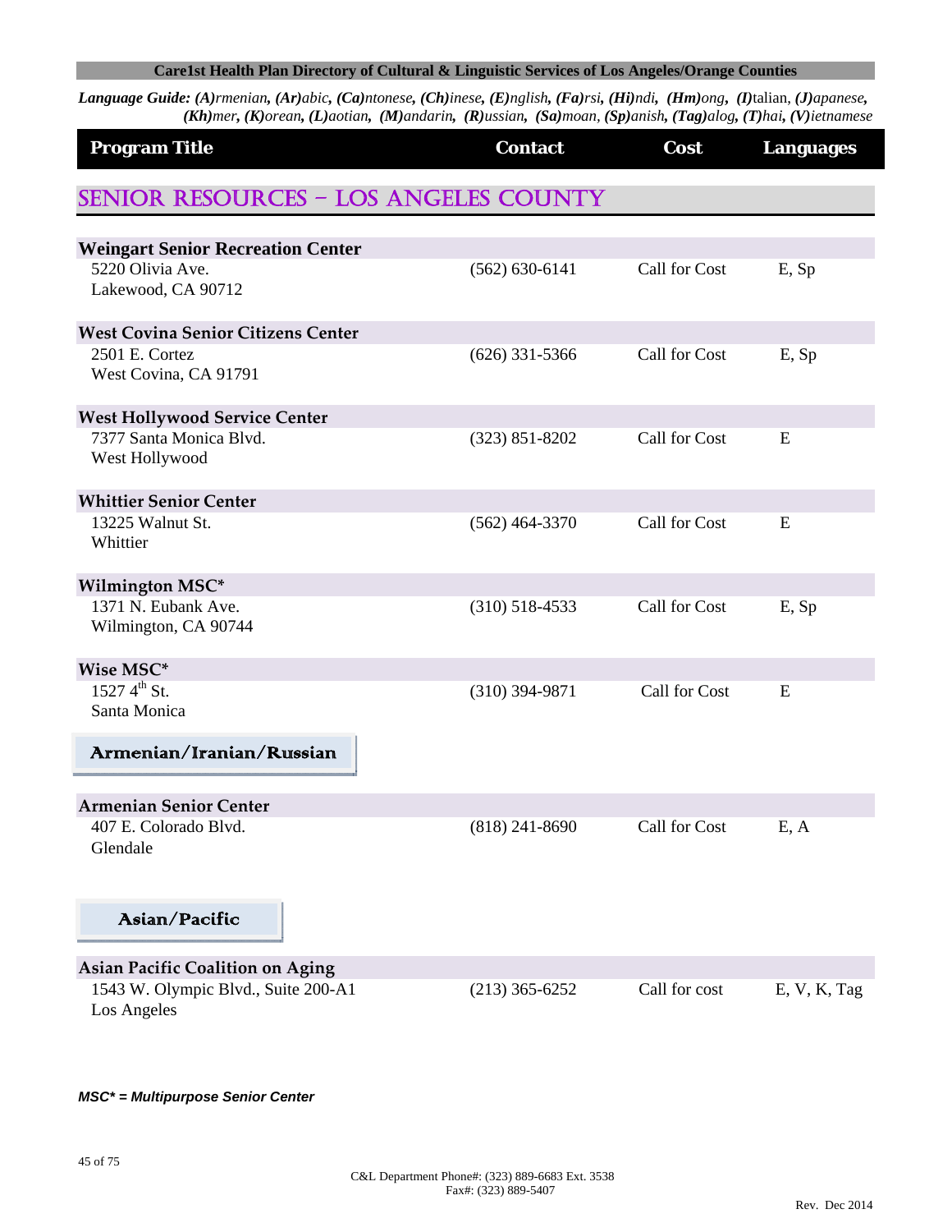**Language Guide:** ***(A)****rmenian,* ***(Ar)****abic,* ***(Ca)****ntonese,* ***(Ch)****inese,* ***(E)****nglish,* ***(Fa)****rsi,* ***(Hi)****ndi,* ***(Hm)****ong,* ***(I)****talian,* ***(J)****apanese,* ***(Kh)****mer,* ***(K)****orean,* ***(L)****aotian,* ***(M)****andarin,* ***(R)****ussian,* ***(Sa)****moan,* ***(Sp)****anish,* ***(Tag)****alog,* ***(T)****hai,* ***(V)****ietnamese*

## SENIOR RESOURCES – LOS ANGELES COUNTY

| Program Title | Contact | Cost | Languages |
|---|---|---|---|
| **Weingart Senior Recreation Center**<br>5220 Olivia Ave.<br>Lakewood, CA 90712 | (562) 630-6141 | Call for Cost | E, Sp |
| **West Covina Senior Citizens Center**<br>2501 E. Cortez<br>West Covina, CA 91791 | (626) 331-5366 | Call for Cost | E, Sp |
| **West Hollywood Service Center**<br>7377 Santa Monica Blvd.<br>West Hollywood | (323) 851-8202 | Call for Cost | E |
| **Whittier Senior Center**<br>13225 Walnut St.<br>Whittier | (562) 464-3370 | Call for Cost | E |
| **Wilmington MSC***<br>1371 N. Eubank Ave.<br>Wilmington, CA 90744 | (310) 518-4533 | Call for Cost | E, Sp |
| **Wise MSC***<br>1527 4th St.<br>Santa Monica | (310) 394-9871 | Call for Cost | E |

### Armenian/Iranian/Russian

| Program Title | Contact | Cost | Languages |
|---|---|---|---|
| **Armenian Senior Center**<br>407 E. Colorado Blvd.<br>Glendale | (818) 241-8690 | Call for Cost | E, A |

### Asian/Pacific

| Program Title | Contact | Cost | Languages |
|---|---|---|---|
| **Asian Pacific Coalition on Aging**<br>1543 W. Olympic Blvd., Suite 200-A1<br>Los Angeles | (213) 365-6252 | Call for cost | E, V, K, Tag |

***MSC* = Multipurpose Senior Center***

C&L Department Phone#: (323) 889-6683 Ext. 3538
Fax#: (323) 889-5407

Rev. Dec 2014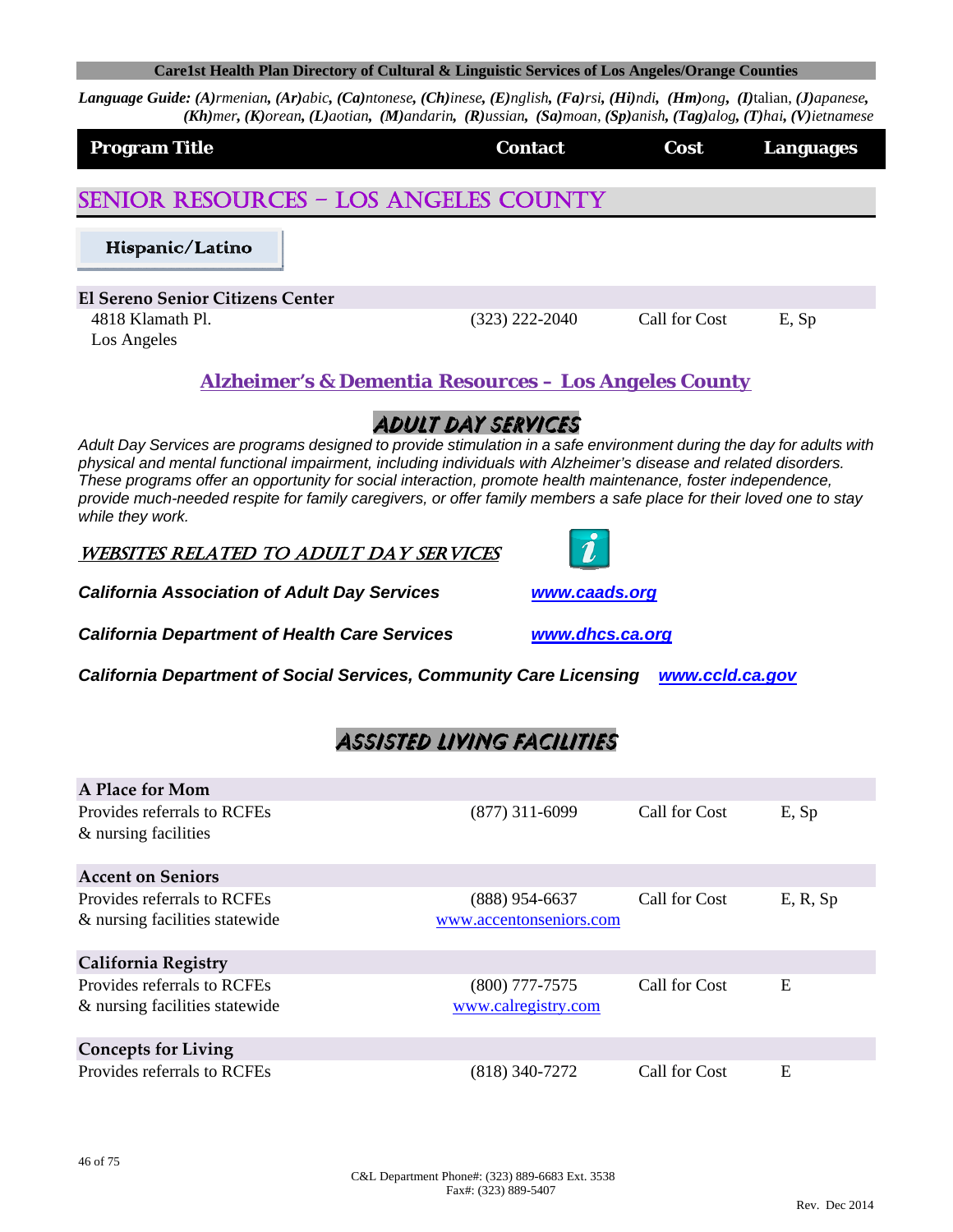**Language Guide:** ***(A)****rmenian,* ***(Ar)****abic,* ***(Ca)****ntonese,* ***(Ch)****inese,* ***(E)****nglish,* ***(Fa)****rsi,* ***(Hi)****ndi,* ***(Hm)****ong,* ***(I)****talian,* ***(J)****apanese,* ***(Kh)****mer,* ***(K)****orean,* ***(L)****aotian,* ***(M)****andarin,* ***(R)****ussian,* ***(Sa)****moan,* ***(Sp)****anish,* ***(Tag)****alog,* ***(T)****hai,* ***(V)****ietnamese*

| Program Title | Contact | Cost | Languages |
|---|---|---|---|

# SENIOR RESOURCES – LOS ANGELES COUNTY

## Hispanic/Latino

| Program Title | Contact | Cost | Languages |
|---|---|---|---|
| **El Sereno Senior Citizens Center** | | | |
| 4818 Klamath Pl. Los Angeles | (323) 222-2040 | Call for Cost | E, Sp |

## Alzheimer's & Dementia Resources – Los Angeles County

### ADULT DAY SERVICES

*Adult Day Services are programs designed to provide stimulation in a safe environment during the day for adults with physical and mental functional impairment, including individuals with Alzheimer's disease and related disorders. These programs offer an opportunity for social interaction, promote health maintenance, foster independence, provide much-needed respite for family caregivers, or offer family members a safe place for their loved one to stay while they work.*

#### WEBSITES RELATED TO ADULT DAY SERVICES

***California Association of Adult Day Services*** — ***www.caads.org***

***California Department of Health Care Services*** — ***www.dhcs.ca.org***

***California Department of Social Services, Community Care Licensing*** — ***www.ccld.ca.gov***

### ASSISTED LIVING FACILITIES

| Program Title | Contact | Cost | Languages |
|---|---|---|---|
| **A Place for Mom** | | | |
| Provides referrals to RCFEs & nursing facilities | (877) 311-6099 | Call for Cost | E, Sp |
| **Accent on Seniors** | | | |
| Provides referrals to RCFEs & nursing facilities statewide | (888) 954-6637 www.accentonseniors.com | Call for Cost | E, R, Sp |
| **California Registry** | | | |
| Provides referrals to RCFEs & nursing facilities statewide | (800) 777-7575 www.calregistry.com | Call for Cost | E |
| **Concepts for Living** | | | |
| Provides referrals to RCFEs | (818) 340-7272 | Call for Cost | E |

C&L Department Phone#: (323) 889-6683 Ext. 3538
Fax#: (323) 889-5407

Rev. Dec 2014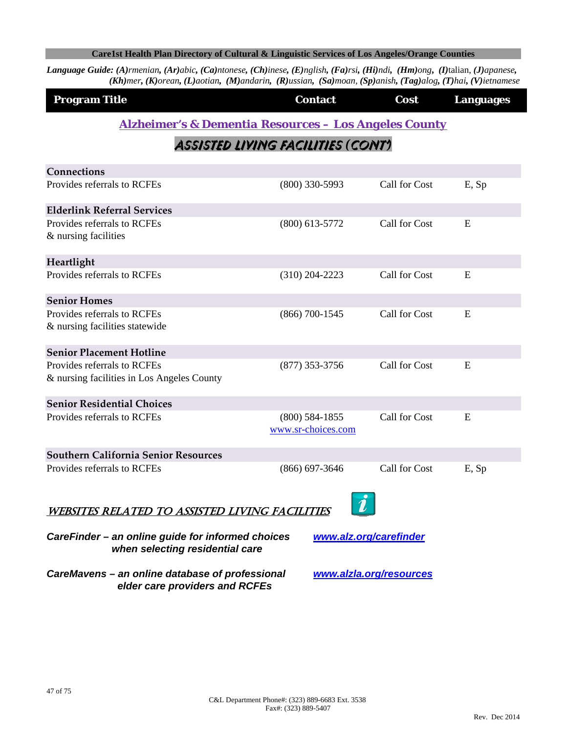**Care1st Health Plan Directory of Cultural & Linguistic Services of Los Angeles/Orange Counties**

***Language Guide:*** ***(A)rmenian, (Ar)abic, (Ca)ntonese, (Ch)inese, (E)nglish, (Fa)rsi, (Hi)ndi, (Hm)ong, (I)talian, (J)apanese, (Kh)mer, (K)orean, (L)aotian, (M)andarin, (R)ussian, (Sa)moan, (Sp)anish, (Tag)alog, (T)hai, (V)ietnamese***

## Alzheimer's & Dementia Resources – Los Angeles County

### ASSISTED LIVING FACILITIES (CONT')

| Program Title | Contact | Cost | Languages |
|---|---|---|---|
| **Connections** | | | |
| Provides referrals to RCFEs | (800) 330-5993 | Call for Cost | E, Sp |
| **Elderlink Referral Services** | | | |
| Provides referrals to RCFEs & nursing facilities | (800) 613-5772 | Call for Cost | E |
| **Heartlight** | | | |
| Provides referrals to RCFEs | (310) 204-2223 | Call for Cost | E |
| **Senior Homes** | | | |
| Provides referrals to RCFEs & nursing facilities statewide | (866) 700-1545 | Call for Cost | E |
| **Senior Placement Hotline** | | | |
| Provides referrals to RCFEs & nursing facilities in Los Angeles County | (877) 353-3756 | Call for Cost | E |
| **Senior Residential Choices** | | | |
| Provides referrals to RCFEs | (800) 584-1855 www.sr-choices.com | Call for Cost | E |
| **Southern California Senior Resources** | | | |
| Provides referrals to RCFEs | (866) 697-3646 | Call for Cost | E, Sp |

### WEBSITES RELATED TO ASSISTED LIVING FACILITIES

***CareFinder – an online guide for informed choices when selecting residential care*** — ***www.alz.org/carefinder***

***CareMavens – an online database of professional elder care providers and RCFEs*** — ***www.alzla.org/resources***

C&L Department Phone#: (323) 889-6683 Ext. 3538
Fax#: (323) 889-5407

Rev. Dec 2014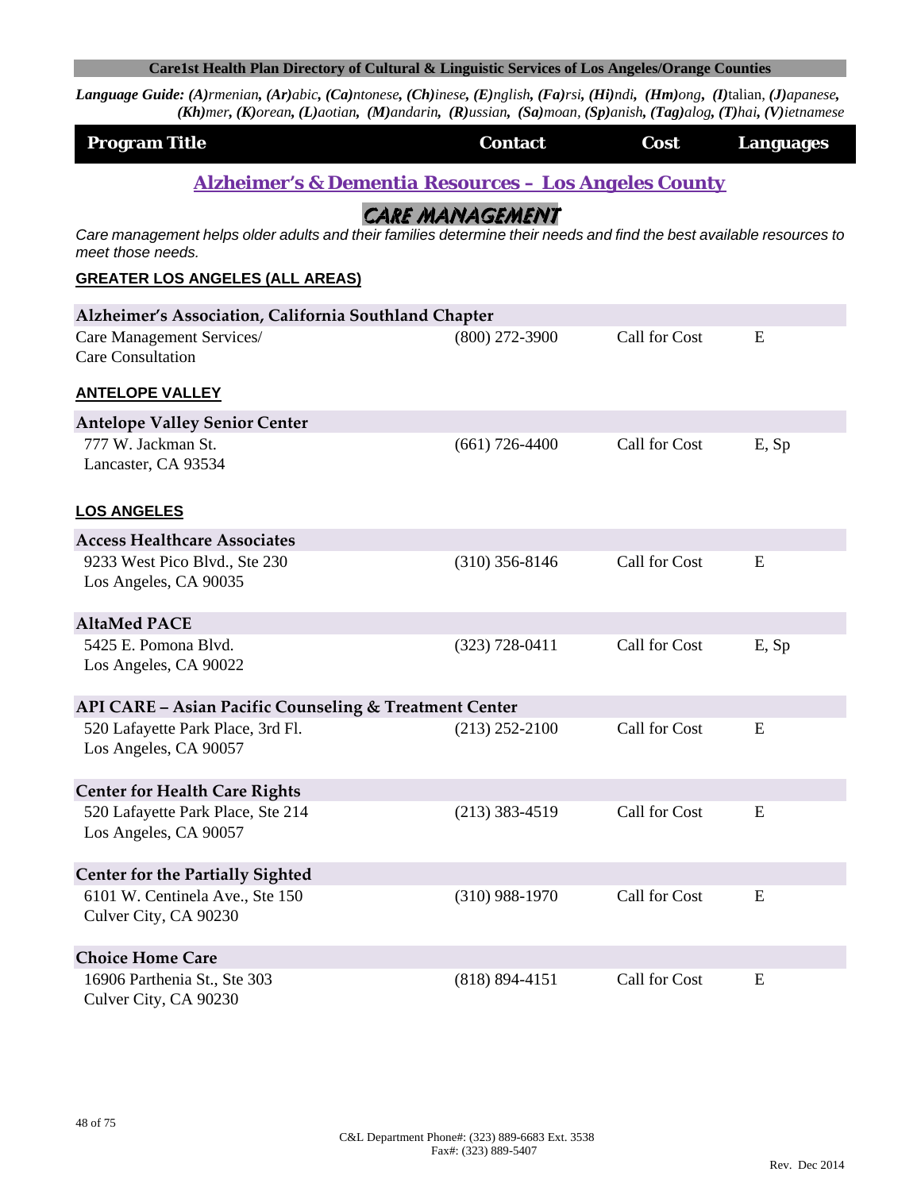**Care1st Health Plan Directory of Cultural & Linguistic Services of Los Angeles/Orange Counties**

***Language Guide:*** ***(A)****rmenian,* ***(Ar)****abic,* ***(Ca)****ntonese,* ***(Ch)****inese,* ***(E)****nglish,* ***(Fa)****rsi,* ***(Hi)****ndi,* ***(Hm)****ong,* ***(I)****talian,* ***(J)****apanese,* ***(Kh)****mer,* ***(K)****orean,* ***(L)****aotian,* ***(M)****andarin,* ***(R)****ussian,* ***(Sa)****moan,* ***(Sp)****anish,* ***(Tag)****alog,* ***(T)****hai,* ***(V)****ietnamese*

## Alzheimer's & Dementia Resources – Los Angeles County

### CARE MANAGEMENT

*Care management helps older adults and their families determine their needs and find the best available resources to meet those needs.*

| Program Title | Contact | Cost | Languages |
|---|---|---|---|
| **GREATER LOS ANGELES (ALL AREAS)** | | | |
| **Alzheimer's Association, California Southland Chapter** | | | |
| Care Management Services/ Care Consultation | (800) 272-3900 | Call for Cost | E |
| **ANTELOPE VALLEY** | | | |
| **Antelope Valley Senior Center** | | | |
| 777 W. Jackman St. Lancaster, CA 93534 | (661) 726-4400 | Call for Cost | E, Sp |
| **LOS ANGELES** | | | |
| **Access Healthcare Associates** | | | |
| 9233 West Pico Blvd., Ste 230 Los Angeles, CA 90035 | (310) 356-8146 | Call for Cost | E |
| **AltaMed PACE** | | | |
| 5425 E. Pomona Blvd. Los Angeles, CA 90022 | (323) 728-0411 | Call for Cost | E, Sp |
| **API CARE – Asian Pacific Counseling & Treatment Center** | | | |
| 520 Lafayette Park Place, 3rd Fl. Los Angeles, CA 90057 | (213) 252-2100 | Call for Cost | E |
| **Center for Health Care Rights** | | | |
| 520 Lafayette Park Place, Ste 214 Los Angeles, CA 90057 | (213) 383-4519 | Call for Cost | E |
| **Center for the Partially Sighted** | | | |
| 6101 W. Centinela Ave., Ste 150 Culver City, CA 90230 | (310) 988-1970 | Call for Cost | E |
| **Choice Home Care** | | | |
| 16906 Parthenia St., Ste 303 Culver City, CA 90230 | (818) 894-4151 | Call for Cost | E |

C&L Department Phone#: (323) 889-6683 Ext. 3538
Fax#: (323) 889-5407

Rev. Dec 2014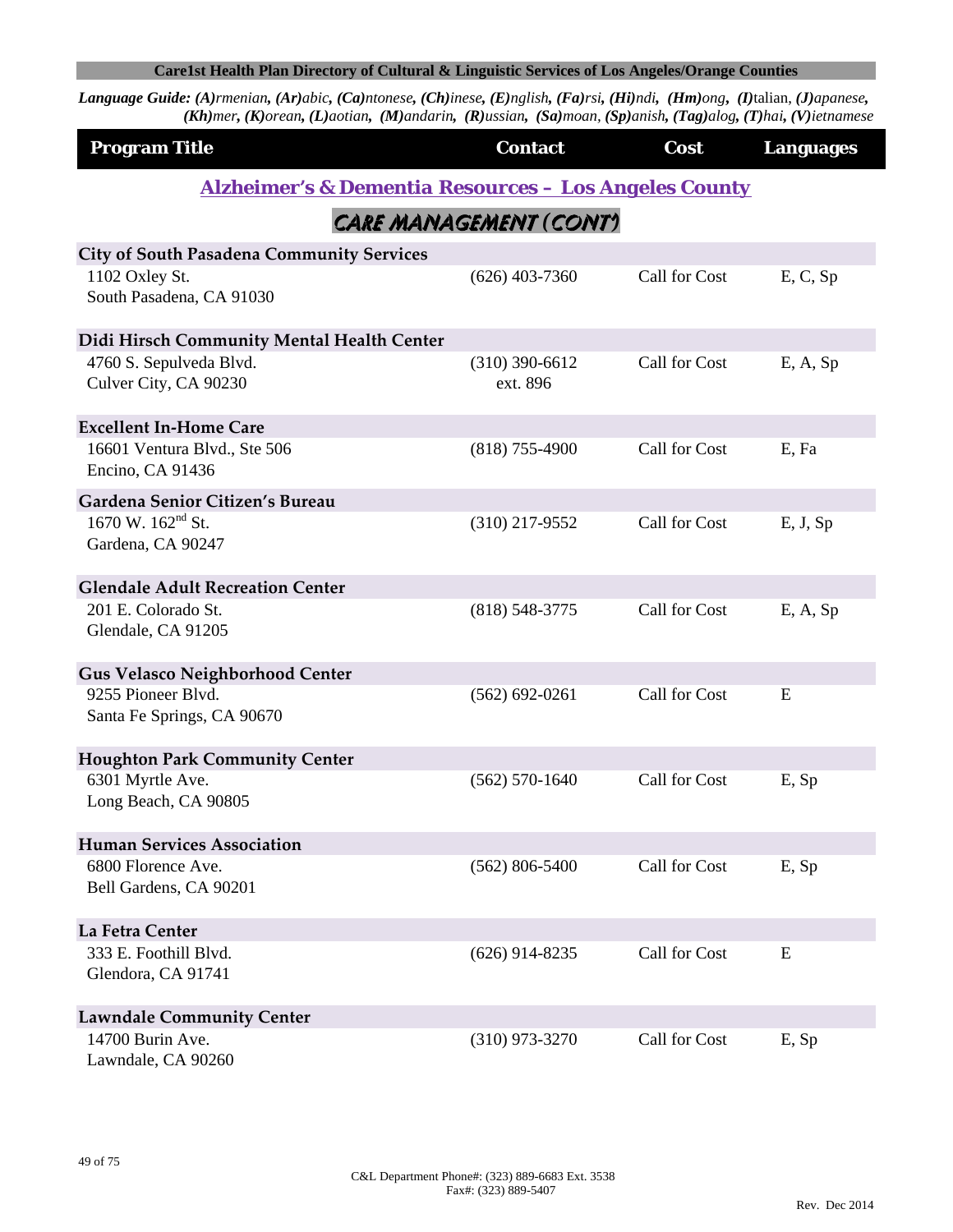**Language Guide:** ***(A)****rmenian*, ***(Ar)****abic*, ***(Ca)****ntonese*, ***(Ch)****inese*, ***(E)****nglish*, ***(Fa)****rsi*, ***(Hi)****ndi*, ***(Hm)****ong*, ***(I)****talian*, ***(J)****apanese*, ***(Kh)****mer*, ***(K)****orean*, ***(L)****aotian*, ***(M)****andarin*, ***(R)****ussian*, ***(Sa)****moan*, ***(Sp)****anish*, ***(Tag)****alog*, ***(T)****hai*, ***(V)****ietnamese*

## Alzheimer's & Dementia Resources – Los Angeles County

### CARE MANAGEMENT (CONT')

| Program Title | Contact | Cost | Languages |
|---|---|---|---|
| **City of South Pasadena Community Services**<br>1102 Oxley St.<br>South Pasadena, CA 91030 | (626) 403-7360 | Call for Cost | E, C, Sp |
| **Didi Hirsch Community Mental Health Center**<br>4760 S. Sepulveda Blvd.<br>Culver City, CA 90230 | (310) 390-6612 ext. 896 | Call for Cost | E, A, Sp |
| **Excellent In-Home Care**<br>16601 Ventura Blvd., Ste 506<br>Encino, CA 91436 | (818) 755-4900 | Call for Cost | E, Fa |
| **Gardena Senior Citizen's Bureau**<br>1670 W. 162nd St.<br>Gardena, CA 90247 | (310) 217-9552 | Call for Cost | E, J, Sp |
| **Glendale Adult Recreation Center**<br>201 E. Colorado St.<br>Glendale, CA 91205 | (818) 548-3775 | Call for Cost | E, A, Sp |
| **Gus Velasco Neighborhood Center**<br>9255 Pioneer Blvd.<br>Santa Fe Springs, CA 90670 | (562) 692-0261 | Call for Cost | E |
| **Houghton Park Community Center**<br>6301 Myrtle Ave.<br>Long Beach, CA 90805 | (562) 570-1640 | Call for Cost | E, Sp |
| **Human Services Association**<br>6800 Florence Ave.<br>Bell Gardens, CA 90201 | (562) 806-5400 | Call for Cost | E, Sp |
| **La Fetra Center**<br>333 E. Foothill Blvd.<br>Glendora, CA 91741 | (626) 914-8235 | Call for Cost | E |
| **Lawndale Community Center**<br>14700 Burin Ave.<br>Lawndale, CA 90260 | (310) 973-3270 | Call for Cost | E, Sp |

C&L Department Phone#: (323) 889-6683 Ext. 3538
Fax#: (323) 889-5407

Rev. Dec 2014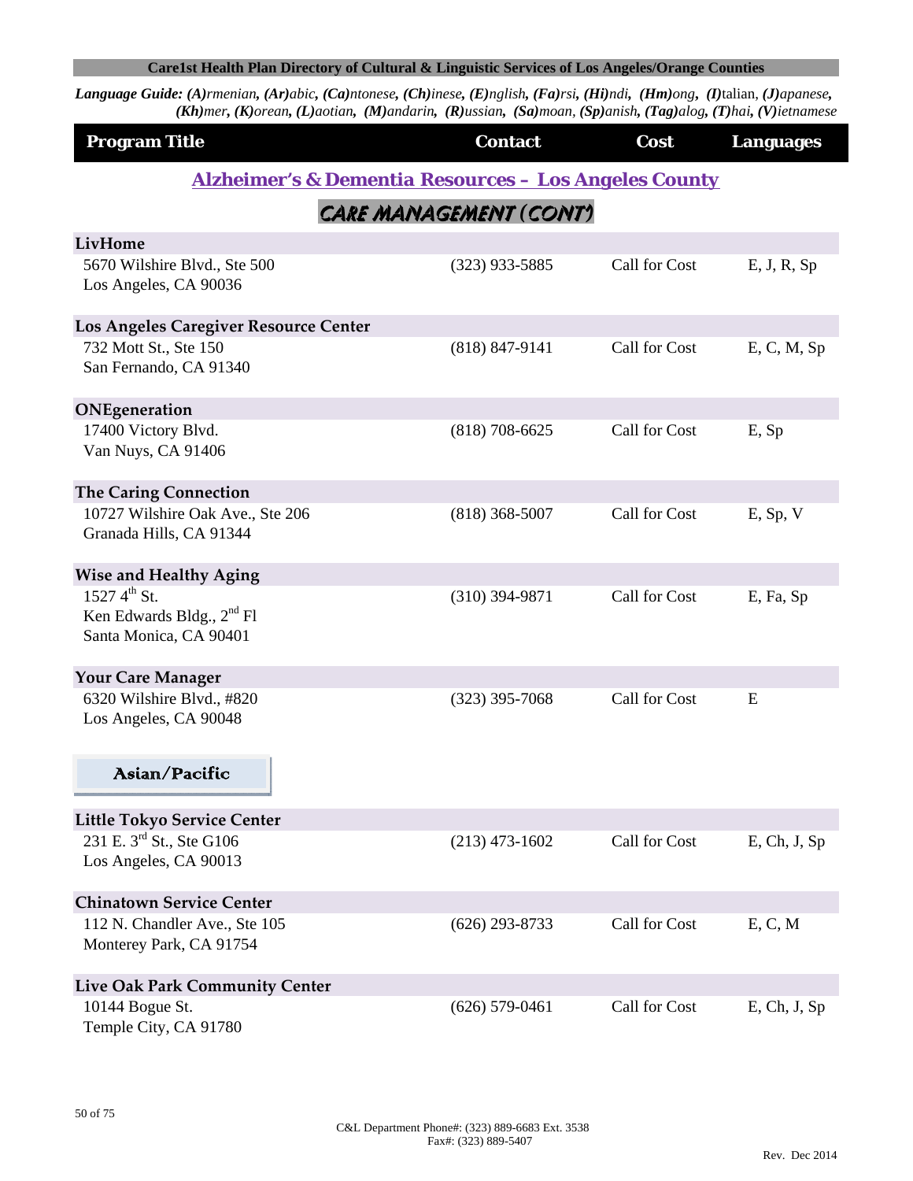**Care1st Health Plan Directory of Cultural & Linguistic Services of Los Angeles/Orange Counties**

*Language Guide: (A)rmenian, (Ar)abic, (Ca)ntonese, (Ch)inese, (E)nglish, (Fa)rsi, (Hi)ndi, (Hm)ong, (I)talian, (J)apanese, (Kh)mer, (K)orean, (L)aotian, (M)andarin, (R)ussian, (Sa)moan, (Sp)anish, (Tag)alog, (T)hai, (V)ietnamese*

## Alzheimer's & Dementia Resources – Los Angeles County

### CARE MANAGEMENT (CONT')

| Program Title | Contact | Cost | Languages |
|---|---|---|---|
| **LivHome** | | | |
| 5670 Wilshire Blvd., Ste 500<br>Los Angeles, CA 90036 | (323) 933-5885 | Call for Cost | E, J, R, Sp |
| **Los Angeles Caregiver Resource Center** | | | |
| 732 Mott St., Ste 150<br>San Fernando, CA 91340 | (818) 847-9141 | Call for Cost | E, C, M, Sp |
| **ONEgeneration** | | | |
| 17400 Victory Blvd.<br>Van Nuys, CA 91406 | (818) 708-6625 | Call for Cost | E, Sp |
| **The Caring Connection** | | | |
| 10727 Wilshire Oak Ave., Ste 206<br>Granada Hills, CA 91344 | (818) 368-5007 | Call for Cost | E, Sp, V |
| **Wise and Healthy Aging** | | | |
| 1527 4th St.<br>Ken Edwards Bldg., 2nd Fl<br>Santa Monica, CA 90401 | (310) 394-9871 | Call for Cost | E, Fa, Sp |
| **Your Care Manager** | | | |
| 6320 Wilshire Blvd., #820<br>Los Angeles, CA 90048 | (323) 395-7068 | Call for Cost | E |

### Asian/Pacific

| Program Title | Contact | Cost | Languages |
|---|---|---|---|
| **Little Tokyo Service Center** | | | |
| 231 E. 3rd St., Ste G106<br>Los Angeles, CA 90013 | (213) 473-1602 | Call for Cost | E, Ch, J, Sp |
| **Chinatown Service Center** | | | |
| 112 N. Chandler Ave., Ste 105<br>Monterey Park, CA 91754 | (626) 293-8733 | Call for Cost | E, C, M |
| **Live Oak Park Community Center** | | | |
| 10144 Bogue St.<br>Temple City, CA 91780 | (626) 579-0461 | Call for Cost | E, Ch, J, Sp |

C&L Department Phone#: (323) 889-6683 Ext. 3538
Fax#: (323) 889-5407

Rev. Dec 2014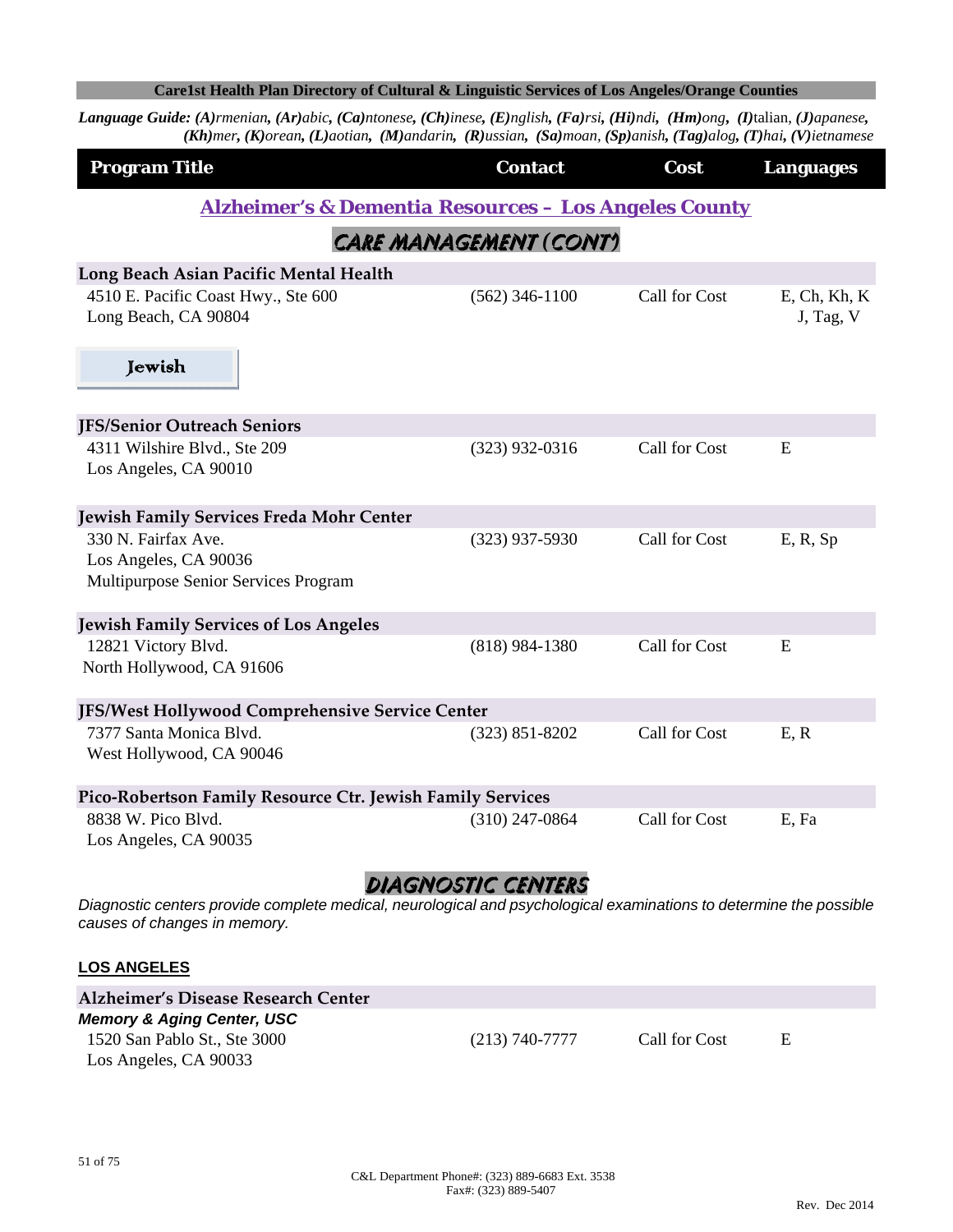Care1st Health Plan Directory of Cultural & Linguistic Services of Los Angeles/Orange Counties

*Language Guide: **(A)**rmenian, **(Ar)**abic, **(Ca)**ntonese, **(Ch)**inese, **(E)**nglish, **(Fa)**rsi, **(Hi)**ndi, **(Hm)**ong, **(I)**talian, **(J)**apanese, **(Kh)**mer, **(K)**orean, **(L)**aotian, **(M)**andarin, **(R)**ussian, **(Sa)**moan, **(Sp)**anish, **(Tag)**alog, **(T)**hai, **(V)**ietnamese*

| Program Title | Contact | Cost | Languages |
|---|---|---|---|

## Alzheimer's & Dementia Resources – Los Angeles County

### CARE MANAGEMENT (CONT')

| Program Title | Contact | Cost | Languages |
|---|---|---|---|
| **Long Beach Asian Pacific Mental Health** | | | |
| 4510 E. Pacific Coast Hwy., Ste 600<br>Long Beach, CA 90804 | (562) 346-1100 | Call for Cost | E, Ch, Kh, K J, Tag, V |

#### Jewish

| Program Title | Contact | Cost | Languages |
|---|---|---|---|
| **JFS/Senior Outreach Seniors** | | | |
| 4311 Wilshire Blvd., Ste 209<br>Los Angeles, CA 90010 | (323) 932-0316 | Call for Cost | E |
| **Jewish Family Services Freda Mohr Center** | | | |
| 330 N. Fairfax Ave.<br>Los Angeles, CA 90036<br>Multipurpose Senior Services Program | (323) 937-5930 | Call for Cost | E, R, Sp |
| **Jewish Family Services of Los Angeles** | | | |
| 12821 Victory Blvd.<br>North Hollywood, CA 91606 | (818) 984-1380 | Call for Cost | E |
| **JFS/West Hollywood Comprehensive Service Center** | | | |
| 7377 Santa Monica Blvd.<br>West Hollywood, CA 90046 | (323) 851-8202 | Call for Cost | E, R |
| **Pico-Robertson Family Resource Ctr. Jewish Family Services** | | | |
| 8838 W. Pico Blvd.<br>Los Angeles, CA 90035 | (310) 247-0864 | Call for Cost | E, Fa |

### DIAGNOSTIC CENTERS

*Diagnostic centers provide complete medical, neurological and psychological examinations to determine the possible causes of changes in memory.*

#### LOS ANGELES

| Program Title | Contact | Cost | Languages |
|---|---|---|---|
| **Alzheimer's Disease Research Center** | | | |
| ***Memory & Aging Center, USC***<br>1520 San Pablo St., Ste 3000<br>Los Angeles, CA 90033 | (213) 740-7777 | Call for Cost | E |

C&L Department Phone#: (323) 889-6683 Ext. 3538
Fax#: (323) 889-5407

Rev. Dec 2014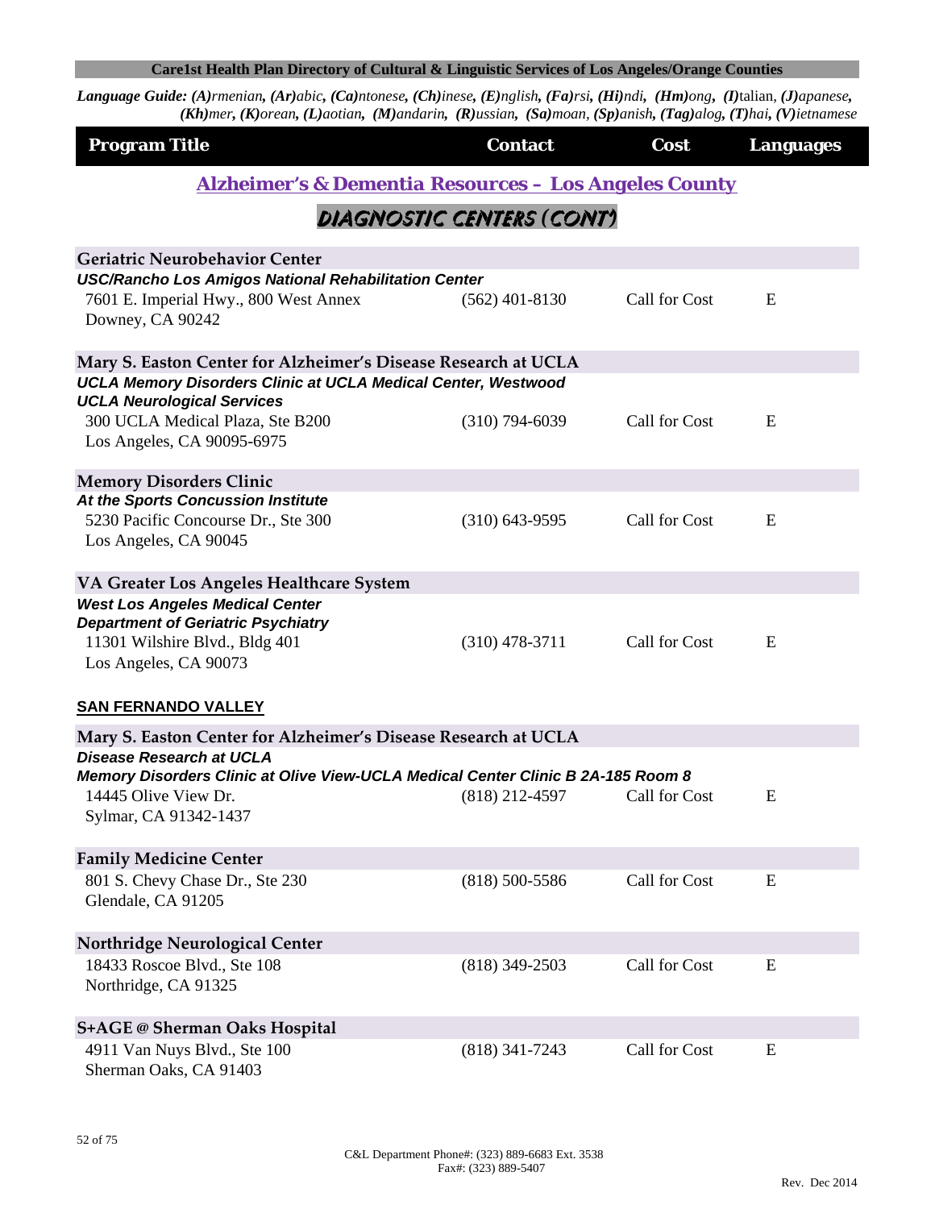**Language Guide:** *(A)rmenian, (Ar)abic, (Ca)ntonese, (Ch)inese, (E)nglish, (Fa)rsi, (Hi)ndi, (Hm)ong, (I)talian, (J)apanese, (Kh)mer, (K)orean, (L)aotian, (M)andarin, (R)ussian, (Sa)moan, (Sp)anish, (Tag)alog, (T)hai, (V)ietnamese*

| Program Title | Contact | Cost | Languages |
|---|---|---|---|

## Alzheimer's & Dementia Resources – Los Angeles County

### DIAGNOSTIC CENTERS (CONT')

| Program Title | Contact | Cost | Languages |
|---|---|---|---|
| **Geriatric Neurobehavior Center** | | | |
| ***USC/Rancho Los Amigos National Rehabilitation Center***<br>7601 E. Imperial Hwy., 800 West Annex<br>Downey, CA 90242 | (562) 401-8130 | Call for Cost | E |
| **Mary S. Easton Center for Alzheimer's Disease Research at UCLA** | | | |
| ***UCLA Memory Disorders Clinic at UCLA Medical Center, Westwood***<br>***UCLA Neurological Services***<br>300 UCLA Medical Plaza, Ste B200<br>Los Angeles, CA 90095-6975 | (310) 794-6039 | Call for Cost | E |
| **Memory Disorders Clinic** | | | |
| ***At the Sports Concussion Institute***<br>5230 Pacific Concourse Dr., Ste 300<br>Los Angeles, CA 90045 | (310) 643-9595 | Call for Cost | E |
| **VA Greater Los Angeles Healthcare System** | | | |
| ***West Los Angeles Medical Center***<br>***Department of Geriatric Psychiatry***<br>11301 Wilshire Blvd., Bldg 401<br>Los Angeles, CA 90073 | (310) 478-3711 | Call for Cost | E |

**SAN FERNANDO VALLEY**

| Program Title | Contact | Cost | Languages |
|---|---|---|---|
| **Mary S. Easton Center for Alzheimer's Disease Research at UCLA** | | | |
| ***Disease Research at UCLA***<br>***Memory Disorders Clinic at Olive View-UCLA Medical Center Clinic B 2A-185 Room 8***<br>14445 Olive View Dr.<br>Sylmar, CA 91342-1437 | (818) 212-4597 | Call for Cost | E |
| **Family Medicine Center** | | | |
| 801 S. Chevy Chase Dr., Ste 230<br>Glendale, CA 91205 | (818) 500-5586 | Call for Cost | E |
| **Northridge Neurological Center** | | | |
| 18433 Roscoe Blvd., Ste 108<br>Northridge, CA 91325 | (818) 349-2503 | Call for Cost | E |
| **S+AGE @ Sherman Oaks Hospital** | | | |
| 4911 Van Nuys Blvd., Ste 100<br>Sherman Oaks, CA 91403 | (818) 341-7243 | Call for Cost | E |

C&L Department Phone#: (323) 889-6683 Ext. 3538
Fax#: (323) 889-5407

Rev. Dec 2014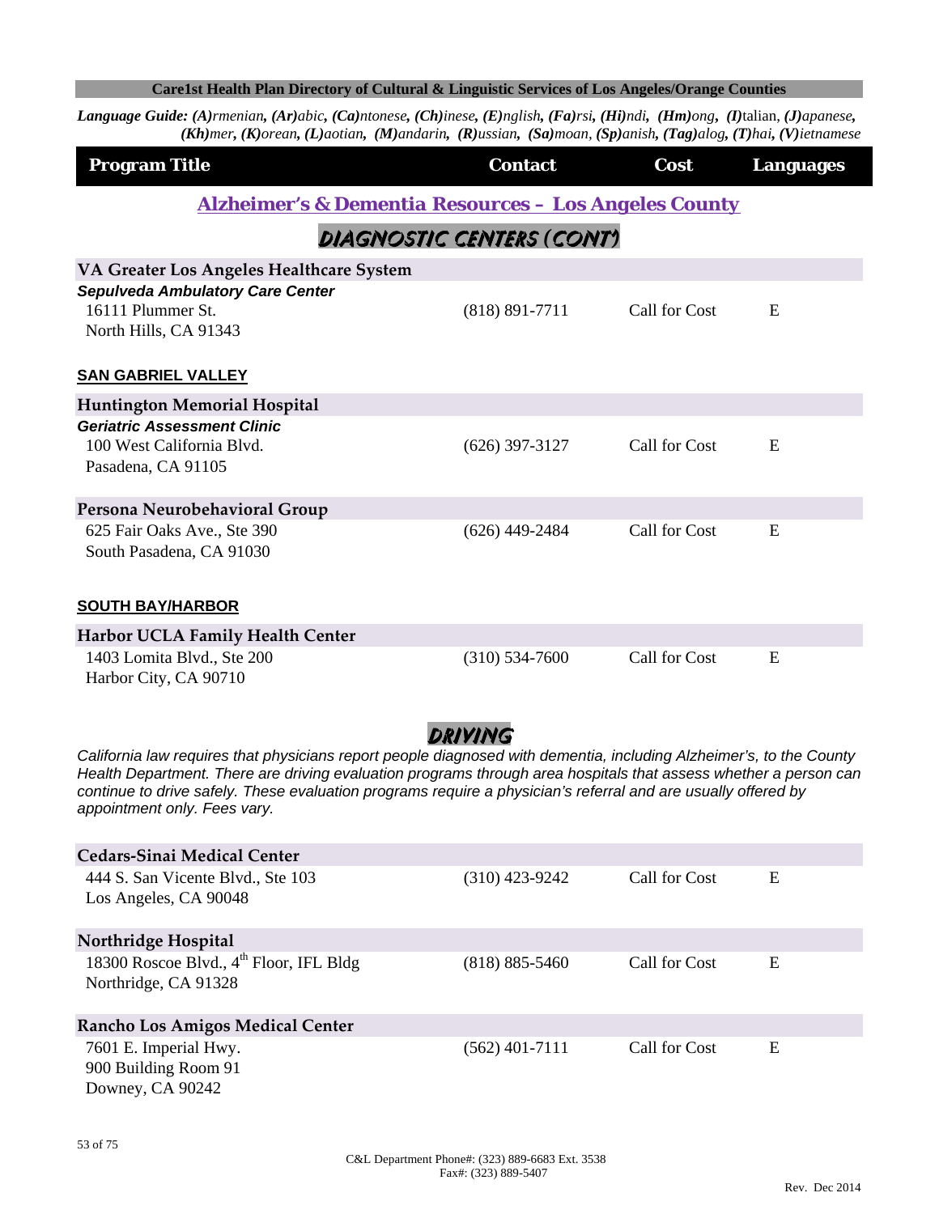**Care1st Health Plan Directory of Cultural & Linguistic Services of Los Angeles/Orange Counties**

***Language Guide:*** ***(A)****rmenian*, ***(Ar)****abic*, ***(Ca)****ntonese*, ***(Ch)****inese*, ***(E)****nglish*, ***(Fa)****rsi*, ***(Hi)****ndi*, ***(Hm)****ong*, ***(I)****talian*, ***(J)****apanese*, ***(Kh)****mer*, ***(K)****orean*, ***(L)****aotian*, ***(M)****andarin*, ***(R)****ussian*, ***(Sa)****moan*, ***(Sp)****anish*, ***(Tag)****alog*, ***(T)****hai*, ***(V)****ietnamese*

| Program Title | Contact | Cost | Languages |
|---|---|---|---|

## Alzheimer's & Dementia Resources – Los Angeles County

### DIAGNOSTIC CENTERS (CONT)

| Program Title | Contact | Cost | Languages |
|---|---|---|---|
| **VA Greater Los Angeles Healthcare System** | | | |
| ***Sepulveda Ambulatory Care Center***<br>16111 Plummer St.<br>North Hills, CA 91343 | (818) 891-7711 | Call for Cost | E |

**SAN GABRIEL VALLEY**

| Program Title | Contact | Cost | Languages |
|---|---|---|---|
| **Huntington Memorial Hospital** | | | |
| ***Geriatric Assessment Clinic***<br>100 West California Blvd.<br>Pasadena, CA 91105 | (626) 397-3127 | Call for Cost | E |
| **Persona Neurobehavioral Group** | | | |
| 625 Fair Oaks Ave., Ste 390<br>South Pasadena, CA 91030 | (626) 449-2484 | Call for Cost | E |

**SOUTH BAY/HARBOR**

| Program Title | Contact | Cost | Languages |
|---|---|---|---|
| **Harbor UCLA Family Health Center** | | | |
| 1403 Lomita Blvd., Ste 200<br>Harbor City, CA 90710 | (310) 534-7600 | Call for Cost | E |

### DRIVING

*California law requires that physicians report people diagnosed with dementia, including Alzheimer's, to the County Health Department. There are driving evaluation programs through area hospitals that assess whether a person can continue to drive safely. These evaluation programs require a physician's referral and are usually offered by appointment only. Fees vary.*

| Program Title | Contact | Cost | Languages |
|---|---|---|---|
| **Cedars-Sinai Medical Center** | | | |
| 444 S. San Vicente Blvd., Ste 103<br>Los Angeles, CA 90048 | (310) 423-9242 | Call for Cost | E |
| **Northridge Hospital** | | | |
| 18300 Roscoe Blvd., 4th Floor, IFL Bldg<br>Northridge, CA 91328 | (818) 885-5460 | Call for Cost | E |
| **Rancho Los Amigos Medical Center** | | | |
| 7601 E. Imperial Hwy.<br>900 Building Room 91<br>Downey, CA 90242 | (562) 401-7111 | Call for Cost | E |

C&L Department Phone#: (323) 889-6683 Ext. 3538
Fax#: (323) 889-5407

Rev. Dec 2014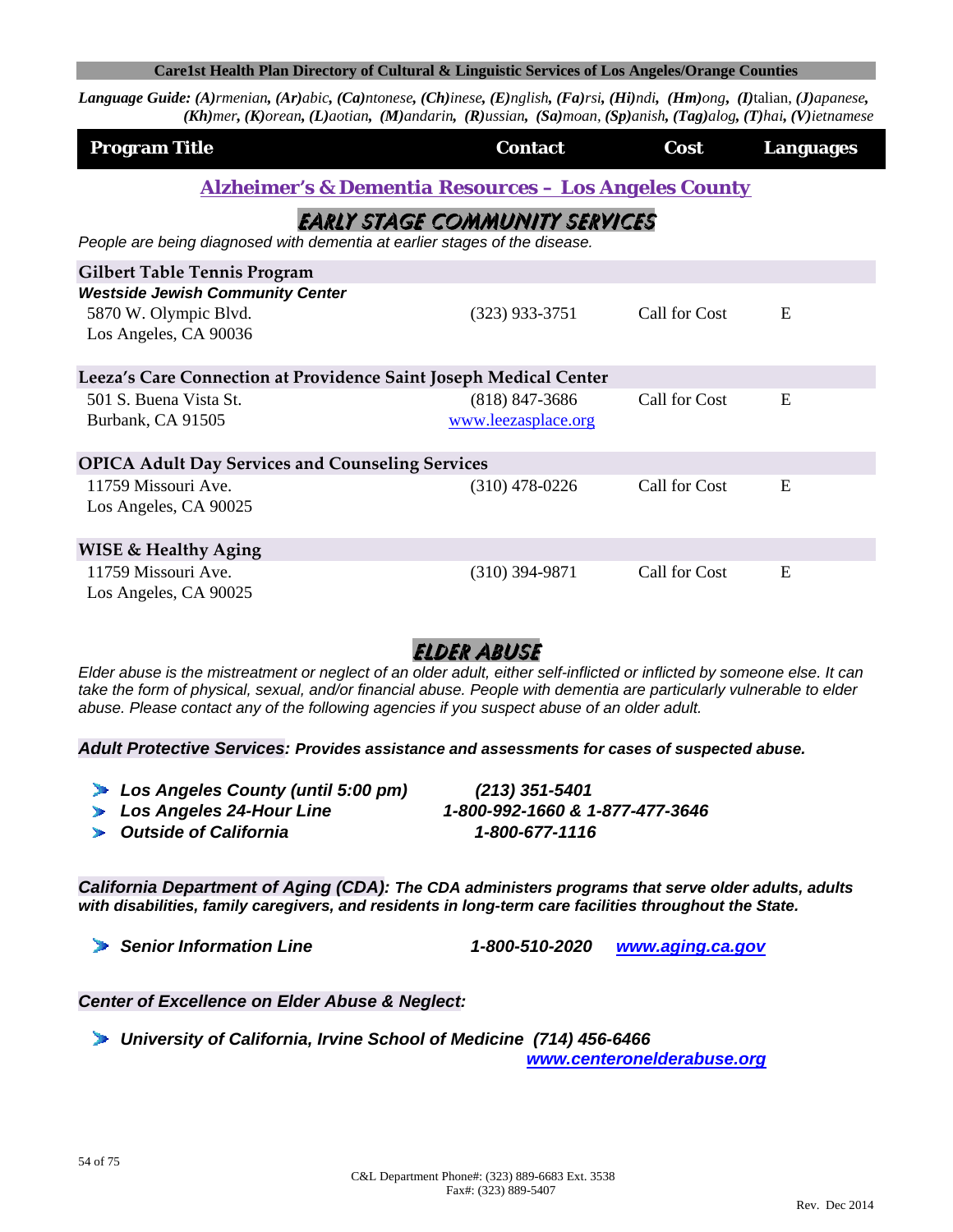**Language Guide:** ***(A)****rmenian,* ***(Ar)****abic,* ***(Ca)****ntonese,* ***(Ch)****inese,* ***(E)****nglish,* ***(Fa)****rsi,* ***(Hi)****ndi,* ***(Hm)****ong,* ***(I)****talian,* ***(J)****apanese,* ***(Kh)****mer,* ***(K)****orean,* ***(L)****aotian,* ***(M)****andarin,* ***(R)****ussian,* ***(Sa)****moan,* ***(Sp)****anish,* ***(Tag)****alog,* ***(T)****hai,* ***(V)****ietnamese*

| Program Title | Contact | Cost | Languages |
|---|---|---|---|

## Alzheimer's & Dementia Resources – Los Angeles County

### EARLY STAGE COMMUNITY SERVICES

*People are being diagnosed with dementia at earlier stages of the disease.*

| Program Title | Contact | Cost | Languages |
|---|---|---|---|
| **Gilbert Table Tennis Program** | | | |
| ***Westside Jewish Community Center***<br>5870 W. Olympic Blvd.<br>Los Angeles, CA 90036 | (323) 933-3751 | Call for Cost | E |
| **Leeza's Care Connection at Providence Saint Joseph Medical Center** | | | |
| 501 S. Buena Vista St.<br>Burbank, CA 91505 | (818) 847-3686<br>www.leezasplace.org | Call for Cost | E |
| **OPICA Adult Day Services and Counseling Services** | | | |
| 11759 Missouri Ave.<br>Los Angeles, CA 90025 | (310) 478-0226 | Call for Cost | E |
| **WISE & Healthy Aging** | | | |
| 11759 Missouri Ave.<br>Los Angeles, CA 90025 | (310) 394-9871 | Call for Cost | E |

### ELDER ABUSE

*Elder abuse is the mistreatment or neglect of an older adult, either self-inflicted or inflicted by someone else. It can take the form of physical, sexual, and/or financial abuse. People with dementia are particularly vulnerable to elder abuse. Please contact any of the following agencies if you suspect abuse of an older adult.*

***Adult Protective Services: Provides assistance and assessments for cases of suspected abuse.***

- ***Los Angeles County (until 5:00 pm)*** — ***(213) 351-5401***
- ***Los Angeles 24-Hour Line*** — ***1-800-992-1660 & 1-877-477-3646***
- ***Outside of California*** — ***1-800-677-1116***

***California Department of Aging (CDA): The CDA administers programs that serve older adults, adults with disabilities, family caregivers, and residents in long-term care facilities throughout the State.***

- ***Senior Information Line*** — ***1-800-510-2020*** ***www.aging.ca.gov***

***Center of Excellence on Elder Abuse & Neglect:***

- ***University of California, Irvine School of Medicine (714) 456-6466***
  ***www.centeronelderabuse.org***

C&L Department Phone#: (323) 889-6683 Ext. 3538
Fax#: (323) 889-5407

Rev. Dec 2014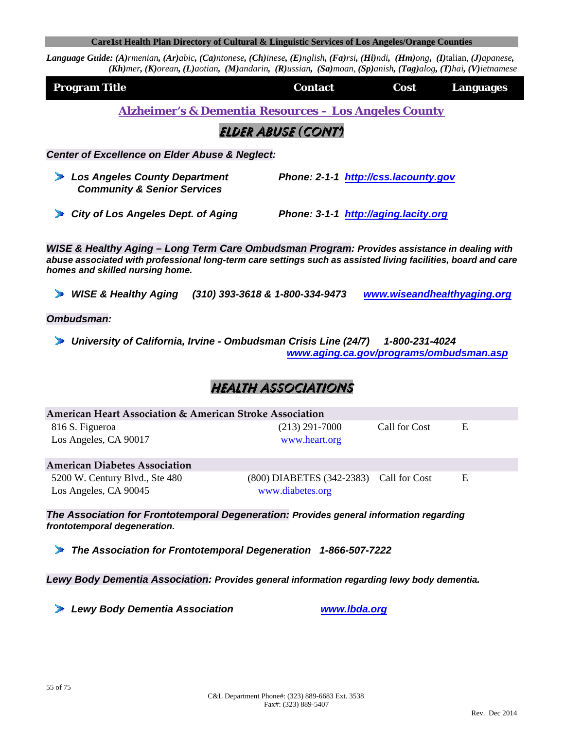Care1st Health Plan Directory of Cultural & Linguistic Services of Los Angeles/Orange Counties

***Language Guide:*** ***(A)****rmenian,* ***(Ar)****abic,* ***(Ca)****ntonese,* ***(Ch)****inese,* ***(E)****nglish,* ***(Fa)****rsi,* ***(Hi)****ndi,* ***(Hm)****ong,* ***(I)****talian,* ***(J)****apanese,* ***(Kh)****mer,* ***(K)****orean,* ***(L)****aotian,* ***(M)****andarin,* ***(R)****ussian,* ***(Sa)****moan,* ***(Sp)****anish,* ***(Tag)****alog,* ***(T)****hai,* ***(V)****ietnamese*

| Program Title | Contact | Cost | Languages |
|---|---|---|---|

## Alzheimer's & Dementia Resources – Los Angeles County

### ELDER ABUSE (CONT')

***Center of Excellence on Elder Abuse & Neglect:***

- ***Los Angeles County Department Community & Senior Services*** — ***Phone: 2-1-1*** ***http://css.lacounty.gov***
- ***City of Los Angeles Dept. of Aging*** — ***Phone: 3-1-1*** ***http://aging.lacity.org***

***WISE & Healthy Aging – Long Term Care Ombudsman Program:*** ***Provides assistance in dealing with abuse associated with professional long-term care settings such as assisted living facilities, board and care homes and skilled nursing home.***

- ***WISE & Healthy Aging*** ***(310) 393-3618 & 1-800-334-9473*** ***www.wiseandhealthyaging.org***

***Ombudsman:***

- ***University of California, Irvine - Ombudsman Crisis Line (24/7)*** ***1-800-231-4024*** ***www.aging.ca.gov/programs/ombudsman.asp***

### HEALTH ASSOCIATIONS

| Program Title | Contact | Cost | Languages |
|---|---|---|---|
| **American Heart Association & American Stroke Association** | | | |
| 816 S. Figueroa<br>Los Angeles, CA 90017 | (213) 291-7000<br>www.heart.org | Call for Cost | E |
| **American Diabetes Association** | | | |
| 5200 W. Century Blvd., Ste 480<br>Los Angeles, CA 90045 | (800) DIABETES (342-2383)<br>www.diabetes.org | Call for Cost | E |

***The Association for Frontotemporal Degeneration:*** ***Provides general information regarding frontotemporal degeneration.***

- ***The Association for Frontotemporal Degeneration*** ***1-866-507-7222***

***Lewy Body Dementia Association:*** ***Provides general information regarding lewy body dementia.***

- ***Lewy Body Dementia Association*** ***www.lbda.org***

C&L Department Phone#: (323) 889-6683 Ext. 3538
Fax#: (323) 889-5407

Rev. Dec 2014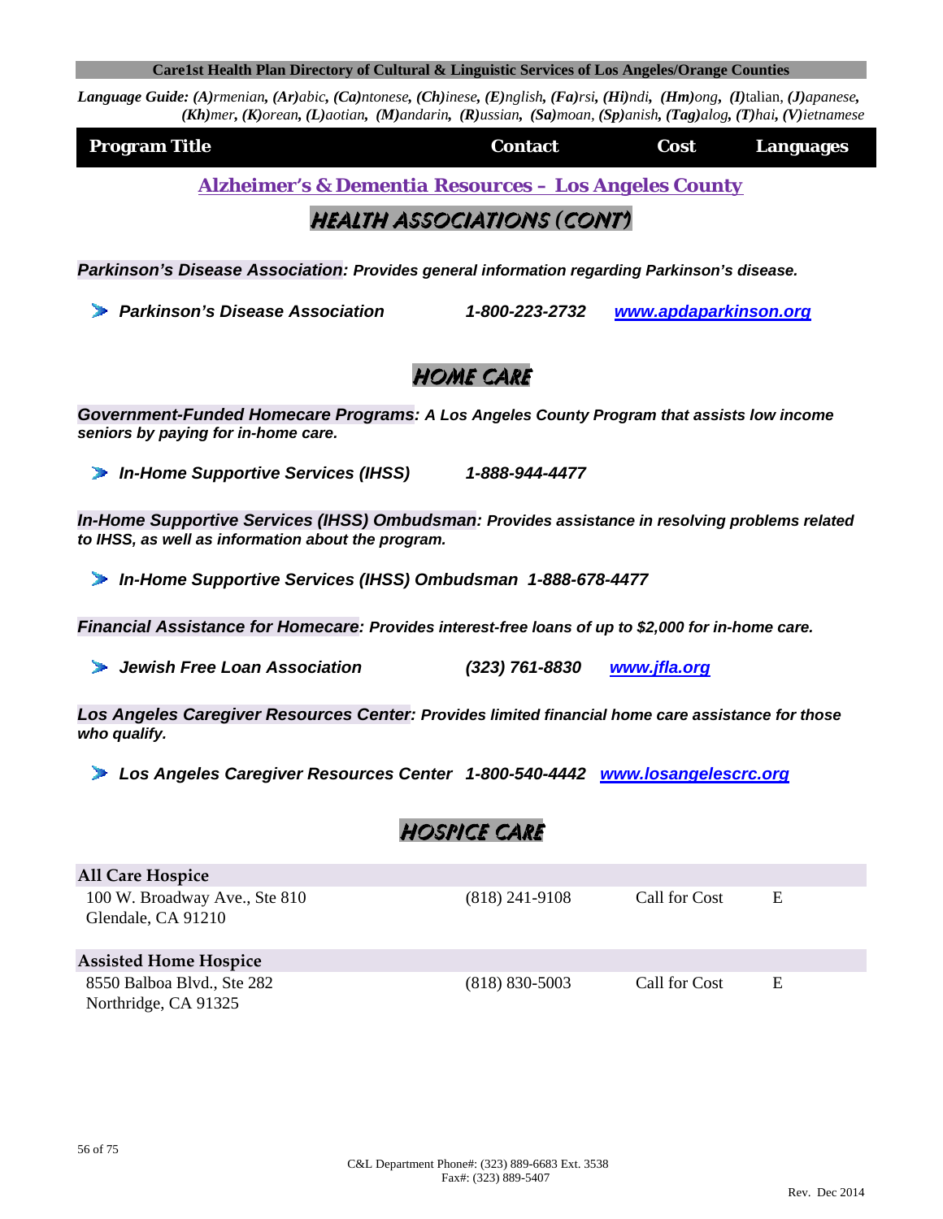**Language Guide:** ***(A)**rmenian, **(Ar)**abic, **(Ca)**ntonese, **(Ch)**inese, **(E)**nglish, **(Fa)**rsi, **(Hi)**ndi, **(Hm)**ong, **(I)**talian, **(J)**apanese, **(Kh)**mer, **(K)**orean, **(L)**aotian, **(M)**andarin, **(R)**ussian, **(Sa)**moan, **(Sp)**anish, **(Tag)**alog, **(T)**hai, **(V)**ietnamese*

| Program Title | Contact | Cost | Languages |
|---|---|---|---|

## Alzheimer's & Dementia Resources – Los Angeles County

### HEALTH ASSOCIATIONS (CONT')

***Parkinson's Disease Association:** Provides general information regarding Parkinson's disease.*

- ***Parkinson's Disease Association*** — ***1-800-223-2732*** — [www.apdaparkinson.org](http://www.apdaparkinson.org)

### HOME CARE

***Government-Funded Homecare Programs:** A Los Angeles County Program that assists low income seniors by paying for in-home care.*

- ***In-Home Supportive Services (IHSS)*** — ***1-888-944-4477***

***In-Home Supportive Services (IHSS) Ombudsman:** Provides assistance in resolving problems related to IHSS, as well as information about the program.*

- ***In-Home Supportive Services (IHSS) Ombudsman*** — ***1-888-678-4477***

***Financial Assistance for Homecare:** Provides interest-free loans of up to $2,000 for in-home care.*

- ***Jewish Free Loan Association*** — ***(323) 761-8830*** — [www.jfla.org](http://www.jfla.org)

***Los Angeles Caregiver Resources Center:** Provides limited financial home care assistance for those who qualify.*

- ***Los Angeles Caregiver Resources Center*** — ***1-800-540-4442*** — [www.losangelescrc.org](http://www.losangelescrc.org)

### HOSPICE CARE

| Program Title | Contact | Cost | Languages |
|---|---|---|---|
| **All Care Hospice**<br>100 W. Broadway Ave., Ste 810<br>Glendale, CA 91210 | (818) 241-9108 | Call for Cost | E |
| **Assisted Home Hospice**<br>8550 Balboa Blvd., Ste 282<br>Northridge, CA 91325 | (818) 830-5003 | Call for Cost | E |

C&L Department Phone#: (323) 889-6683 Ext. 3538
Fax#: (323) 889-5407

Rev. Dec 2014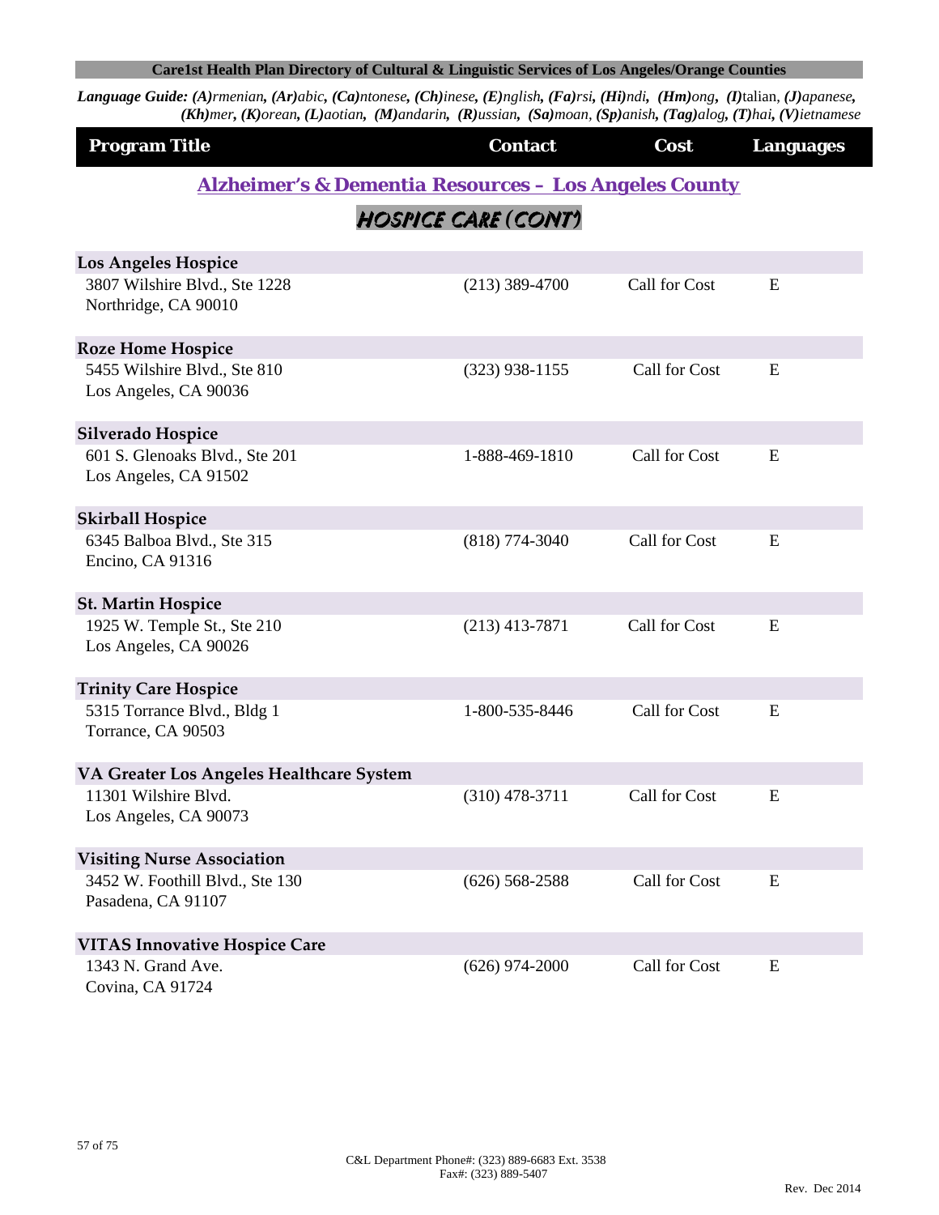Language Guide: ***(A)****rmenian,* ***(Ar)****abic,* ***(Ca)****ntonese,* ***(Ch)****inese,* ***(E)****nglish,* ***(Fa)****rsi,* ***(Hi)****ndi,* ***(Hm)****ong,* ***(I)***talian*,* ***(J)****apanese,* ***(Kh)****mer,* ***(K)****orean,* ***(L)****aotian,* ***(M)****andarin,* ***(R)****ussian,* ***(Sa)****moan,* ***(Sp)****anish,* ***(Tag)****alog,* ***(T)****hai,* ***(V)****ietnamese*

## Alzheimer's & Dementia Resources – Los Angeles County

### HOSPICE CARE (CONT')

| Program Title | Contact | Cost | Languages |
|---|---|---|---|
| **Los Angeles Hospice**<br>3807 Wilshire Blvd., Ste 1228<br>Northridge, CA 90010 | (213) 389-4700 | Call for Cost | E |
| **Roze Home Hospice**<br>5455 Wilshire Blvd., Ste 810<br>Los Angeles, CA 90036 | (323) 938-1155 | Call for Cost | E |
| **Silverado Hospice**<br>601 S. Glenoaks Blvd., Ste 201<br>Los Angeles, CA 91502 | 1-888-469-1810 | Call for Cost | E |
| **Skirball Hospice**<br>6345 Balboa Blvd., Ste 315<br>Encino, CA 91316 | (818) 774-3040 | Call for Cost | E |
| **St. Martin Hospice**<br>1925 W. Temple St., Ste 210<br>Los Angeles, CA 90026 | (213) 413-7871 | Call for Cost | E |
| **Trinity Care Hospice**<br>5315 Torrance Blvd., Bldg 1<br>Torrance, CA 90503 | 1-800-535-8446 | Call for Cost | E |
| **VA Greater Los Angeles Healthcare System**<br>11301 Wilshire Blvd.<br>Los Angeles, CA 90073 | (310) 478-3711 | Call for Cost | E |
| **Visiting Nurse Association**<br>3452 W. Foothill Blvd., Ste 130<br>Pasadena, CA 91107 | (626) 568-2588 | Call for Cost | E |
| **VITAS Innovative Hospice Care**<br>1343 N. Grand Ave.<br>Covina, CA 91724 | (626) 974-2000 | Call for Cost | E |

C&L Department Phone#: (323) 889-6683 Ext. 3538
Fax#: (323) 889-5407

Rev. Dec 2014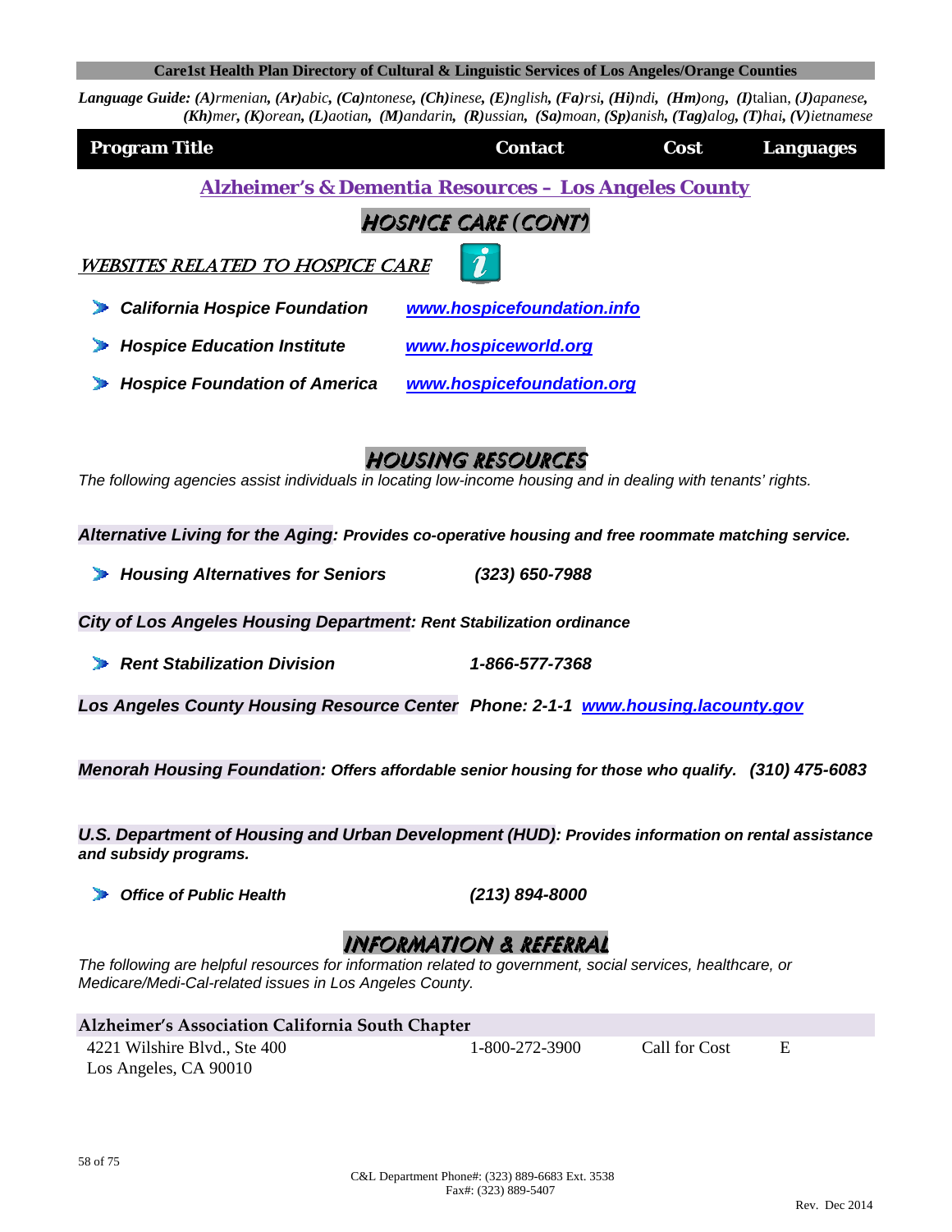**Language Guide:** ***(A)****rmenian*, ***(Ar)****abic*, ***(Ca)****ntonese*, ***(Ch)****inese*, ***(E)****nglish*, ***(Fa)****rsi*, ***(Hi)****ndi*, ***(Hm)****ong*, ***(I)****talian*, ***(J)****apanese*, ***(Kh)****mer*, ***(K)****orean*, ***(L)****aotian*, ***(M)****andarin*, ***(R)****ussian*, ***(Sa)****moan*, ***(Sp)****anish*, ***(Tag)****alog*, ***(T)****hai*, ***(V)****ietnamese*

| Program Title | Contact | Cost | Languages |
|---|---|---|---|

## Alzheimer's & Dementia Resources – Los Angeles County

### HOSPICE CARE (CONT')

#### WEBSITES RELATED TO HOSPICE CARE

- ***California Hospice Foundation*** — www.hospicefoundation.info
- ***Hospice Education Institute*** — www.hospiceworld.org
- ***Hospice Foundation of America*** — www.hospicefoundation.org

### HOUSING RESOURCES

*The following agencies assist individuals in locating low-income housing and in dealing with tenants' rights.*

***Alternative Living for the Aging: Provides co-operative housing and free roommate matching service.***

- ***Housing Alternatives for Seniors*** — ***(323) 650-7988***

***City of Los Angeles Housing Department: Rent Stabilization ordinance***

- ***Rent Stabilization Division*** — ***1-866-577-7368***

***Los Angeles County Housing Resource Center Phone: 2-1-1*** www.housing.lacounty.gov

***Menorah Housing Foundation: Offers affordable senior housing for those who qualify. (310) 475-6083***

***U.S. Department of Housing and Urban Development (HUD): Provides information on rental assistance and subsidy programs.***

- ***Office of Public Health*** — ***(213) 894-8000***

### INFORMATION & REFERRAL

*The following are helpful resources for information related to government, social services, healthcare, or Medicare/Medi-Cal-related issues in Los Angeles County.*

| Program Title | Contact | Cost | Languages |
|---|---|---|---|
| **Alzheimer's Association California South Chapter**<br>4221 Wilshire Blvd., Ste 400<br>Los Angeles, CA 90010 | 1-800-272-3900 | Call for Cost | E |

C&L Department Phone#: (323) 889-6683 Ext. 3538
Fax#: (323) 889-5407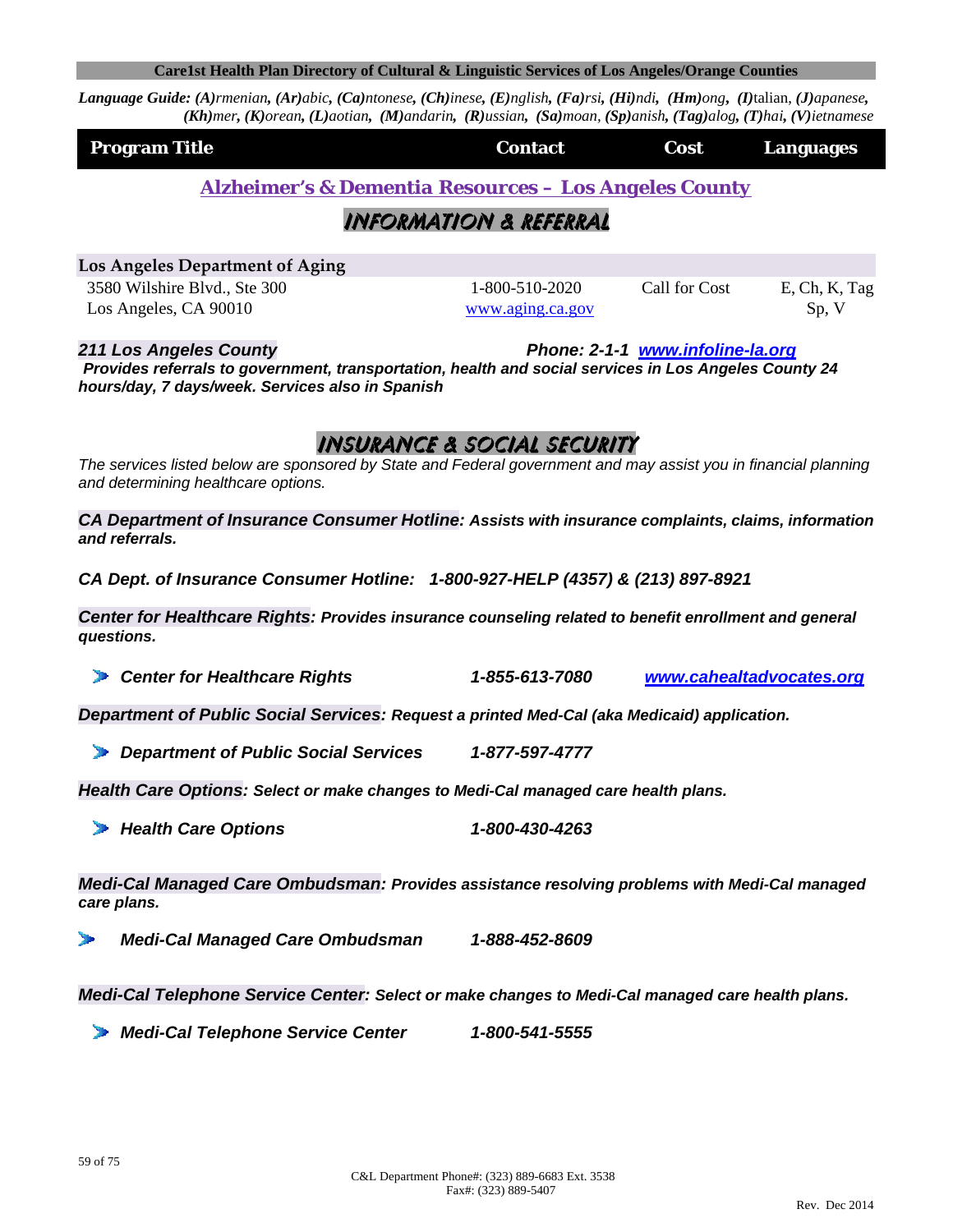**Care1st Health Plan Directory of Cultural & Linguistic Services of Los Angeles/Orange Counties**

***Language Guide:*** ***(A)****rmenian,* ***(Ar)****abic,* ***(Ca)****ntonese,* ***(Ch)****inese,* ***(E)****nglish,* ***(Fa)****rsi,* ***(Hi)****ndi,* ***(Hm)****ong,* ***(I)****talian,* ***(J)****apanese,* ***(Kh)****mer,* ***(K)****orean,* ***(L)****aotian,* ***(M)****andarin,* ***(R)****ussian,* ***(Sa)****moan,* ***(Sp)****anish,* ***(Tag)****alog,* ***(T)****hai,* ***(V)****ietnamese*

| Program Title | Contact | Cost | Languages |
|---|---|---|---|

## Alzheimer's & Dementia Resources – Los Angeles County

### INFORMATION & REFERRAL

| Program Title | Contact | Cost | Languages |
|---|---|---|---|
| **Los Angeles Department of Aging**<br>3580 Wilshire Blvd., Ste 300<br>Los Angeles, CA 90010 | 1-800-510-2020<br>www.aging.ca.gov | Call for Cost | E, Ch, K, Tag<br>Sp, V |

***211 Los Angeles County*** ***Phone: 2-1-1 www.infoline-la.org***

***Provides referrals to government, transportation, health and social services in Los Angeles County 24 hours/day, 7 days/week. Services also in Spanish***

### INSURANCE & SOCIAL SECURITY

*The services listed below are sponsored by State and Federal government and may assist you in financial planning and determining healthcare options.*

***CA Department of Insurance Consumer Hotline****:* ***Assists with insurance complaints, claims, information and referrals.***

***CA Dept. of Insurance Consumer Hotline: 1-800-927-HELP (4357) & (213) 897-8921***

***Center for Healthcare Rights****:* ***Provides insurance counseling related to benefit enrollment and general questions.***

- ***Center for Healthcare Rights*** ***1-855-613-7080*** ***www.cahealtadvocates.org***

***Department of Public Social Services****:* ***Request a printed Med-Cal (aka Medicaid) application.***

- ***Department of Public Social Services*** ***1-877-597-4777***

***Health Care Options****:* ***Select or make changes to Medi-Cal managed care health plans.***

- ***Health Care Options*** ***1-800-430-4263***

***Medi-Cal Managed Care Ombudsman****:* ***Provides assistance resolving problems with Medi-Cal managed care plans.***

- ***Medi-Cal Managed Care Ombudsman*** ***1-888-452-8609***

***Medi-Cal Telephone Service Center****:* ***Select or make changes to Medi-Cal managed care health plans.***

- ***Medi-Cal Telephone Service Center*** ***1-800-541-5555***

C&L Department Phone#: (323) 889-6683 Ext. 3538
Fax#: (323) 889-5407

Rev. Dec 2014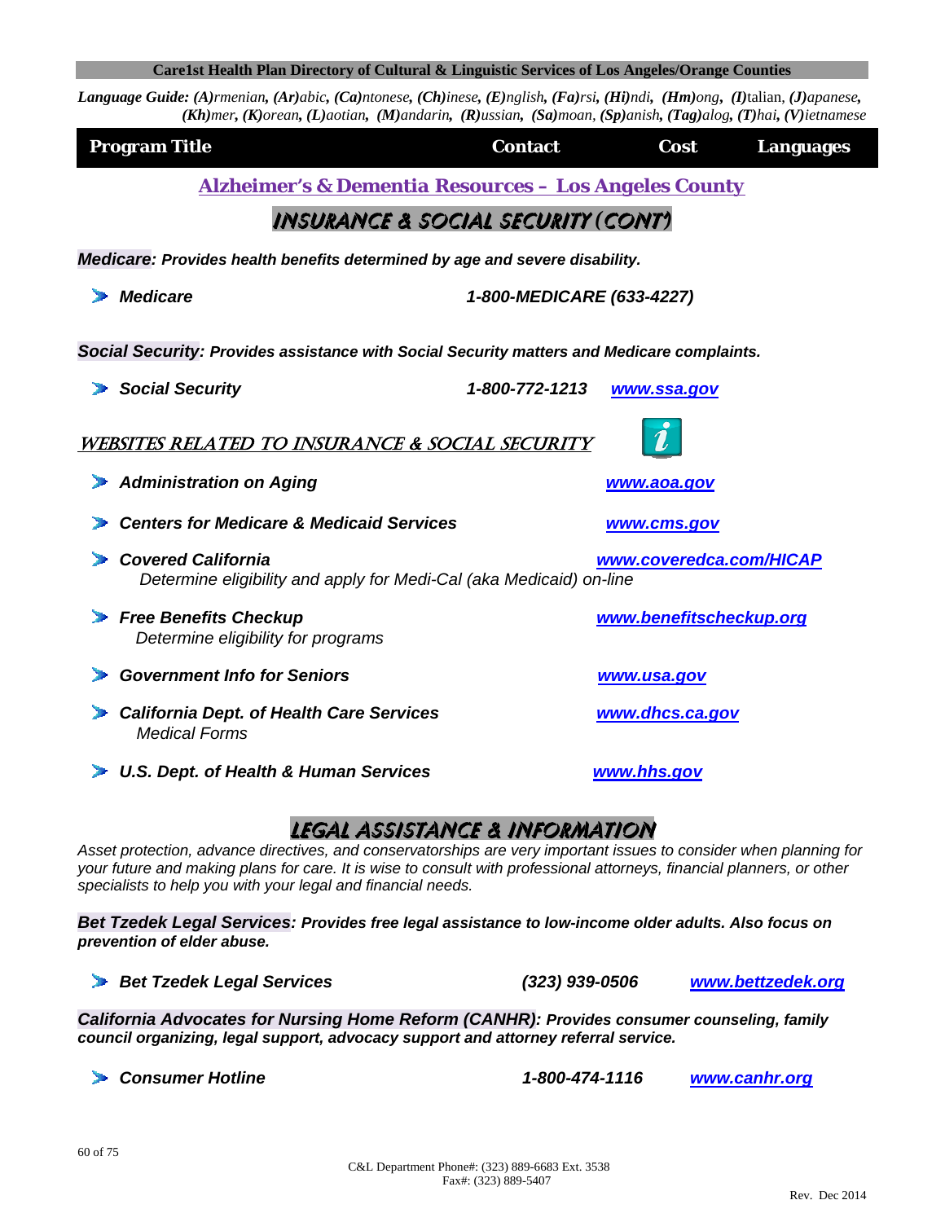**Care1st Health Plan Directory of Cultural & Linguistic Services of Los Angeles/Orange Counties**

***Language Guide:** **(A)**rmenian, **(Ar)**abic, **(Ca)**ntonese, **(Ch)**inese, **(E)**nglish, **(Fa)**rsi, **(Hi)**ndi, **(Hm)**ong, **(I)**talian, **(J)**apanese, **(Kh)**mer, **(K)**orean, **(L)**aotian, **(M)**andarin, **(R)**ussian, **(Sa)**moan, **(Sp)**anish, **(Tag)**alog, **(T)**hai, **(V)**ietnamese*

| Program Title | Contact | Cost | Languages |
| --- | --- | --- | --- |

## Alzheimer's & Dementia Resources – Los Angeles County

## *INSURANCE & SOCIAL SECURITY (CONT')*

***Medicare**: **Provides health benefits determined by age and severe disability.***

- ***Medicare*** — ***1-800-MEDICARE (633-4227)***

***Social Security**: **Provides assistance with Social Security matters and Medicare complaints.***

- ***Social Security*** — ***1-800-772-1213*** — ***www.ssa.gov***

### *WEBSITES RELATED TO INSURANCE & SOCIAL SECURITY*

- ***Administration on Aging*** — ***www.aoa.gov***
- ***Centers for Medicare & Medicaid Services*** — ***www.cms.gov***
- ***Covered California*** — ***www.coveredca.com/HICAP***
  *Determine eligibility and apply for Medi-Cal (aka Medicaid) on-line*
- ***Free Benefits Checkup*** — ***www.benefitscheckup.org***
  *Determine eligibility for programs*
- ***Government Info for Seniors*** — ***www.usa.gov***
- ***California Dept. of Health Care Services*** — ***www.dhcs.ca.gov***
  *Medical Forms*
- ***U.S. Dept. of Health & Human Services*** — ***www.hhs.gov***

## *LEGAL ASSISTANCE & INFORMATION*

*Asset protection, advance directives, and conservatorships are very important issues to consider when planning for your future and making plans for care. It is wise to consult with professional attorneys, financial planners, or other specialists to help you with your legal and financial needs.*

***Bet Tzedek Legal Services**: **Provides free legal assistance to low-income older adults. Also focus on prevention of elder abuse.***

- ***Bet Tzedek Legal Services*** — ***(323) 939-0506*** — ***www.bettzedek.org***

***California Advocates for Nursing Home Reform (CANHR)**: **Provides consumer counseling, family council organizing, legal support, advocacy support and attorney referral service.***

- ***Consumer Hotline*** — ***1-800-474-1116*** — ***www.canhr.org***

C&L Department Phone#: (323) 889-6683 Ext. 3538
Fax#: (323) 889-5407

Rev. Dec 2014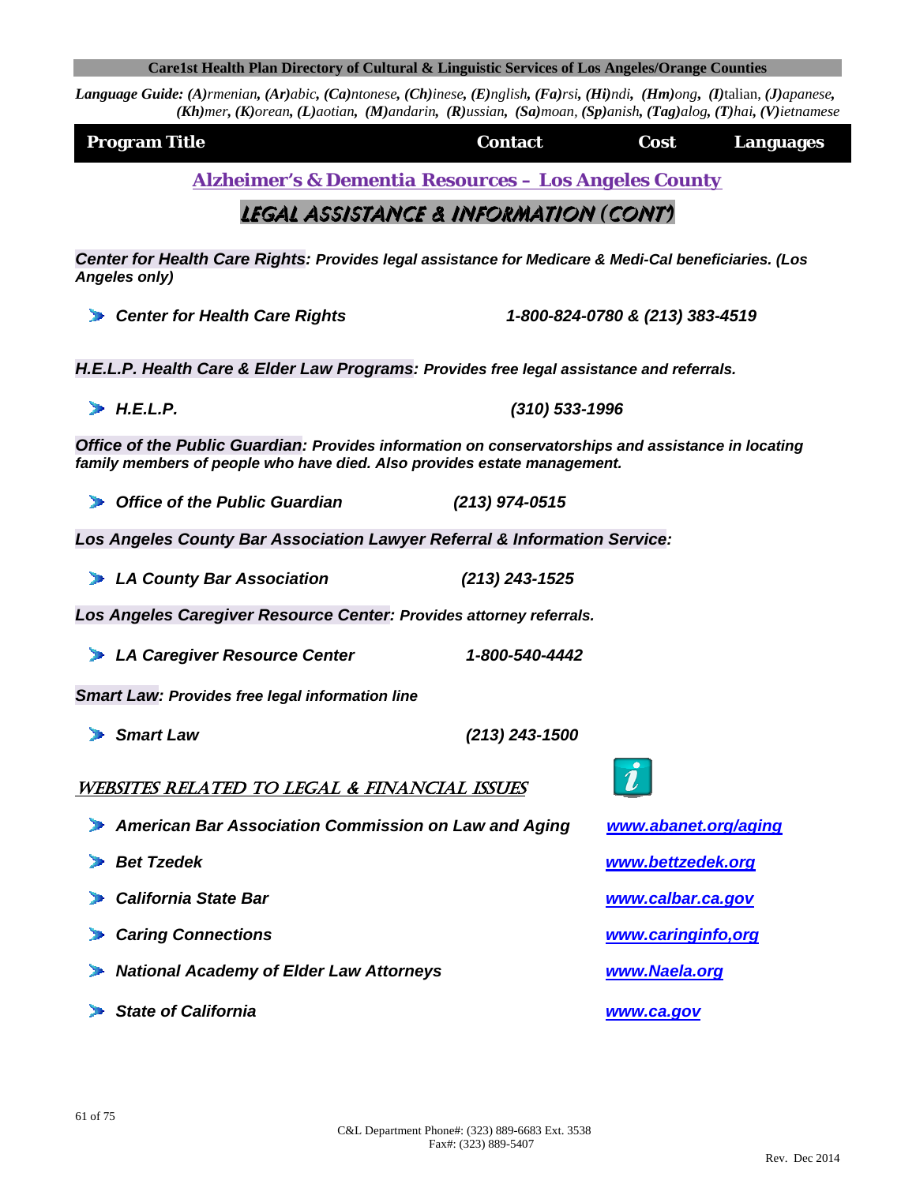**Care1st Health Plan Directory of Cultural & Linguistic Services of Los Angeles/Orange Counties**

***Language Guide:*** ***(A)****rmenian,* ***(Ar)****abic,* ***(Ca)****ntonese,* ***(Ch)****inese,* ***(E)****nglish,* ***(Fa)****rsi,* ***(Hi)****ndi,* ***(Hm)****ong,* ***(I)****talian,* ***(J)****apanese,* ***(Kh)****mer,* ***(K)****orean,* ***(L)****aotian,* ***(M)****andarin,* ***(R)****ussian,* ***(Sa)****moan,* ***(Sp)****anish,* ***(Tag)****alog,* ***(T)****hai,* ***(V)****ietnamese*

| Program Title | Contact | Cost | Languages |
|---|---|---|---|

## Alzheimer's & Dementia Resources – Los Angeles County

### LEGAL ASSISTANCE & INFORMATION (CONT')

***Center for Health Care Rights:*** ***Provides legal assistance for Medicare & Medi-Cal beneficiaries. (Los Angeles only)***

- ***Center for Health Care Rights*** — ***1-800-824-0780 & (213) 383-4519***

***H.E.L.P. Health Care & Elder Law Programs:*** ***Provides free legal assistance and referrals.***

- ***H.E.L.P.*** — ***(310) 533-1996***

***Office of the Public Guardian:*** ***Provides information on conservatorships and assistance in locating family members of people who have died. Also provides estate management.***

- ***Office of the Public Guardian*** — ***(213) 974-0515***

***Los Angeles County Bar Association Lawyer Referral & Information Service:***

- ***LA County Bar Association*** — ***(213) 243-1525***

***Los Angeles Caregiver Resource Center:*** ***Provides attorney referrals.***

- ***LA Caregiver Resource Center*** — ***1-800-540-4442***

***Smart Law:*** ***Provides free legal information line***

- ***Smart Law*** — ***(213) 243-1500***

### WEBSITES RELATED TO LEGAL & FINANCIAL ISSUES

- ***American Bar Association Commission on Law and Aging*** — ***www.abanet.org/aging***
- ***Bet Tzedek*** — ***www.bettzedek.org***
- ***California State Bar*** — ***www.calbar.ca.gov***
- ***Caring Connections*** — ***www.caringinfo,org***
- ***National Academy of Elder Law Attorneys*** — ***www.Naela.org***
- ***State of California*** — ***www.ca.gov***

C&L Department Phone#: (323) 889-6683 Ext. 3538
Fax#: (323) 889-5407

Rev. Dec 2014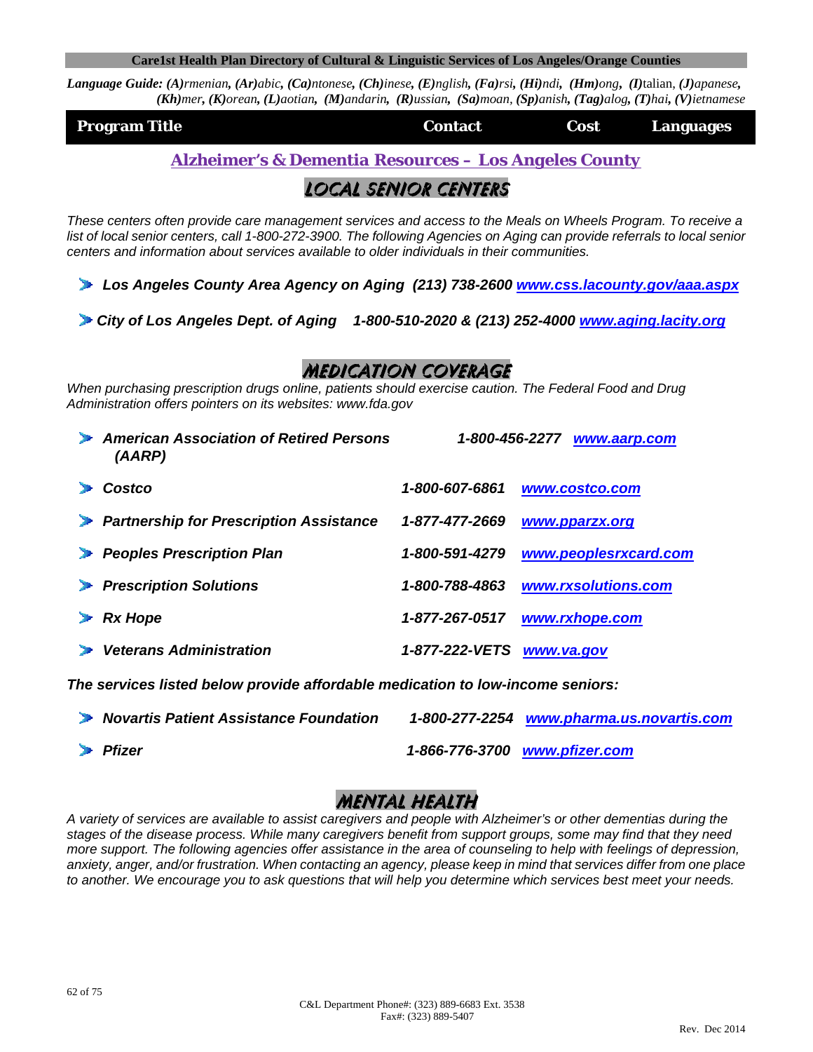**Language Guide:** ***(A)****rmenian,* ***(Ar)****abic,* ***(Ca)****ntonese,* ***(Ch)****inese,* ***(E)****nglish,* ***(Fa)****rsi,* ***(Hi)****ndi,* ***(Hm)****ong,* ***(I)****talian,* ***(J)****apanese,* ***(Kh)****mer,* ***(K)****orean,* ***(L)****aotian,* ***(M)****andarin,* ***(R)****ussian,* ***(Sa)****moan,* ***(Sp)****anish,* ***(Tag)****alog,* ***(T)****hai,* ***(V)****ietnamese*

| Program Title | Contact | Cost | Languages |
|---|---|---|---|

## Alzheimer's & Dementia Resources – Los Angeles County

### LOCAL SENIOR CENTERS

*These centers often provide care management services and access to the Meals on Wheels Program. To receive a list of local senior centers, call 1-800-272-3900. The following Agencies on Aging can provide referrals to local senior centers and information about services available to older individuals in their communities.*

- ***Los Angeles County Area Agency on Aging (213) 738-2600 www.css.lacounty.gov/aaa.aspx***
- ***City of Los Angeles Dept. of Aging 1-800-510-2020 & (213) 252-4000 www.aging.lacity.org***

### MEDICATION COVERAGE

*When purchasing prescription drugs online, patients should exercise caution. The Federal Food and Drug Administration offers pointers on its websites: www.fda.gov*

- ***American Association of Retired Persons (AARP)*** — ***1-800-456-2277*** ***www.aarp.com***
- ***Costco*** — ***1-800-607-6861*** ***www.costco.com***
- ***Partnership for Prescription Assistance*** — ***1-877-477-2669*** ***www.pparzx.org***
- ***Peoples Prescription Plan*** — ***1-800-591-4279*** ***www.peoplesrxcard.com***
- ***Prescription Solutions*** — ***1-800-788-4863*** ***www.rxsolutions.com***
- ***Rx Hope*** — ***1-877-267-0517*** ***www.rxhope.com***
- ***Veterans Administration*** — ***1-877-222-VETS*** ***www.va.gov***

***The services listed below provide affordable medication to low-income seniors:***

- ***Novartis Patient Assistance Foundation*** — ***1-800-277-2254*** ***www.pharma.us.novartis.com***
- ***Pfizer*** — ***1-866-776-3700*** ***www.pfizer.com***

### MENTAL HEALTH

*A variety of services are available to assist caregivers and people with Alzheimer's or other dementias during the stages of the disease process. While many caregivers benefit from support groups, some may find that they need more support. The following agencies offer assistance in the area of counseling to help with feelings of depression, anxiety, anger, and/or frustration. When contacting an agency, please keep in mind that services differ from one place to another. We encourage you to ask questions that will help you determine which services best meet your needs.*

C&L Department Phone#: (323) 889-6683 Ext. 3538
Fax#: (323) 889-5407

Rev. Dec 2014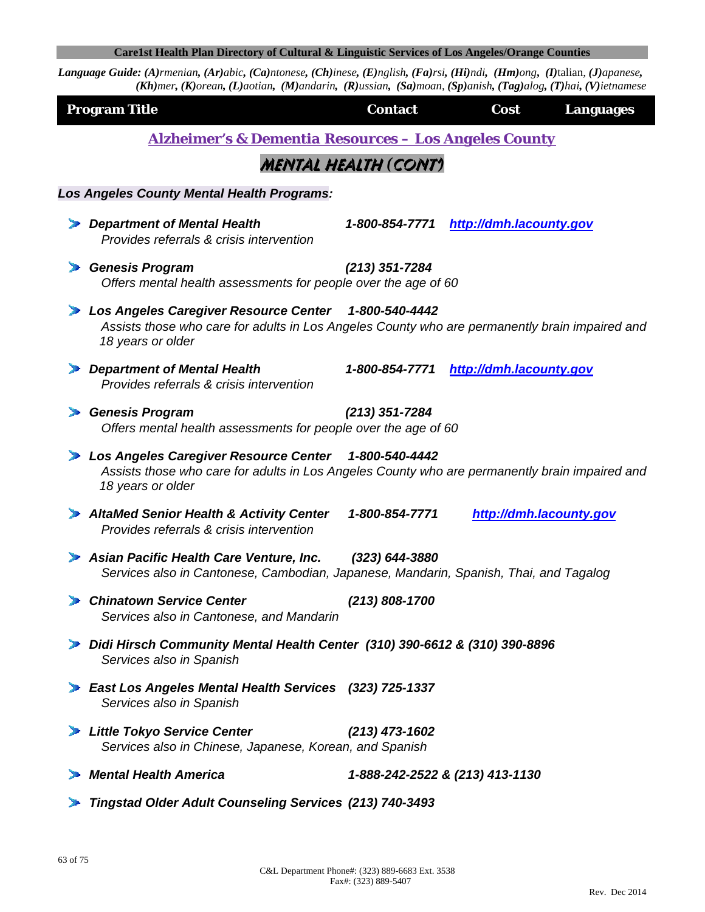**Care1st Health Plan Directory of Cultural & Linguistic Services of Los Angeles/Orange Counties**

***Language Guide:*** *(A)rmenian, (Ar)abic, (Ca)ntonese, (Ch)inese, (E)nglish, (Fa)rsi, (Hi)ndi, (Hm)ong, (I)talian, (J)apanese, (Kh)mer, (K)orean, (L)aotian, (M)andarin, (R)ussian, (Sa)moan, (Sp)anish, (Tag)alog, (T)hai, (V)ietnamese*

| Program Title | Contact | Cost | Languages |
|---|---|---|---|

## Alzheimer's & Dementia Resources – Los Angeles County

### MENTAL HEALTH (CONT')

***Los Angeles County Mental Health Programs:***

- ***Department of Mental Health*** ***1-800-854-7771*** [http://dmh.lacounty.gov](http://dmh.lacounty.gov)
  *Provides referrals & crisis intervention*
- ***Genesis Program*** ***(213) 351-7284***
  *Offers mental health assessments for people over the age of 60*
- ***Los Angeles Caregiver Resource Center*** ***1-800-540-4442***
  *Assists those who care for adults in Los Angeles County who are permanently brain impaired and 18 years or older*
- ***Department of Mental Health*** ***1-800-854-7771*** [http://dmh.lacounty.gov](http://dmh.lacounty.gov)
  *Provides referrals & crisis intervention*
- ***Genesis Program*** ***(213) 351-7284***
  *Offers mental health assessments for people over the age of 60*
- ***Los Angeles Caregiver Resource Center*** ***1-800-540-4442***
  *Assists those who care for adults in Los Angeles County who are permanently brain impaired and 18 years or older*
- ***AltaMed Senior Health & Activity Center*** ***1-800-854-7771*** [http://dmh.lacounty.gov](http://dmh.lacounty.gov)
  *Provides referrals & crisis intervention*
- ***Asian Pacific Health Care Venture, Inc.*** ***(323) 644-3880***
  *Services also in Cantonese, Cambodian, Japanese, Mandarin, Spanish, Thai, and Tagalog*
- ***Chinatown Service Center*** ***(213) 808-1700***
  *Services also in Cantonese, and Mandarin*
- ***Didi Hirsch Community Mental Health Center*** ***(310) 390-6612 & (310) 390-8896***
  *Services also in Spanish*
- ***East Los Angeles Mental Health Services*** ***(323) 725-1337***
  *Services also in Spanish*
- ***Little Tokyo Service Center*** ***(213) 473-1602***
  *Services also in Chinese, Japanese, Korean, and Spanish*
- ***Mental Health America*** ***1-888-242-2522 & (213) 413-1130***
- ***Tingstad Older Adult Counseling Services*** ***(213) 740-3493***

C&L Department Phone#: (323) 889-6683 Ext. 3538
Fax#: (323) 889-5407

Rev. Dec 2014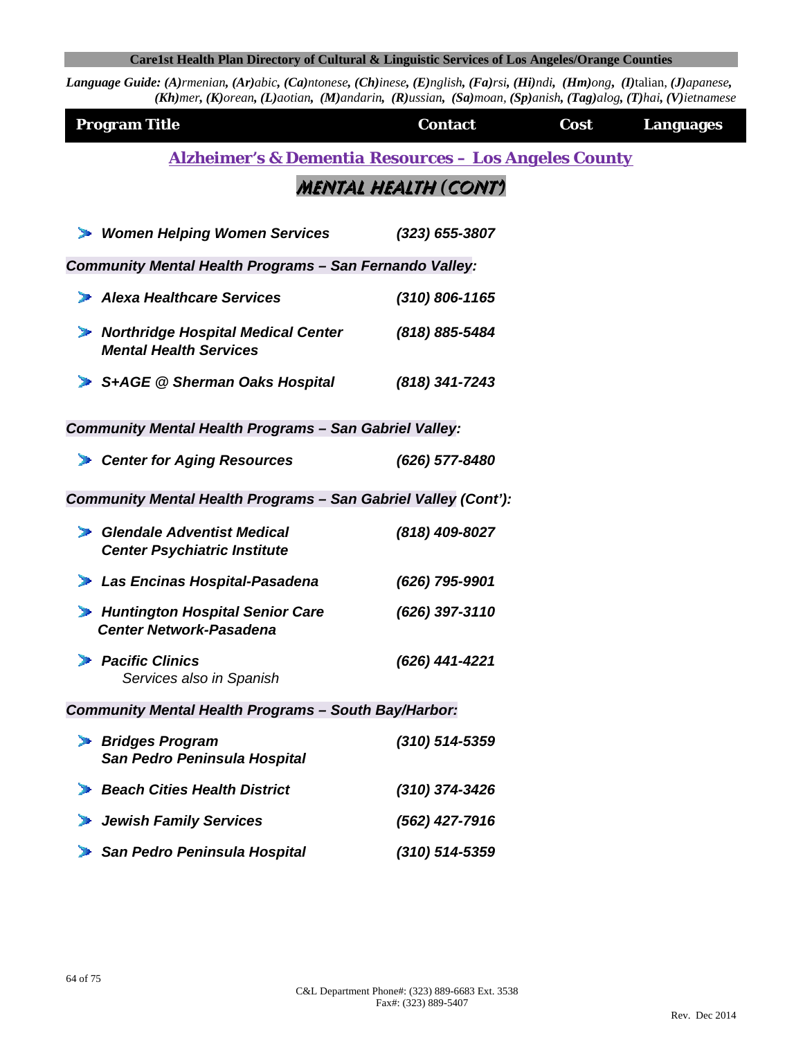**Language Guide:** *(A)rmenian, (Ar)abic, (Ca)ntonese, (Ch)inese, (E)nglish, (Fa)rsi, (Hi)ndi, (Hm)ong, (I)talian, (J)apanese, (Kh)mer, (K)orean, (L)aotian, (M)andarin, (R)ussian, (Sa)moan, (Sp)anish, (Tag)alog, (T)hai, (V)ietnamese*

| Program Title | Contact | Cost | Languages |
|---|---|---|---|

## Alzheimer's & Dementia Resources – Los Angeles County

### MENTAL HEALTH (CONT')

- ***Women Helping Women Services*** — ***(323) 655-3807***

***Community Mental Health Programs – San Fernando Valley:***

- ***Alexa Healthcare Services*** — ***(310) 806-1165***
- ***Northridge Hospital Medical Center Mental Health Services*** — ***(818) 885-5484***
- ***S+AGE @ Sherman Oaks Hospital*** — ***(818) 341-7243***

***Community Mental Health Programs – San Gabriel Valley:***

- ***Center for Aging Resources*** — ***(626) 577-8480***

***Community Mental Health Programs – San Gabriel Valley (Cont'):***

- ***Glendale Adventist Medical Center Psychiatric Institute*** — ***(818) 409-8027***
- ***Las Encinas Hospital-Pasadena*** — ***(626) 795-9901***
- ***Huntington Hospital Senior Care Center Network-Pasadena*** — ***(626) 397-3110***
- ***Pacific Clinics*** — ***(626) 441-4221***
  *Services also in Spanish*

***Community Mental Health Programs – South Bay/Harbor:***

- ***Bridges Program San Pedro Peninsula Hospital*** — ***(310) 514-5359***
- ***Beach Cities Health District*** — ***(310) 374-3426***
- ***Jewish Family Services*** — ***(562) 427-7916***
- ***San Pedro Peninsula Hospital*** — ***(310) 514-5359***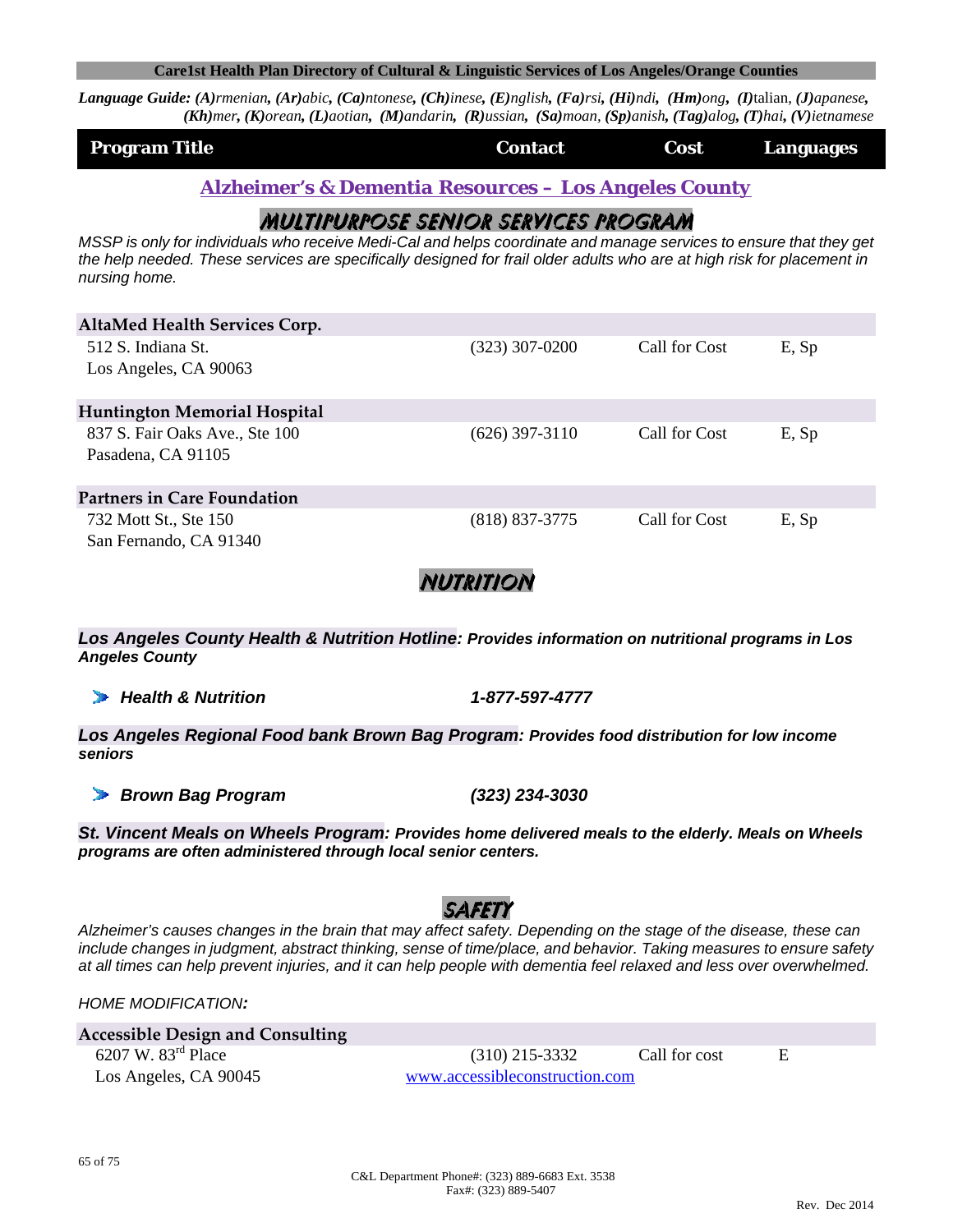**Language Guide:** ***(A)****rmenian*, ***(Ar)****abic*, ***(Ca)****ntonese*, ***(Ch)****inese*, ***(E)****nglish*, ***(Fa)****rsi*, ***(Hi)****ndi*, ***(Hm)****ong*, ***(I)****talian*, ***(J)****apanese*, ***(Kh)****mer*, ***(K)****orean*, ***(L)****aotian*, ***(M)****andarin*, ***(R)****ussian*, ***(Sa)****moan*, ***(Sp)****anish*, ***(Tag)****alog*, ***(T)****hai*, ***(V)****ietnamese*

| Program Title | Contact | Cost | Languages |
|---|---|---|---|

## Alzheimer's & Dementia Resources – Los Angeles County

### MULTIPURPOSE SENIOR SERVICES PROGRAM

*MSSP is only for individuals who receive Medi-Cal and helps coordinate and manage services to ensure that they get the help needed. These services are specifically designed for frail older adults who are at high risk for placement in nursing home.*

| Program Title | Contact | Cost | Languages |
|---|---|---|---|
| **AltaMed Health Services Corp.** | | | |
| 512 S. Indiana St.<br>Los Angeles, CA 90063 | (323) 307-0200 | Call for Cost | E, Sp |
| **Huntington Memorial Hospital** | | | |
| 837 S. Fair Oaks Ave., Ste 100<br>Pasadena, CA 91105 | (626) 397-3110 | Call for Cost | E, Sp |
| **Partners in Care Foundation** | | | |
| 732 Mott St., Ste 150<br>San Fernando, CA 91340 | (818) 837-3775 | Call for Cost | E, Sp |

### NUTRITION

***Los Angeles County Health & Nutrition Hotline: Provides information on nutritional programs in Los Angeles County***

- ***Health & Nutrition*** — ***1-877-597-4777***

***Los Angeles Regional Food bank Brown Bag Program: Provides food distribution for low income seniors***

- ***Brown Bag Program*** — ***(323) 234-3030***

***St. Vincent Meals on Wheels Program: Provides home delivered meals to the elderly. Meals on Wheels programs are often administered through local senior centers.***

### SAFETY

*Alzheimer's causes changes in the brain that may affect safety. Depending on the stage of the disease, these can include changes in judgment, abstract thinking, sense of time/place, and behavior. Taking measures to ensure safety at all times can help prevent injuries, and it can help people with dementia feel relaxed and less over overwhelmed.*

*HOME MODIFICATION:*

| Program Title | Contact | Cost | Languages |
|---|---|---|---|
| **Accessible Design and Consulting** | | | |
| 6207 W. 83rd Place<br>Los Angeles, CA 90045 | (310) 215-3332<br>www.accessibleconstruction.com | Call for cost | E |

C&L Department Phone#: (323) 889-6683 Ext. 3538
Fax#: (323) 889-5407

Rev. Dec 2014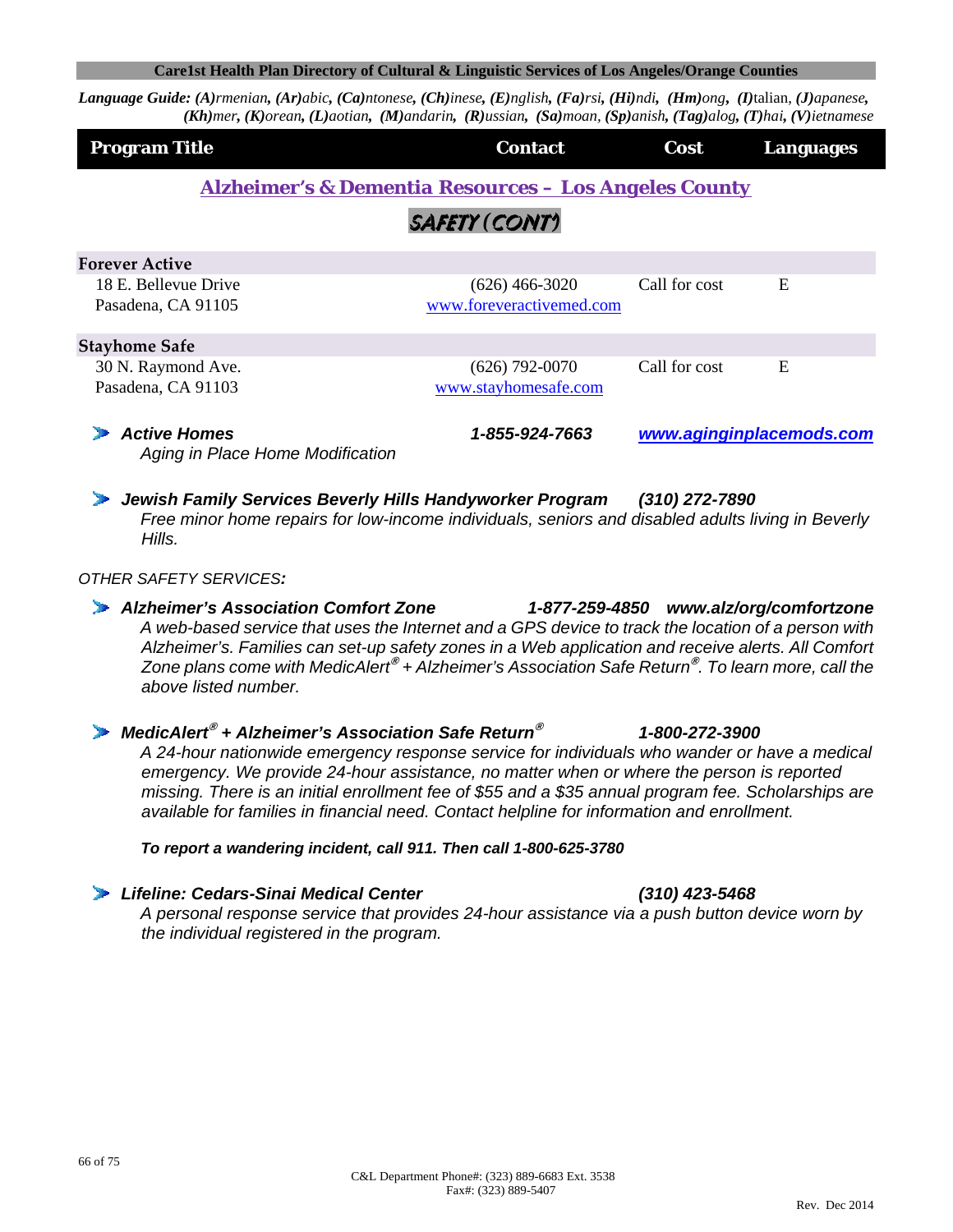**Language Guide:** ***(A)rmenian, (Ar)abic, (Ca)ntonese, (Ch)inese, (E)nglish, (Fa)rsi, (Hi)ndi, (Hm)ong, (I)talian, (J)apanese, (Kh)mer, (K)orean, (L)aotian, (M)andarin, (R)ussian, (Sa)moan, (Sp)anish, (Tag)alog, (T)hai, (V)ietnamese***

| Program Title | Contact | Cost | Languages |
|---|---|---|---|

## Alzheimer's & Dementia Resources – Los Angeles County

### SAFETY (CONT)

| Program Title | Contact | Cost | Languages |
|---|---|---|---|
| **Forever Active** | | | |
| 18 E. Bellevue Drive<br>Pasadena, CA 91105 | (626) 466-3020<br>www.foreveractivemed.com | Call for cost | E |
| **Stayhome Safe** | | | |
| 30 N. Raymond Ave.<br>Pasadena, CA 91103 | (626) 792-0070<br>www.stayhomesafe.com | Call for cost | E |

- ***Active Homes*** ***1-855-924-7663*** ***www.aginginplacemods.com***
  *Aging in Place Home Modification*

- ***Jewish Family Services Beverly Hills Handyworker Program*** ***(310) 272-7890***
  *Free minor home repairs for low-income individuals, seniors and disabled adults living in Beverly Hills.*

*OTHER SAFETY SERVICES:*

- ***Alzheimer's Association Comfort Zone*** ***1-877-259-4850*** ***www.alz/org/comfortzone***
  *A web-based service that uses the Internet and a GPS device to track the location of a person with Alzheimer's. Families can set-up safety zones in a Web application and receive alerts. All Comfort Zone plans come with MedicAlert® + Alzheimer's Association Safe Return®. To learn more, call the above listed number.*

- ***MedicAlert® + Alzheimer's Association Safe Return®*** ***1-800-272-3900***
  *A 24-hour nationwide emergency response service for individuals who wander or have a medical emergency. We provide 24-hour assistance, no matter when or where the person is reported missing. There is an initial enrollment fee of $55 and a $35 annual program fee. Scholarships are available for families in financial need. Contact helpline for information and enrollment.*

  ***To report a wandering incident, call 911. Then call 1-800-625-3780***

- ***Lifeline: Cedars-Sinai Medical Center*** ***(310) 423-5468***
  *A personal response service that provides 24-hour assistance via a push button device worn by the individual registered in the program.*

C&L Department Phone#: (323) 889-6683 Ext. 3538
Fax#: (323) 889-5407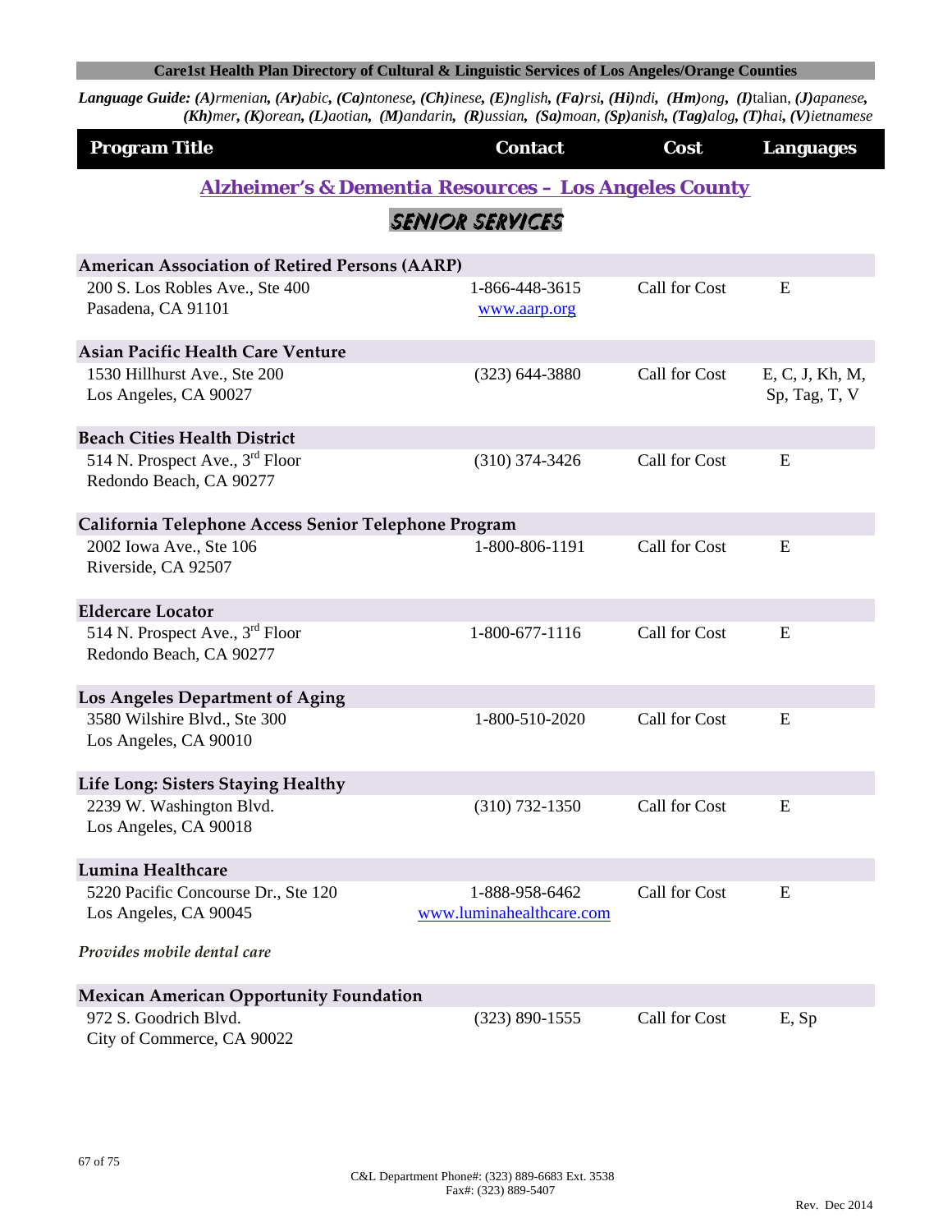**Language Guide:** ***(A)****rmenian,* ***(Ar)****abic,* ***(Ca)****ntonese,* ***(Ch)****inese,* ***(E)****nglish,* ***(Fa)****rsi,* ***(Hi)****ndi,* ***(Hm)****ong,* ***(I)****talian,* ***(J)****apanese,* ***(Kh)****mer,* ***(K)****orean,* ***(L)****aotian,* ***(M)****andarin,* ***(R)****ussian,* ***(Sa)****moan,* ***(Sp)****anish,* ***(Tag)****alog,* ***(T)****hai,* ***(V)****ietnamese*

| Program Title | Contact | Cost | Languages |
|---|---|---|---|

## Alzheimer's & Dementia Resources – Los Angeles County

### SENIOR SERVICES

| Program Title | Contact | Cost | Languages |
|---|---|---|---|
| **American Association of Retired Persons (AARP)** | | | |
| 200 S. Los Robles Ave., Ste 400<br>Pasadena, CA 91101 | 1-866-448-3615<br>www.aarp.org | Call for Cost | E |
| **Asian Pacific Health Care Venture** | | | |
| 1530 Hillhurst Ave., Ste 200<br>Los Angeles, CA 90027 | (323) 644-3880 | Call for Cost | E, C, J, Kh, M, Sp, Tag, T, V |
| **Beach Cities Health District** | | | |
| 514 N. Prospect Ave., 3rd Floor<br>Redondo Beach, CA 90277 | (310) 374-3426 | Call for Cost | E |
| **California Telephone Access Senior Telephone Program** | | | |
| 2002 Iowa Ave., Ste 106<br>Riverside, CA 92507 | 1-800-806-1191 | Call for Cost | E |
| **Eldercare Locator** | | | |
| 514 N. Prospect Ave., 3rd Floor<br>Redondo Beach, CA 90277 | 1-800-677-1116 | Call for Cost | E |
| **Los Angeles Department of Aging** | | | |
| 3580 Wilshire Blvd., Ste 300<br>Los Angeles, CA 90010 | 1-800-510-2020 | Call for Cost | E |
| **Life Long: Sisters Staying Healthy** | | | |
| 2239 W. Washington Blvd.<br>Los Angeles, CA 90018 | (310) 732-1350 | Call for Cost | E |
| **Lumina Healthcare** | | | |
| 5220 Pacific Concourse Dr., Ste 120<br>Los Angeles, CA 90045<br><br>*Provides mobile dental care* | 1-888-958-6462<br>www.luminahealthcare.com | Call for Cost | E |
| **Mexican American Opportunity Foundation** | | | |
| 972 S. Goodrich Blvd.<br>City of Commerce, CA 90022 | (323) 890-1555 | Call for Cost | E, Sp |

C&L Department Phone#: (323) 889-6683 Ext. 3538
Fax#: (323) 889-5407

Rev. Dec 2014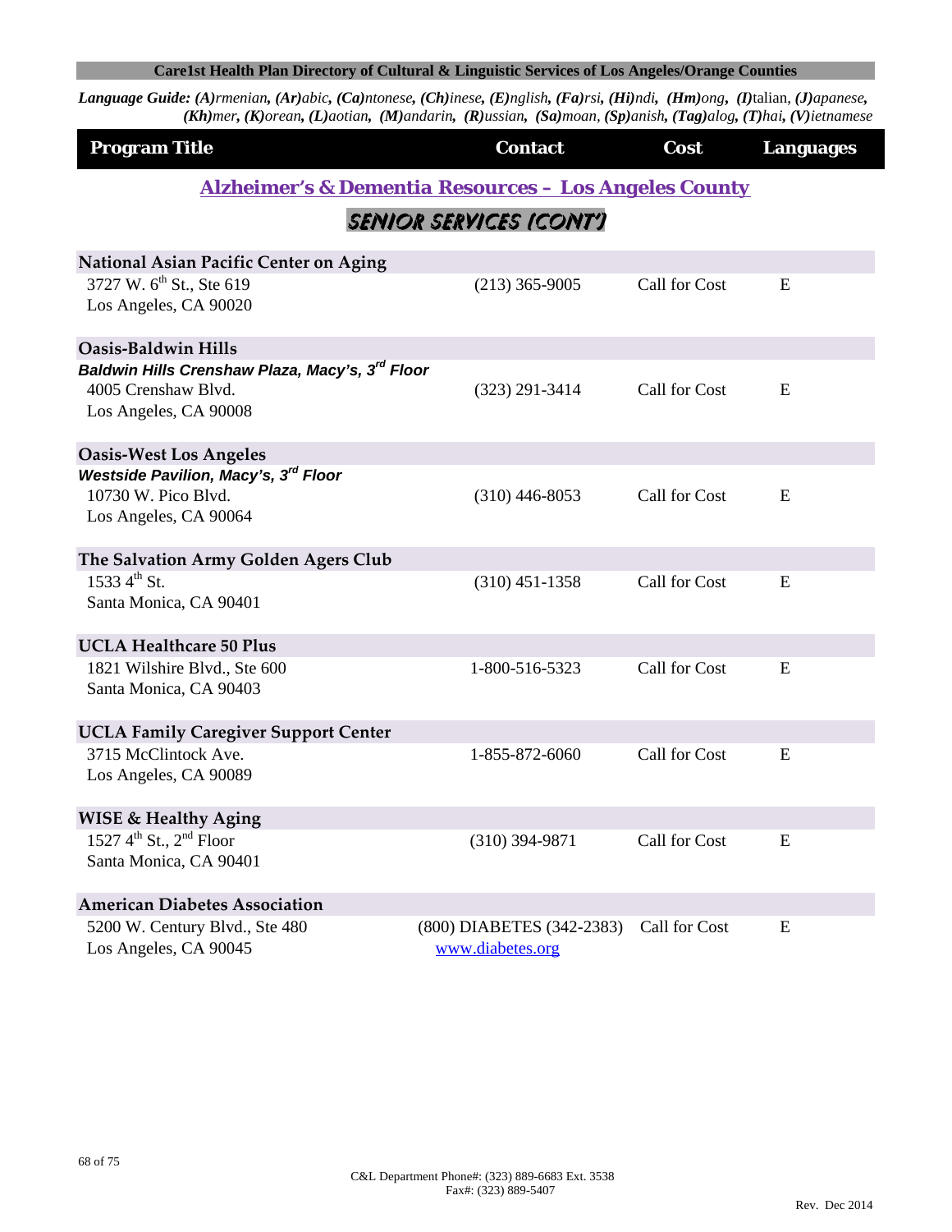**Language Guide:** ***(A)****rmenian,* ***(Ar)****abic,* ***(Ca)****ntonese,* ***(Ch)****inese,* ***(E)****nglish,* ***(Fa)****rsi,* ***(Hi)****ndi,* ***(Hm)****ong,* ***(I)****talian,* ***(J)****apanese,* ***(Kh)****mer,* ***(K)****orean,* ***(L)****aotian,* ***(M)****andarin,* ***(R)****ussian,* ***(Sa)****moan,* ***(Sp)****anish,* ***(Tag)****alog,* ***(T)****hai,* ***(V)****ietnamese*

## Alzheimer's & Dementia Resources – Los Angeles County

### SENIOR SERVICES (CONT')

| Program Title | Contact | Cost | Languages |
|---|---|---|---|
| **National Asian Pacific Center on Aging** | | | |
| 3727 W. 6th St., Ste 619<br>Los Angeles, CA 90020 | (213) 365-9005 | Call for Cost | E |
| **Oasis-Baldwin Hills** | | | |
| ***Baldwin Hills Crenshaw Plaza, Macy's, 3rd Floor***<br>4005 Crenshaw Blvd.<br>Los Angeles, CA 90008 | (323) 291-3414 | Call for Cost | E |
| **Oasis-West Los Angeles** | | | |
| ***Westside Pavilion, Macy's, 3rd Floor***<br>10730 W. Pico Blvd.<br>Los Angeles, CA 90064 | (310) 446-8053 | Call for Cost | E |
| **The Salvation Army Golden Agers Club** | | | |
| 1533 4th St.<br>Santa Monica, CA 90401 | (310) 451-1358 | Call for Cost | E |
| **UCLA Healthcare 50 Plus** | | | |
| 1821 Wilshire Blvd., Ste 600<br>Santa Monica, CA 90403 | 1-800-516-5323 | Call for Cost | E |
| **UCLA Family Caregiver Support Center** | | | |
| 3715 McClintock Ave.<br>Los Angeles, CA 90089 | 1-855-872-6060 | Call for Cost | E |
| **WISE & Healthy Aging** | | | |
| 1527 4th St., 2nd Floor<br>Santa Monica, CA 90401 | (310) 394-9871 | Call for Cost | E |
| **American Diabetes Association** | | | |
| 5200 W. Century Blvd., Ste 480<br>Los Angeles, CA 90045 | (800) DIABETES (342-2383)<br>www.diabetes.org | Call for Cost | E |

C&L Department Phone#: (323) 889-6683 Ext. 3538
Fax#: (323) 889-5407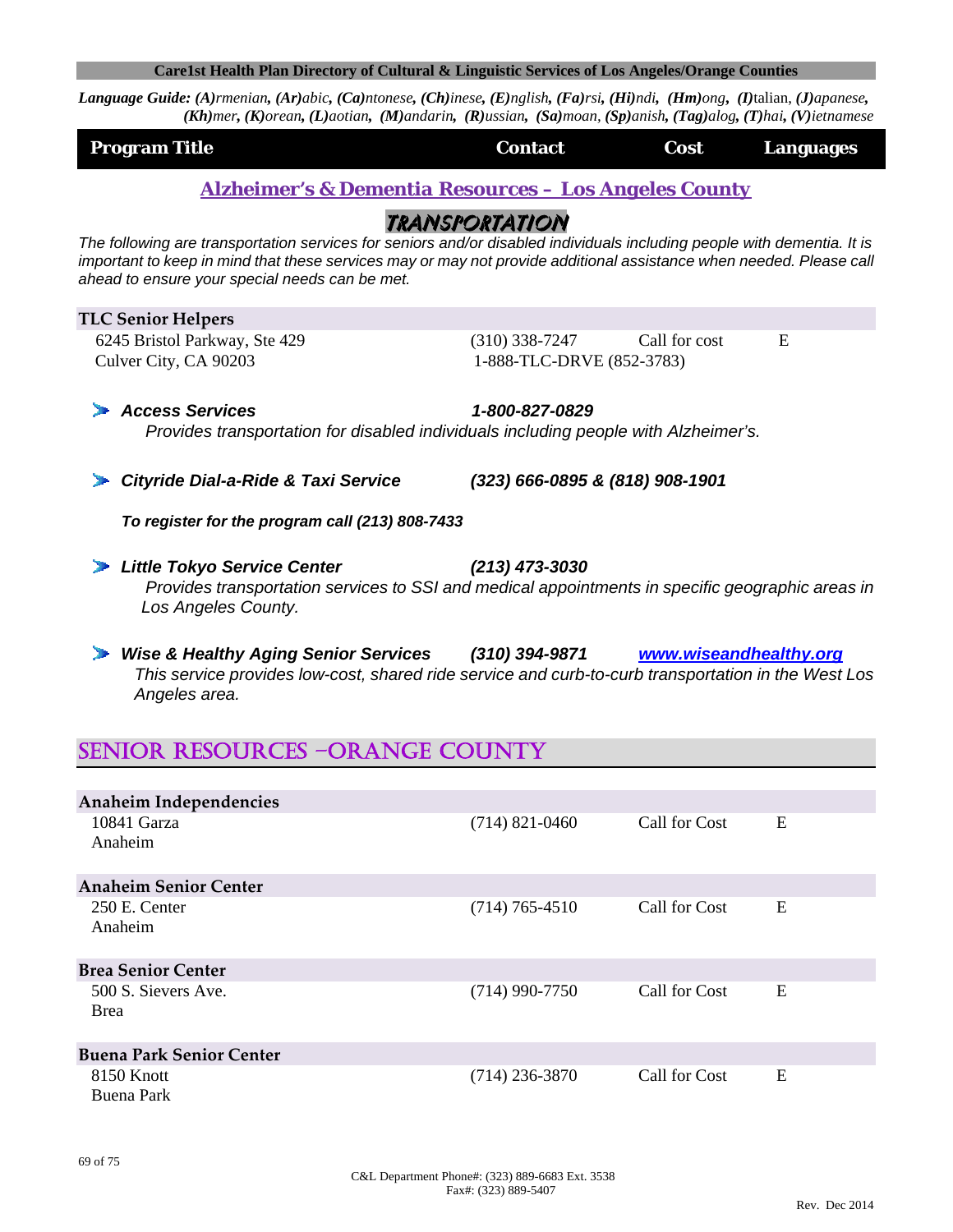Language Guide: ***(A)****rmenian*, ***(Ar)****abic*, ***(Ca)****ntonese*, ***(Ch)****inese*, ***(E)****nglish*, ***(Fa)****rsi*, ***(Hi)****ndi*, ***(Hm)****ong*, ***(I)****talian*, ***(J)****apanese*, ***(Kh)****mer*, ***(K)****orean*, ***(L)****aotian*, ***(M)****andarin*, ***(R)****ussian*, ***(Sa)****moan*, ***(Sp)****anish*, ***(Tag)****alog*, ***(T)****hai*, ***(V)****ietnamese*

| Program Title | Contact | Cost | Languages |
|---|---|---|---|

## Alzheimer's & Dementia Resources – Los Angeles County

### TRANSPORTATION

*The following are transportation services for seniors and/or disabled individuals including people with dementia. It is important to keep in mind that these services may or may not provide additional assistance when needed. Please call ahead to ensure your special needs can be met.*

| Program Title | Contact | Cost | Languages |
|---|---|---|---|
| **TLC Senior Helpers**<br>6245 Bristol Parkway, Ste 429<br>Culver City, CA 90203 | (310) 338-7247<br>1-888-TLC-DRVE (852-3783) | Call for cost | E |

- ***Access Services*** — ***1-800-827-0829***
  *Provides transportation for disabled individuals including people with Alzheimer's.*

- ***Cityride Dial-a-Ride & Taxi Service*** — ***(323) 666-0895 & (818) 908-1901***

  ***To register for the program call (213) 808-7433***

- ***Little Tokyo Service Center*** — ***(213) 473-3030***
  *Provides transportation services to SSI and medical appointments in specific geographic areas in Los Angeles County.*

- ***Wise & Healthy Aging Senior Services*** — ***(310) 394-9871*** — ***www.wiseandhealthy.org***
  *This service provides low-cost, shared ride service and curb-to-curb transportation in the West Los Angeles area.*

## SENIOR RESOURCES –ORANGE COUNTY

| Program Title | Contact | Cost | Languages |
|---|---|---|---|
| **Anaheim Independencies**<br>10841 Garza<br>Anaheim | (714) 821-0460 | Call for Cost | E |
| **Anaheim Senior Center**<br>250 E. Center<br>Anaheim | (714) 765-4510 | Call for Cost | E |
| **Brea Senior Center**<br>500 S. Sievers Ave.<br>Brea | (714) 990-7750 | Call for Cost | E |
| **Buena Park Senior Center**<br>8150 Knott<br>Buena Park | (714) 236-3870 | Call for Cost | E |

C&L Department Phone#: (323) 889-6683 Ext. 3538
Fax#: (323) 889-5407

Rev. Dec 2014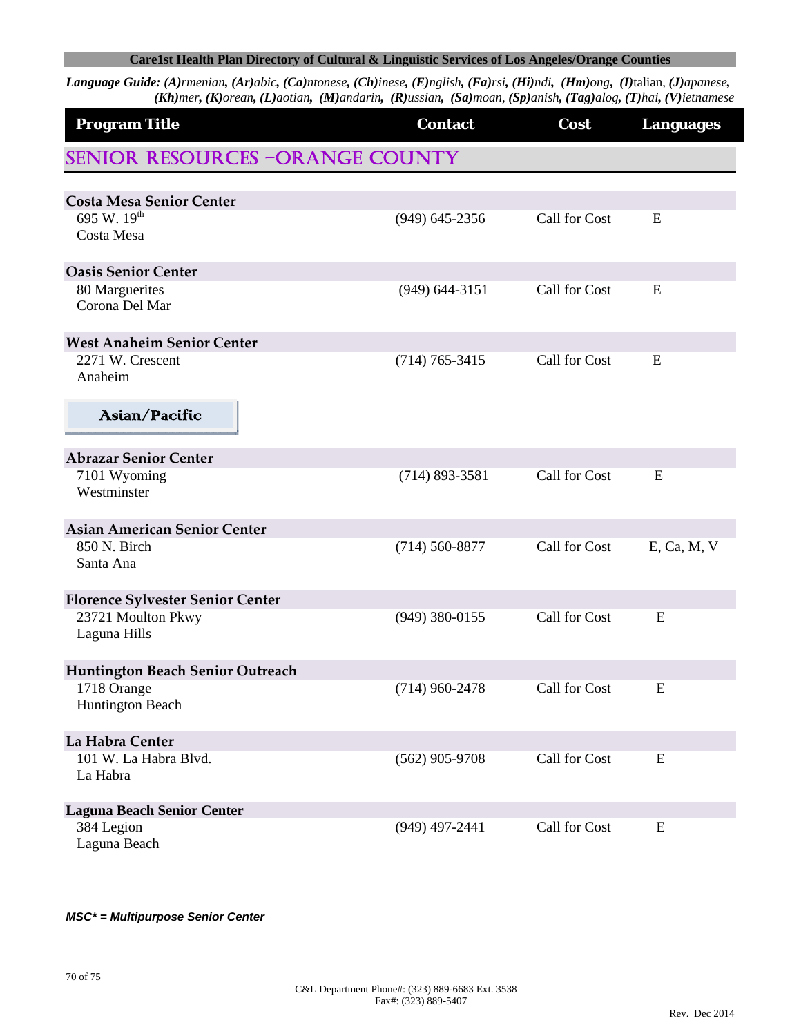**Care1st Health Plan Directory of Cultural & Linguistic Services of Los Angeles/Orange Counties**

***Language Guide:*** ***(A)****rmenian*, ***(Ar)****abic*, ***(Ca)****ntonese*, ***(Ch)****inese*, ***(E)****nglish*, ***(Fa)****rsi*, ***(Hi)****ndi*, ***(Hm)****ong*, ***(I)***talian, ***(J)****apanese*, ***(Kh)****mer*, ***(K)****orean*, ***(L)****aotian*, ***(M)****andarin*, ***(R)****ussian*, ***(Sa)****moan*, ***(Sp)****anish*, ***(Tag)****alog*, ***(T)****hai*, ***(V)****ietnamese*

| Program Title | Contact | Cost | Languages |
|---|---|---|---|

## SENIOR RESOURCES –ORANGE COUNTY

| Program Title | Contact | Cost | Languages |
|---|---|---|---|
| **Costa Mesa Senior Center**<br>695 W. 19th<br>Costa Mesa | (949) 645-2356 | Call for Cost | E |
| **Oasis Senior Center**<br>80 Marguerites<br>Corona Del Mar | (949) 644-3151 | Call for Cost | E |
| **West Anaheim Senior Center**<br>2271 W. Crescent<br>Anaheim | (714) 765-3415 | Call for Cost | E |

### Asian/Pacific

| Program Title | Contact | Cost | Languages |
|---|---|---|---|
| **Abrazar Senior Center**<br>7101 Wyoming<br>Westminster | (714) 893-3581 | Call for Cost | E |
| **Asian American Senior Center**<br>850 N. Birch<br>Santa Ana | (714) 560-8877 | Call for Cost | E, Ca, M, V |
| **Florence Sylvester Senior Center**<br>23721 Moulton Pkwy<br>Laguna Hills | (949) 380-0155 | Call for Cost | E |
| **Huntington Beach Senior Outreach**<br>1718 Orange<br>Huntington Beach | (714) 960-2478 | Call for Cost | E |
| **La Habra Center**<br>101 W. La Habra Blvd.<br>La Habra | (562) 905-9708 | Call for Cost | E |
| **Laguna Beach Senior Center**<br>384 Legion<br>Laguna Beach | (949) 497-2441 | Call for Cost | E |

***MSC\* = Multipurpose Senior Center***

C&L Department Phone#: (323) 889-6683 Ext. 3538
Fax#: (323) 889-5407

Rev. Dec 2014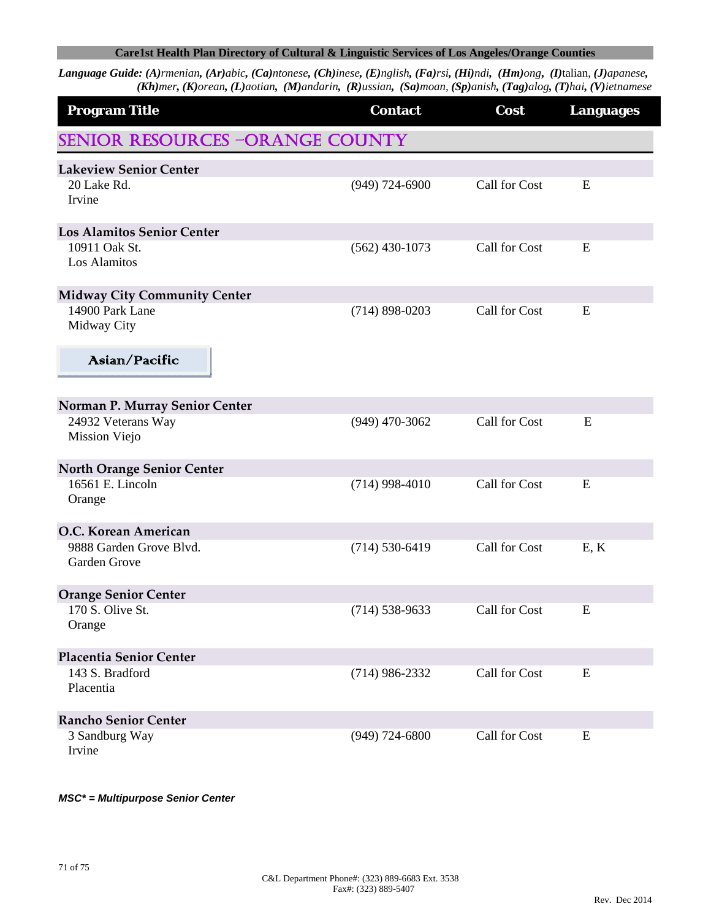**Care1st Health Plan Directory of Cultural & Linguistic Services of Los Angeles/Orange Counties**

***Language Guide:*** ***(A)****rmenian,* ***(Ar)****abic,* ***(Ca)****ntonese,* ***(Ch)****inese,* ***(E)****nglish,* ***(Fa)****rsi,* ***(Hi)****ndi,* ***(Hm)****ong,* ***(I)****talian,* ***(J)****apanese,* ***(Kh)****mer,* ***(K)****orean,* ***(L)****aotian,* ***(M)****andarin,* ***(R)****ussian,* ***(Sa)****moan,* ***(Sp)****anish,* ***(Tag)****alog,* ***(T)****hai,* ***(V)****ietnamese*

| Program Title | Contact | Cost | Languages |
|---|---|---|---|

## SENIOR RESOURCES –ORANGE COUNTY

| Program Title | Contact | Cost | Languages |
|---|---|---|---|
| **Lakeview Senior Center**<br>20 Lake Rd.<br>Irvine | (949) 724-6900 | Call for Cost | E |
| **Los Alamitos Senior Center**<br>10911 Oak St.<br>Los Alamitos | (562) 430-1073 | Call for Cost | E |
| **Midway City Community Center**<br>14900 Park Lane<br>Midway City | (714) 898-0203 | Call for Cost | E |

### Asian/Pacific

| Program Title | Contact | Cost | Languages |
|---|---|---|---|
| **Norman P. Murray Senior Center**<br>24932 Veterans Way<br>Mission Viejo | (949) 470-3062 | Call for Cost | E |
| **North Orange Senior Center**<br>16561 E. Lincoln<br>Orange | (714) 998-4010 | Call for Cost | E |
| **O.C. Korean American**<br>9888 Garden Grove Blvd.<br>Garden Grove | (714) 530-6419 | Call for Cost | E, K |
| **Orange Senior Center**<br>170 S. Olive St.<br>Orange | (714) 538-9633 | Call for Cost | E |
| **Placentia Senior Center**<br>143 S. Bradford<br>Placentia | (714) 986-2332 | Call for Cost | E |
| **Rancho Senior Center**<br>3 Sandburg Way<br>Irvine | (949) 724-6800 | Call for Cost | E |

***MSC\* = Multipurpose Senior Center***

C&L Department Phone#: (323) 889-6683 Ext. 3538
Fax#: (323) 889-5407

Rev. Dec 2014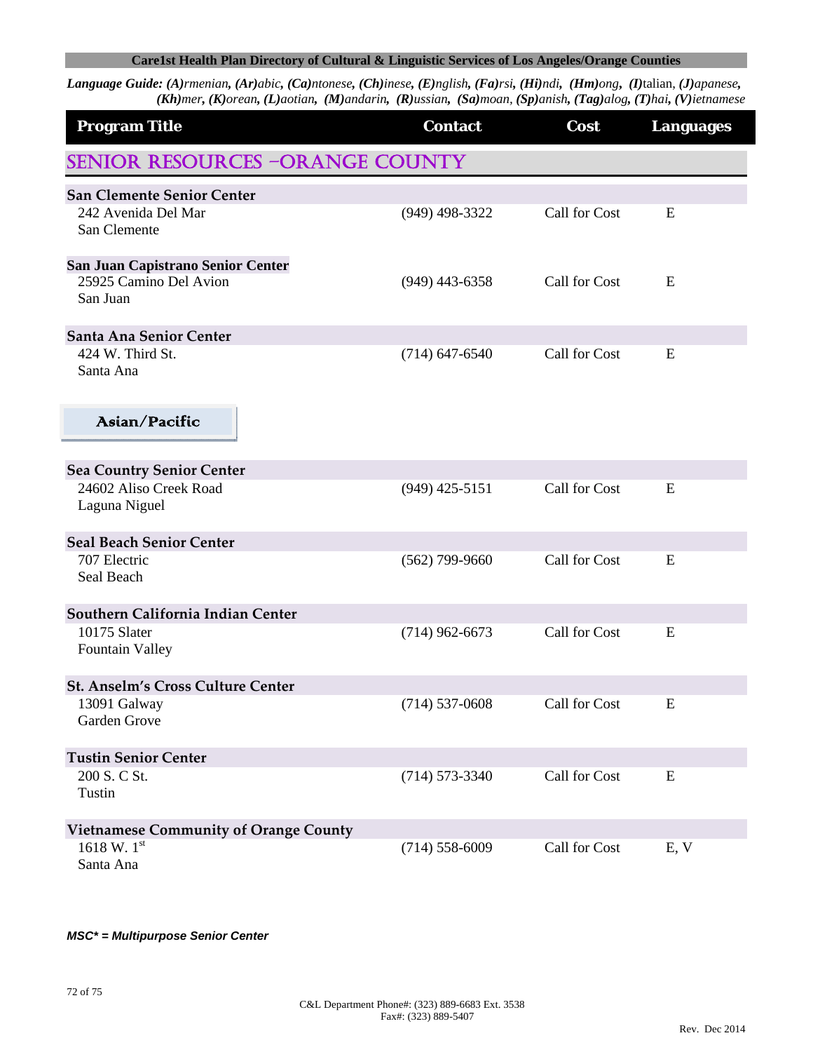**Care1st Health Plan Directory of Cultural & Linguistic Services of Los Angeles/Orange Counties**

***Language Guide:*** ***(A)****rmenian,* ***(Ar)****abic,* ***(Ca)****ntonese,* ***(Ch)****inese,* ***(E)****nglish,* ***(Fa)****rsi,* ***(Hi)****ndi,* ***(Hm)****ong,* ***(I)****talian,* ***(J)****apanese,* ***(Kh)****mer,* ***(K)****orean,* ***(L)****aotian,* ***(M)****andarin,* ***(R)****ussian,* ***(Sa)****moan,* ***(Sp)****anish,* ***(Tag)****alog,* ***(T)****hai,* ***(V)****ietnamese*

## SENIOR RESOURCES –ORANGE COUNTY

| Program Title | Contact | Cost | Languages |
|---|---|---|---|
| **San Clemente Senior Center**<br>242 Avenida Del Mar<br>San Clemente | (949) 498-3322 | Call for Cost | E |
| **San Juan Capistrano Senior Center**<br>25925 Camino Del Avion<br>San Juan | (949) 443-6358 | Call for Cost | E |
| **Santa Ana Senior Center**<br>424 W. Third St.<br>Santa Ana | (714) 647-6540 | Call for Cost | E |

### Asian/Pacific

| Program Title | Contact | Cost | Languages |
|---|---|---|---|
| **Sea Country Senior Center**<br>24602 Aliso Creek Road<br>Laguna Niguel | (949) 425-5151 | Call for Cost | E |
| **Seal Beach Senior Center**<br>707 Electric<br>Seal Beach | (562) 799-9660 | Call for Cost | E |
| **Southern California Indian Center**<br>10175 Slater<br>Fountain Valley | (714) 962-6673 | Call for Cost | E |
| **St. Anselm's Cross Culture Center**<br>13091 Galway<br>Garden Grove | (714) 537-0608 | Call for Cost | E |
| **Tustin Senior Center**<br>200 S. C St.<br>Tustin | (714) 573-3340 | Call for Cost | E |
| **Vietnamese Community of Orange County**<br>1618 W. 1st<br>Santa Ana | (714) 558-6009 | Call for Cost | E, V |

***MSC\* = Multipurpose Senior Center***

C&L Department Phone#: (323) 889-6683 Ext. 3538
Fax#: (323) 889-5407

Rev. Dec 2014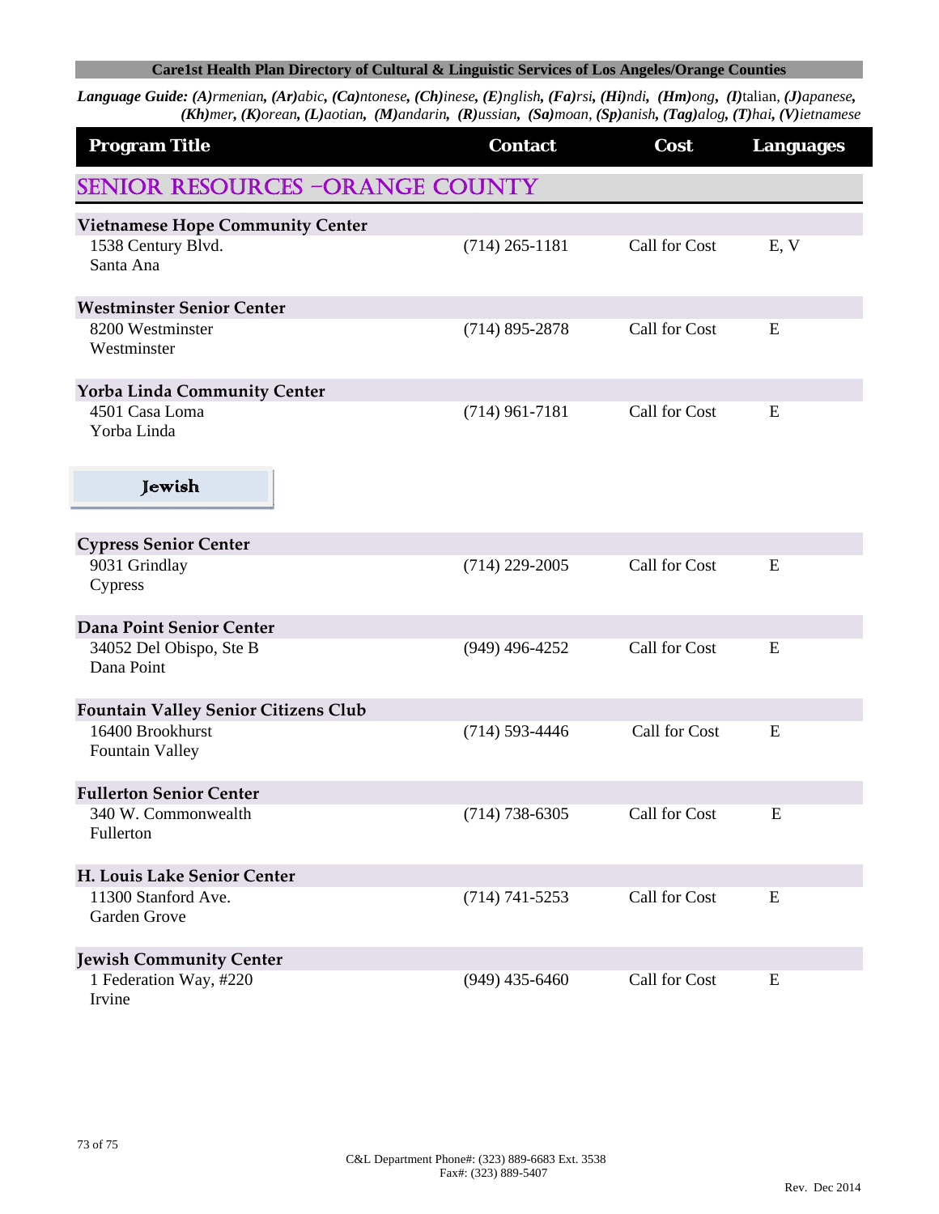**Language Guide:** ***(A)****rmenian,* ***(Ar)****abic,* ***(Ca)****ntonese,* ***(Ch)****inese,* ***(E)****nglish,* ***(Fa)****rsi,* ***(Hi)****ndi,* ***(Hm)****ong,* ***(I)****talian,* ***(J)****apanese,* ***(Kh)****mer,* ***(K)****orean,* ***(L)****aotian,* ***(M)****andarin,* ***(R)****ussian,* ***(Sa)****moan,* ***(Sp)****anish,* ***(Tag)****alog,* ***(T)****hai,* ***(V)****ietnamese*

## SENIOR RESOURCES –ORANGE COUNTY

| Program Title | Contact | Cost | Languages |
|---|---|---|---|
| **Vietnamese Hope Community Center**<br>1538 Century Blvd.<br>Santa Ana | (714) 265-1181 | Call for Cost | E, V |
| **Westminster Senior Center**<br>8200 Westminster<br>Westminster | (714) 895-2878 | Call for Cost | E |
| **Yorba Linda Community Center**<br>4501 Casa Loma<br>Yorba Linda | (714) 961-7181 | Call for Cost | E |

### Jewish

| Program Title | Contact | Cost | Languages |
|---|---|---|---|
| **Cypress Senior Center**<br>9031 Grindlay<br>Cypress | (714) 229-2005 | Call for Cost | E |
| **Dana Point Senior Center**<br>34052 Del Obispo, Ste B<br>Dana Point | (949) 496-4252 | Call for Cost | E |
| **Fountain Valley Senior Citizens Club**<br>16400 Brookhurst<br>Fountain Valley | (714) 593-4446 | Call for Cost | E |
| **Fullerton Senior Center**<br>340 W. Commonwealth<br>Fullerton | (714) 738-6305 | Call for Cost | E |
| **H. Louis Lake Senior Center**<br>11300 Stanford Ave.<br>Garden Grove | (714) 741-5253 | Call for Cost | E |
| **Jewish Community Center**<br>1 Federation Way, #220<br>Irvine | (949) 435-6460 | Call for Cost | E |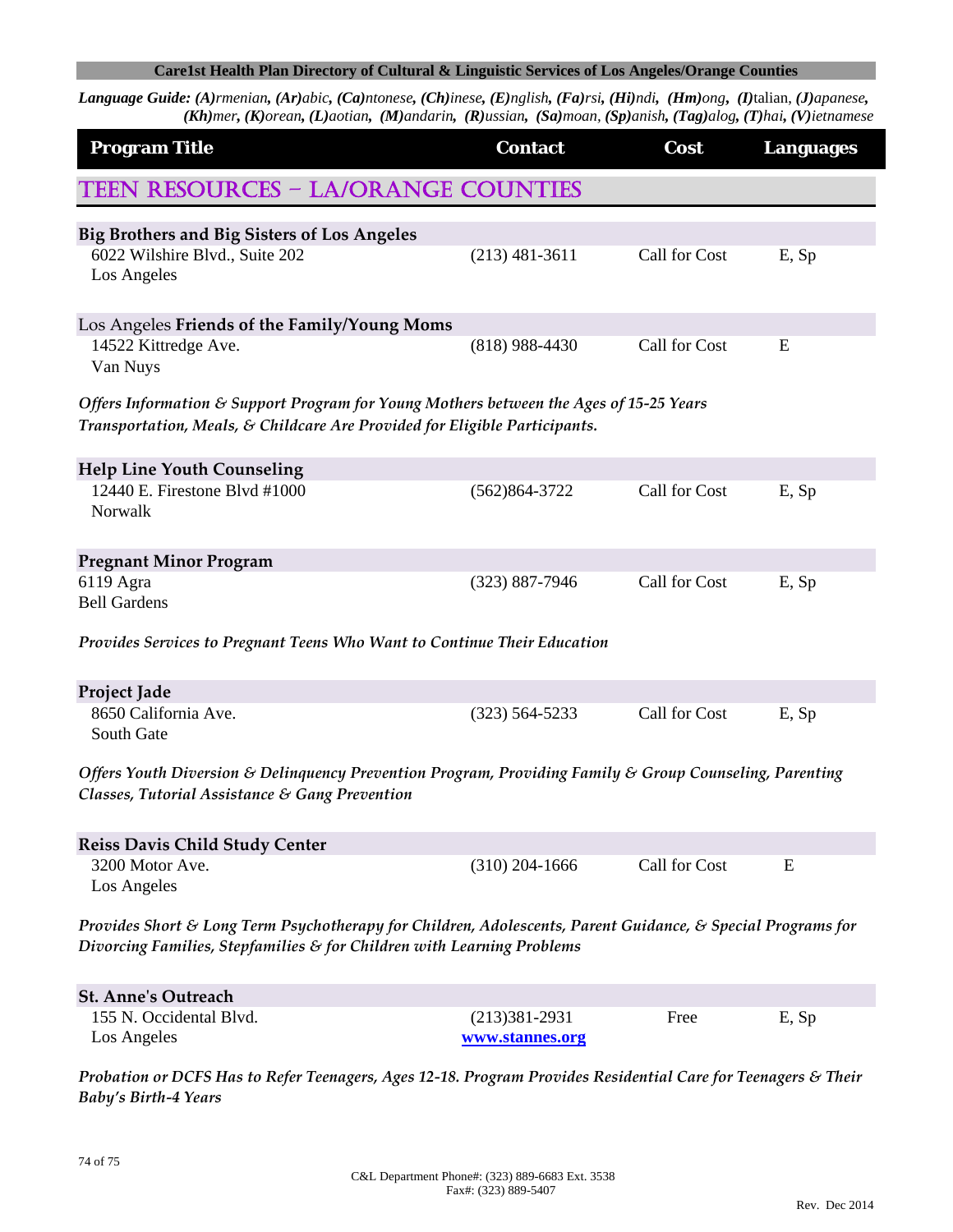**Care1st Health Plan Directory of Cultural & Linguistic Services of Los Angeles/Orange Counties**

***Language Guide: (A)rmenian, (Ar)abic, (Ca)ntonese, (Ch)inese, (E)nglish, (Fa)rsi, (Hi)ndi, (Hm)ong, (I)talian, (J)apanese, (Kh)mer, (K)orean, (L)aotian, (M)andarin, (R)ussian, (Sa)moan, (Sp)anish, (Tag)alog, (T)hai, (V)ietnamese***

| Program Title | Contact | Cost | Languages |
|---|---|---|---|

## TEEN RESOURCES – LA/ORANGE COUNTIES

| Program Title | Contact | Cost | Languages |
|---|---|---|---|
| **Big Brothers and Big Sisters of Los Angeles**<br>6022 Wilshire Blvd., Suite 202<br>Los Angeles | (213) 481-3611 | Call for Cost | E, Sp |
| Los Angeles **Friends of the Family/Young Moms**<br>14522 Kittredge Ave.<br>Van Nuys | (818) 988-4430 | Call for Cost | E |

***Offers Information & Support Program for Young Mothers between the Ages of 15-25 Years Transportation, Meals, & Childcare Are Provided for Eligible Participants.***

| Program Title | Contact | Cost | Languages |
|---|---|---|---|
| **Help Line Youth Counseling**<br>12440 E. Firestone Blvd #1000<br>Norwalk | (562)864-3722 | Call for Cost | E, Sp |
| **Pregnant Minor Program**<br>6119 Agra<br>Bell Gardens | (323) 887-7946 | Call for Cost | E, Sp |

***Provides Services to Pregnant Teens Who Want to Continue Their Education***

| Program Title | Contact | Cost | Languages |
|---|---|---|---|
| **Project Jade**<br>8650 California Ave.<br>South Gate | (323) 564-5233 | Call for Cost | E, Sp |

***Offers Youth Diversion & Delinquency Prevention Program, Providing Family & Group Counseling, Parenting Classes, Tutorial Assistance & Gang Prevention***

| Program Title | Contact | Cost | Languages |
|---|---|---|---|
| **Reiss Davis Child Study Center**<br>3200 Motor Ave.<br>Los Angeles | (310) 204-1666 | Call for Cost | E |

***Provides Short & Long Term Psychotherapy for Children, Adolescents, Parent Guidance, & Special Programs for Divorcing Families, Stepfamilies & for Children with Learning Problems***

| Program Title | Contact | Cost | Languages |
|---|---|---|---|
| **St. Anne's Outreach**<br>155 N. Occidental Blvd.<br>Los Angeles | (213)381-2931<br>www.stannes.org | Free | E, Sp |

***Probation or DCFS Has to Refer Teenagers, Ages 12-18. Program Provides Residential Care for Teenagers & Their Baby's Birth-4 Years***

C&L Department Phone#: (323) 889-6683 Ext. 3538
Fax#: (323) 889-5407

Rev. Dec 2014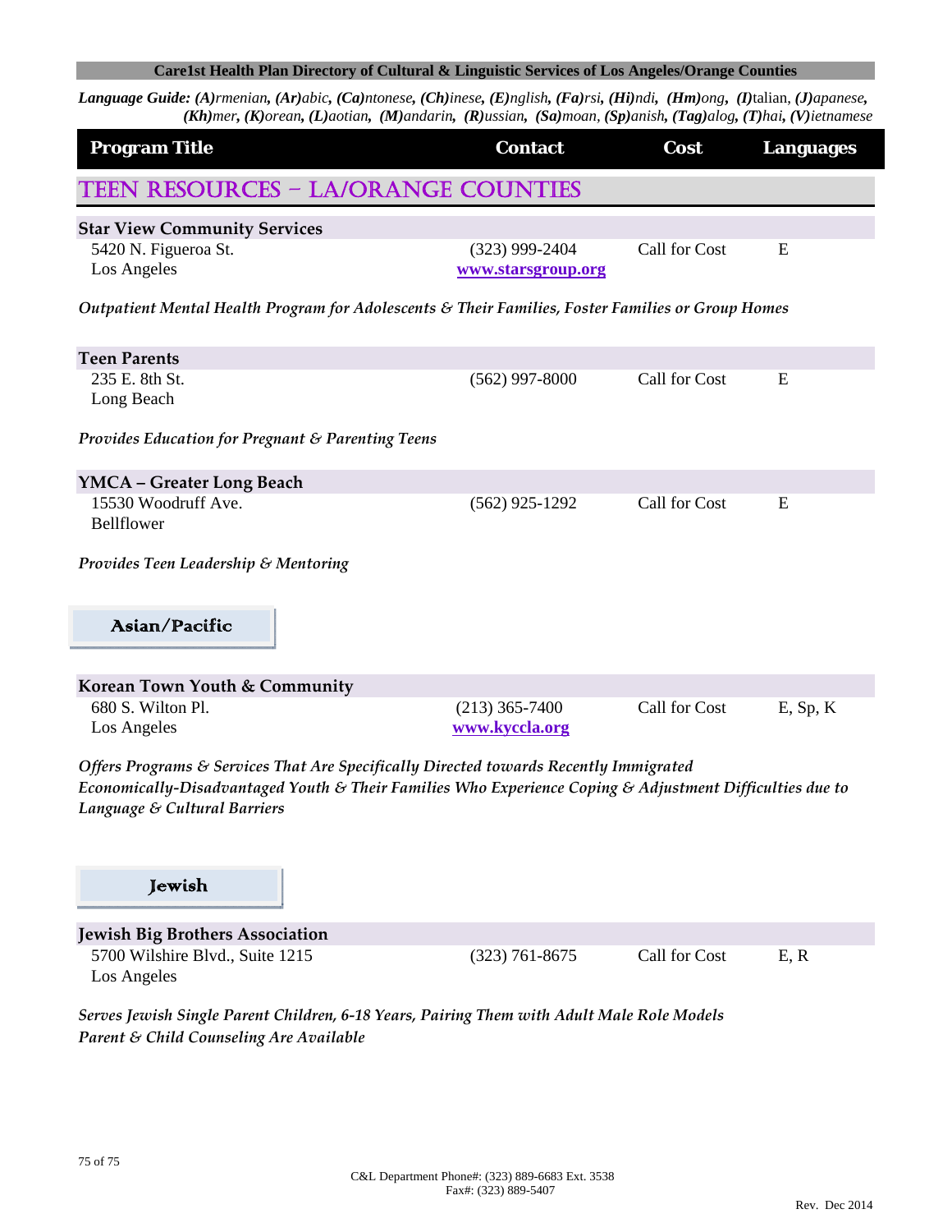**Care1st Health Plan Directory of Cultural & Linguistic Services of Los Angeles/Orange Counties**

***Language Guide:** **(A)**rmenian, **(Ar)**abic, **(Ca)**ntonese, **(Ch)**inese, **(E)**nglish, **(Fa)**rsi, **(Hi)**ndi, **(Hm)**ong, **(I)**talian, **(J)**apanese, **(Kh)**mer, **(K)**orean, **(L)**aotian, **(M)**andarin, **(R)**ussian, **(Sa)**moan, **(Sp)**anish, **(Tag)**alog, **(T)**hai, **(V)**ietnamese*

| Program Title | Contact | Cost | Languages |
|---|---|---|---|

## TEEN RESOURCES – LA/ORANGE COUNTIES

| | | | |
|---|---|---|---|
| **Star View Community Services** | | | |
| 5420 N. Figueroa St.<br>Los Angeles | (323) 999-2404<br>www.starsgroup.org | Call for Cost | E |

*Outpatient Mental Health Program for Adolescents & Their Families, Foster Families or Group Homes*

| | | | |
|---|---|---|---|
| **Teen Parents** | | | |
| 235 E. 8th St.<br>Long Beach | (562) 997-8000 | Call for Cost | E |

*Provides Education for Pregnant & Parenting Teens*

| | | | |
|---|---|---|---|
| **YMCA – Greater Long Beach** | | | |
| 15530 Woodruff Ave.<br>Bellflower | (562) 925-1292 | Call for Cost | E |

*Provides Teen Leadership & Mentoring*

### Asian/Pacific

| | | | |
|---|---|---|---|
| **Korean Town Youth & Community** | | | |
| 680 S. Wilton Pl.<br>Los Angeles | (213) 365-7400<br>www.kyccla.org | Call for Cost | E, Sp, K |

*Offers Programs & Services That Are Specifically Directed towards Recently Immigrated Economically-Disadvantaged Youth & Their Families Who Experience Coping & Adjustment Difficulties due to Language & Cultural Barriers*

### Jewish

| | | | |
|---|---|---|---|
| **Jewish Big Brothers Association** | | | |
| 5700 Wilshire Blvd., Suite 1215<br>Los Angeles | (323) 761-8675 | Call for Cost | E, R |

*Serves Jewish Single Parent Children, 6-18 Years, Pairing Them with Adult Male Role Models*
*Parent & Child Counseling Are Available*

C&L Department Phone#: (323) 889-6683 Ext. 3538
Fax#: (323) 889-5407

Rev. Dec 2014